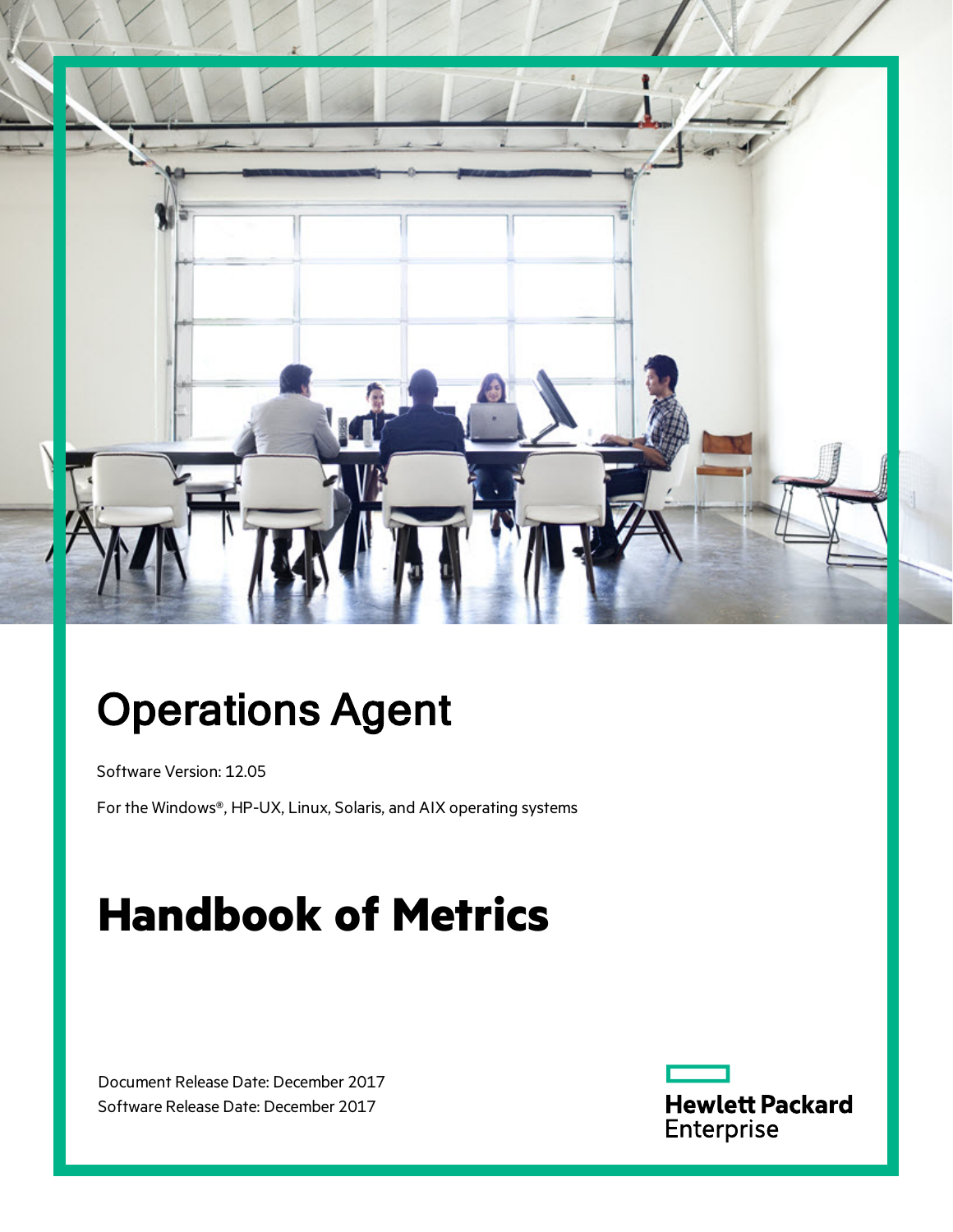# Operations Agent

Software Version: 12.05

For the Windows®, HP-UX, Linux, Solaris, and AIX operating systems

# Handbook of Metrics

Document Release Date: December 2017
Software Release Date: December 2017

Hewlett Packard Enterprise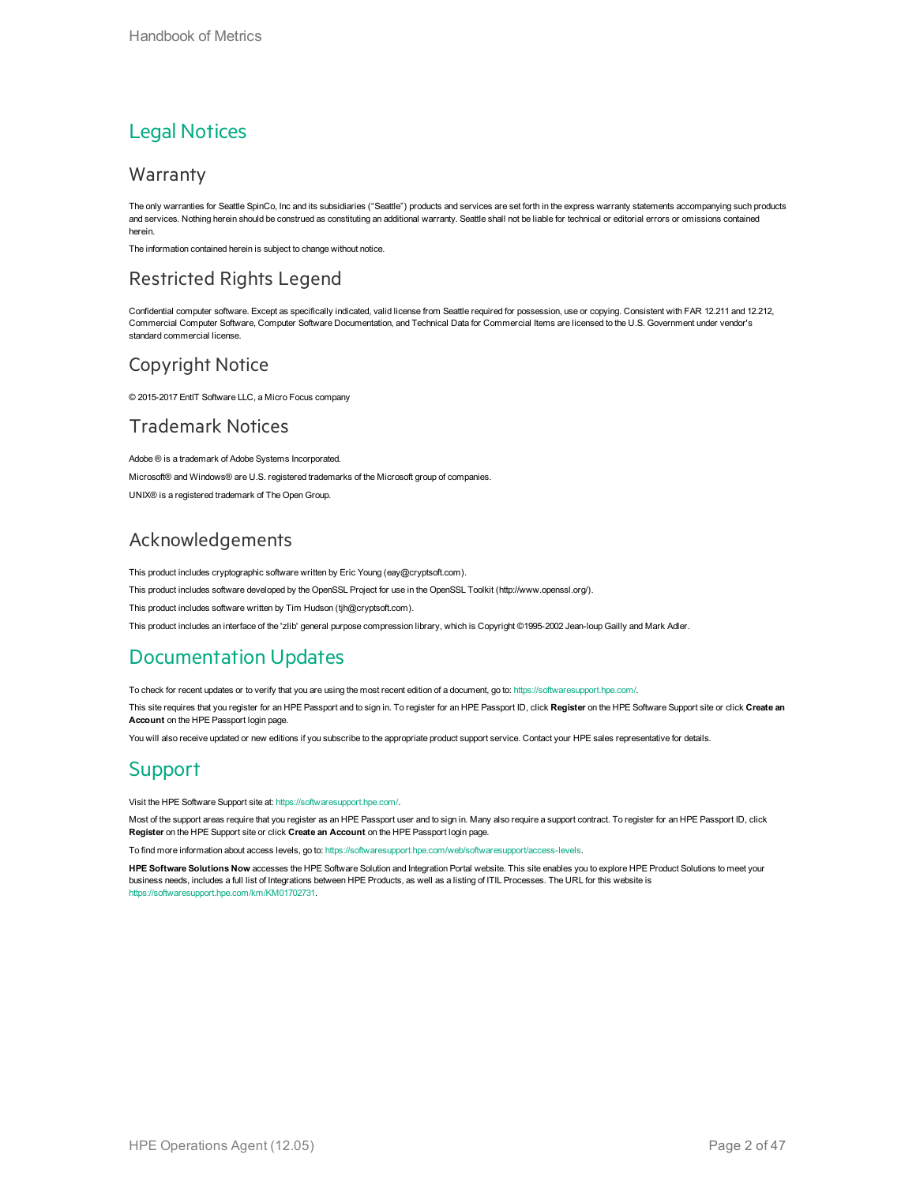# Legal Notices

## Warranty

The only warranties for Seattle SpinCo, Inc and its subsidiaries (“Seattle”) products and services are set forth in the express warranty statements accompanying such products and services. Nothing herein should be construed as constituting an additional warranty. Seattle shall not be liable for technical or editorial errors or omissions contained herein.

The information contained herein is subject to change without notice.

## Restricted Rights Legend

Confidential computer software. Except as specifically indicated, valid license from Seattle required for possession, use or copying. Consistent with FAR 12.211 and 12.212, Commercial Computer Software, Computer Software Documentation, and Technical Data for Commercial Items are licensed to the U.S. Government under vendor's standard commercial license.

## Copyright Notice

© 2015-2017 EntIT Software LLC, a Micro Focus company

## Trademark Notices

Adobe ® is a trademark of Adobe Systems Incorporated.

Microsoft® and Windows® are U.S. registered trademarks of the Microsoft group of companies.

UNIX® is a registered trademark of The Open Group.

## Acknowledgements

This product includes cryptographic software written by Eric Young (eay@cryptsoft.com).

This product includes software developed by the OpenSSL Project for use in the OpenSSL Toolkit (http://www.openssl.org/).

This product includes software written by Tim Hudson (tjh@cryptsoft.com).

This product includes an interface of the 'zlib' general purpose compression library, which is Copyright ©1995-2002 Jean-loup Gailly and Mark Adler.

# Documentation Updates

To check for recent updates or to verify that you are using the most recent edition of a document, go to: https://softwaresupport.hpe.com/.

This site requires that you register for an HPE Passport and to sign in. To register for an HPE Passport ID, click **Register** on the HPE Software Support site or click **Create an Account** on the HPE Passport login page.

You will also receive updated or new editions if you subscribe to the appropriate product support service. Contact your HPE sales representative for details.

# Support

Visit the HPE Software Support site at: https://softwaresupport.hpe.com/.

Most of the support areas require that you register as an HPE Passport user and to sign in. Many also require a support contract. To register for an HPE Passport ID, click **Register** on the HPE Support site or click **Create an Account** on the HPE Passport login page.

To find more information about access levels, go to: https://softwaresupport.hpe.com/web/softwaresupport/access-levels.

**HPE Software Solutions Now** accesses the HPE Software Solution and Integration Portal website. This site enables you to explore HPE Product Solutions to meet your business needs, includes a full list of Integrations between HPE Products, as well as a listing of ITIL Processes. The URL for this website is https://softwaresupport.hpe.com/km/KM01702731.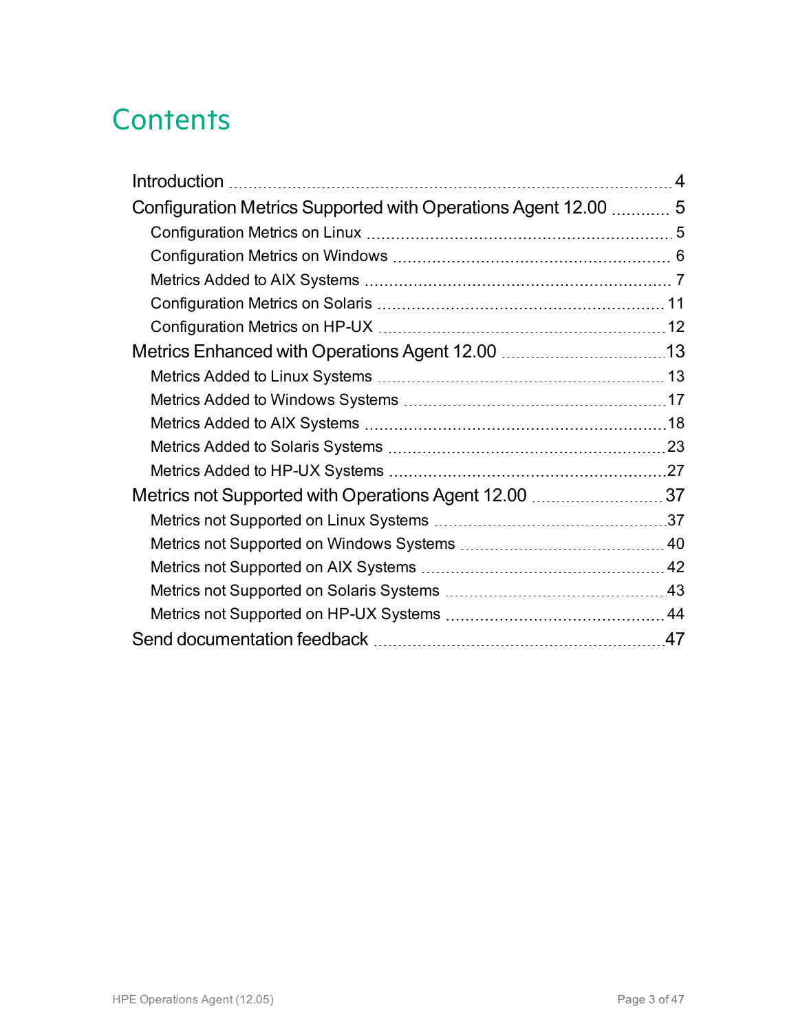# Contents

- Introduction 4
- Configuration Metrics Supported with Operations Agent 12.00 5
  - Configuration Metrics on Linux 5
  - Configuration Metrics on Windows 6
  - Metrics Added to AIX Systems 7
  - Configuration Metrics on Solaris 11
  - Configuration Metrics on HP-UX 12
- Metrics Enhanced with Operations Agent 12.00 13
  - Metrics Added to Linux Systems 13
  - Metrics Added to Windows Systems 17
  - Metrics Added to AIX Systems 18
  - Metrics Added to Solaris Systems 23
  - Metrics Added to HP-UX Systems 27
- Metrics not Supported with Operations Agent 12.00 37
  - Metrics not Supported on Linux Systems 37
  - Metrics not Supported on Windows Systems 40
  - Metrics not Supported on AIX Systems 42
  - Metrics not Supported on Solaris Systems 43
  - Metrics not Supported on HP-UX Systems 44
- Send documentation feedback 47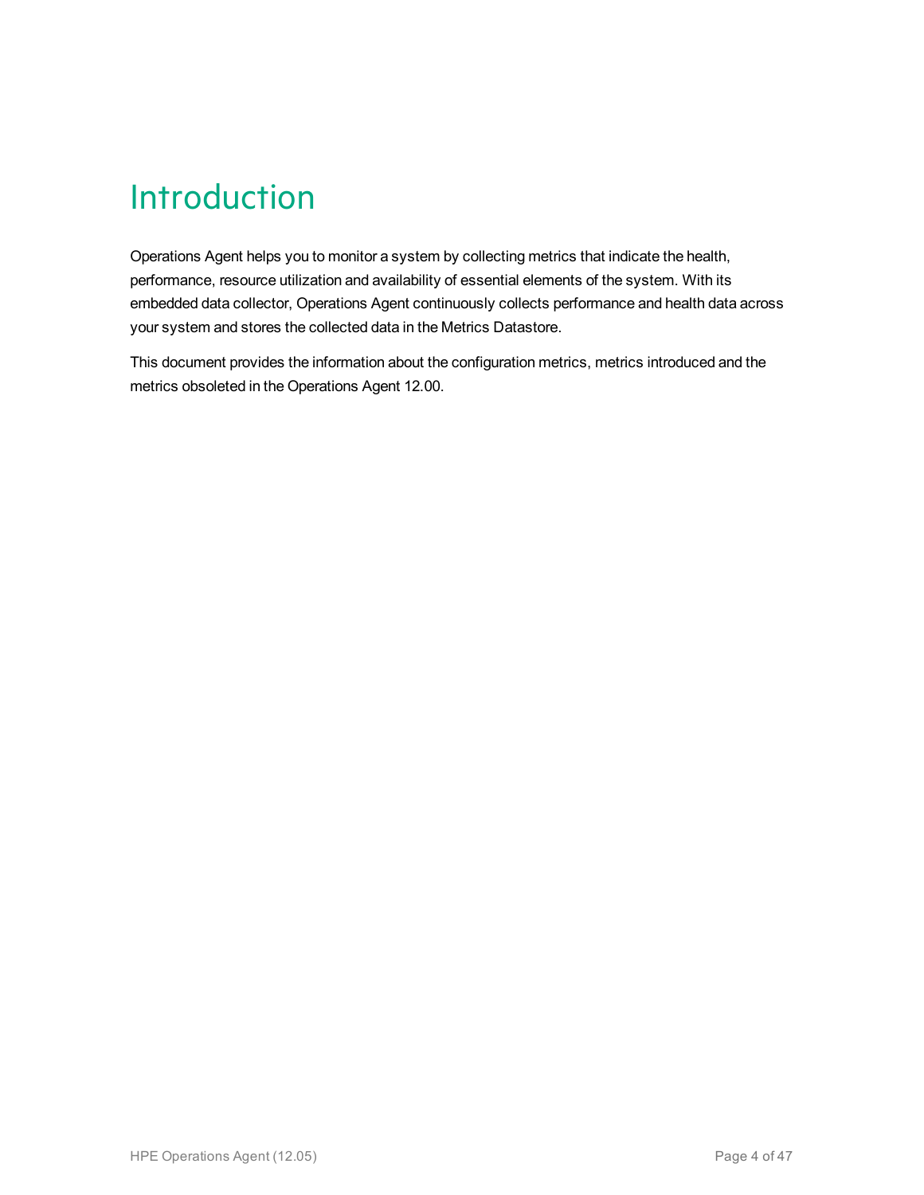# Introduction

Operations Agent helps you to monitor a system by collecting metrics that indicate the health, performance, resource utilization and availability of essential elements of the system. With its embedded data collector, Operations Agent continuously collects performance and health data across your system and stores the collected data in the Metrics Datastore.

This document provides the information about the configuration metrics, metrics introduced and the metrics obsoleted in the Operations Agent 12.00.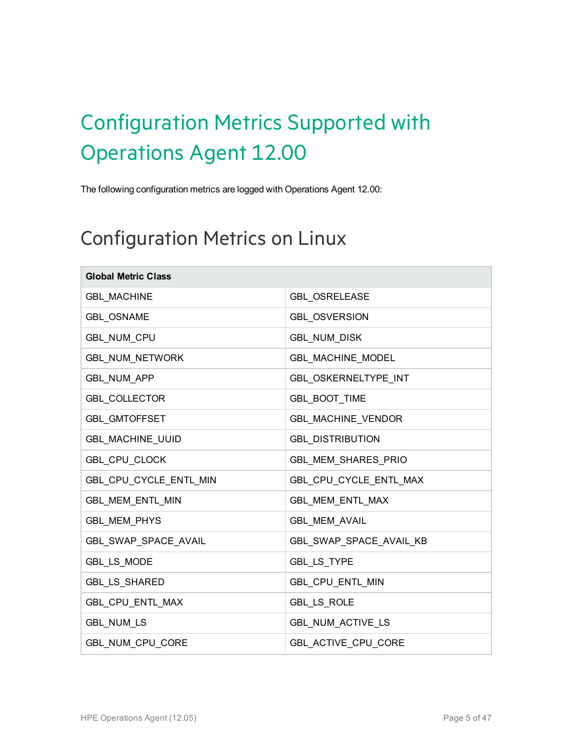# Configuration Metrics Supported with Operations Agent 12.00

The following configuration metrics are logged with Operations Agent 12.00:

## Configuration Metrics on Linux

| Global Metric Class | |
|---|---|
| GBL_MACHINE | GBL_OSRELEASE |
| GBL_OSNAME | GBL_OSVERSION |
| GBL_NUM_CPU | GBL_NUM_DISK |
| GBL_NUM_NETWORK | GBL_MACHINE_MODEL |
| GBL_NUM_APP | GBL_OSKERNELTYPE_INT |
| GBL_COLLECTOR | GBL_BOOT_TIME |
| GBL_GMTOFFSET | GBL_MACHINE_VENDOR |
| GBL_MACHINE_UUID | GBL_DISTRIBUTION |
| GBL_CPU_CLOCK | GBL_MEM_SHARES_PRIO |
| GBL_CPU_CYCLE_ENTL_MIN | GBL_CPU_CYCLE_ENTL_MAX |
| GBL_MEM_ENTL_MIN | GBL_MEM_ENTL_MAX |
| GBL_MEM_PHYS | GBL_MEM_AVAIL |
| GBL_SWAP_SPACE_AVAIL | GBL_SWAP_SPACE_AVAIL_KB |
| GBL_LS_MODE | GBL_LS_TYPE |
| GBL_LS_SHARED | GBL_CPU_ENTL_MIN |
| GBL_CPU_ENTL_MAX | GBL_LS_ROLE |
| GBL_NUM_LS | GBL_NUM_ACTIVE_LS |
| GBL_NUM_CPU_CORE | GBL_ACTIVE_CPU_CORE |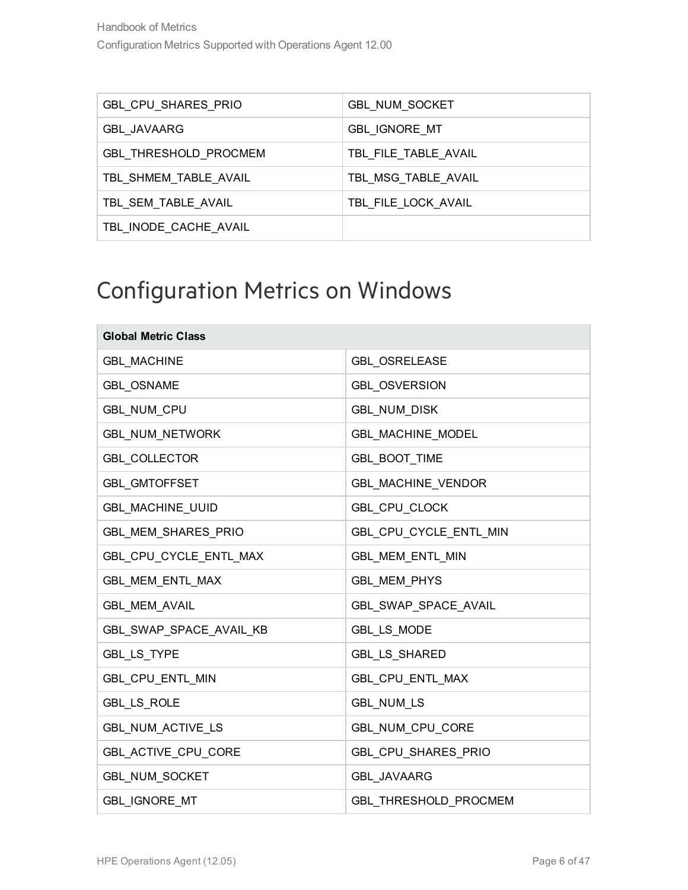| GBL_CPU_SHARES_PRIO | GBL_NUM_SOCKET |
| --- | --- |
| GBL_JAVAARG | GBL_IGNORE_MT |
| GBL_THRESHOLD_PROCMEM | TBL_FILE_TABLE_AVAIL |
| TBL_SHMEM_TABLE_AVAIL | TBL_MSG_TABLE_AVAIL |
| TBL_SEM_TABLE_AVAIL | TBL_FILE_LOCK_AVAIL |
| TBL_INODE_CACHE_AVAIL | |

# Configuration Metrics on Windows

| **Global Metric Class** | |
| --- | --- |
| GBL_MACHINE | GBL_OSRELEASE |
| GBL_OSNAME | GBL_OSVERSION |
| GBL_NUM_CPU | GBL_NUM_DISK |
| GBL_NUM_NETWORK | GBL_MACHINE_MODEL |
| GBL_COLLECTOR | GBL_BOOT_TIME |
| GBL_GMTOFFSET | GBL_MACHINE_VENDOR |
| GBL_MACHINE_UUID | GBL_CPU_CLOCK |
| GBL_MEM_SHARES_PRIO | GBL_CPU_CYCLE_ENTL_MIN |
| GBL_CPU_CYCLE_ENTL_MAX | GBL_MEM_ENTL_MIN |
| GBL_MEM_ENTL_MAX | GBL_MEM_PHYS |
| GBL_MEM_AVAIL | GBL_SWAP_SPACE_AVAIL |
| GBL_SWAP_SPACE_AVAIL_KB | GBL_LS_MODE |
| GBL_LS_TYPE | GBL_LS_SHARED |
| GBL_CPU_ENTL_MIN | GBL_CPU_ENTL_MAX |
| GBL_LS_ROLE | GBL_NUM_LS |
| GBL_NUM_ACTIVE_LS | GBL_NUM_CPU_CORE |
| GBL_ACTIVE_CPU_CORE | GBL_CPU_SHARES_PRIO |
| GBL_NUM_SOCKET | GBL_JAVAARG |
| GBL_IGNORE_MT | GBL_THRESHOLD_PROCMEM |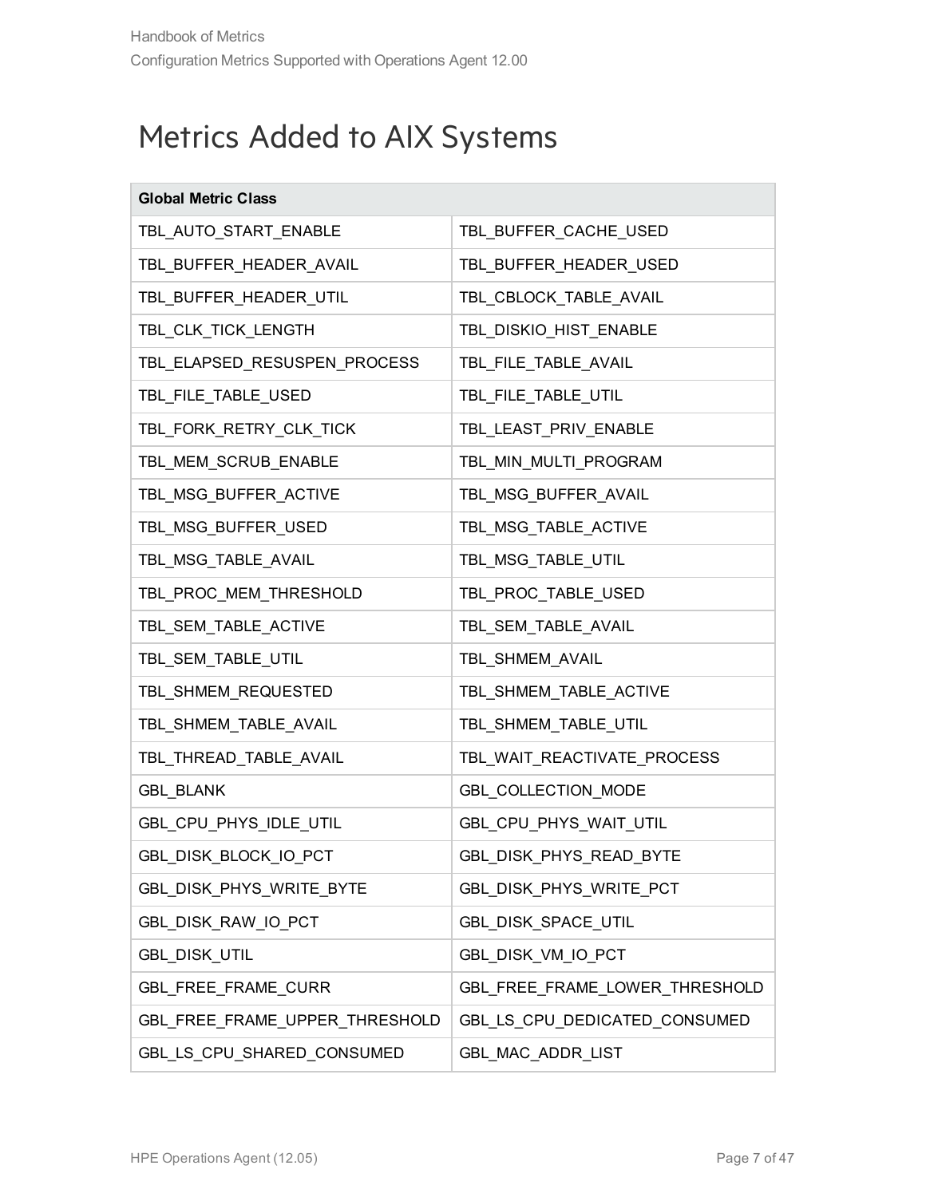# Metrics Added to AIX Systems

| Global Metric Class | |
|---|---|
| TBL_AUTO_START_ENABLE | TBL_BUFFER_CACHE_USED |
| TBL_BUFFER_HEADER_AVAIL | TBL_BUFFER_HEADER_USED |
| TBL_BUFFER_HEADER_UTIL | TBL_CBLOCK_TABLE_AVAIL |
| TBL_CLK_TICK_LENGTH | TBL_DISKIO_HIST_ENABLE |
| TBL_ELAPSED_RESUSPEN_PROCESS | TBL_FILE_TABLE_AVAIL |
| TBL_FILE_TABLE_USED | TBL_FILE_TABLE_UTIL |
| TBL_FORK_RETRY_CLK_TICK | TBL_LEAST_PRIV_ENABLE |
| TBL_MEM_SCRUB_ENABLE | TBL_MIN_MULTI_PROGRAM |
| TBL_MSG_BUFFER_ACTIVE | TBL_MSG_BUFFER_AVAIL |
| TBL_MSG_BUFFER_USED | TBL_MSG_TABLE_ACTIVE |
| TBL_MSG_TABLE_AVAIL | TBL_MSG_TABLE_UTIL |
| TBL_PROC_MEM_THRESHOLD | TBL_PROC_TABLE_USED |
| TBL_SEM_TABLE_ACTIVE | TBL_SEM_TABLE_AVAIL |
| TBL_SEM_TABLE_UTIL | TBL_SHMEM_AVAIL |
| TBL_SHMEM_REQUESTED | TBL_SHMEM_TABLE_ACTIVE |
| TBL_SHMEM_TABLE_AVAIL | TBL_SHMEM_TABLE_UTIL |
| TBL_THREAD_TABLE_AVAIL | TBL_WAIT_REACTIVATE_PROCESS |
| GBL_BLANK | GBL_COLLECTION_MODE |
| GBL_CPU_PHYS_IDLE_UTIL | GBL_CPU_PHYS_WAIT_UTIL |
| GBL_DISK_BLOCK_IO_PCT | GBL_DISK_PHYS_READ_BYTE |
| GBL_DISK_PHYS_WRITE_BYTE | GBL_DISK_PHYS_WRITE_PCT |
| GBL_DISK_RAW_IO_PCT | GBL_DISK_SPACE_UTIL |
| GBL_DISK_UTIL | GBL_DISK_VM_IO_PCT |
| GBL_FREE_FRAME_CURR | GBL_FREE_FRAME_LOWER_THRESHOLD |
| GBL_FREE_FRAME_UPPER_THRESHOLD | GBL_LS_CPU_DEDICATED_CONSUMED |
| GBL_LS_CPU_SHARED_CONSUMED | GBL_MAC_ADDR_LIST |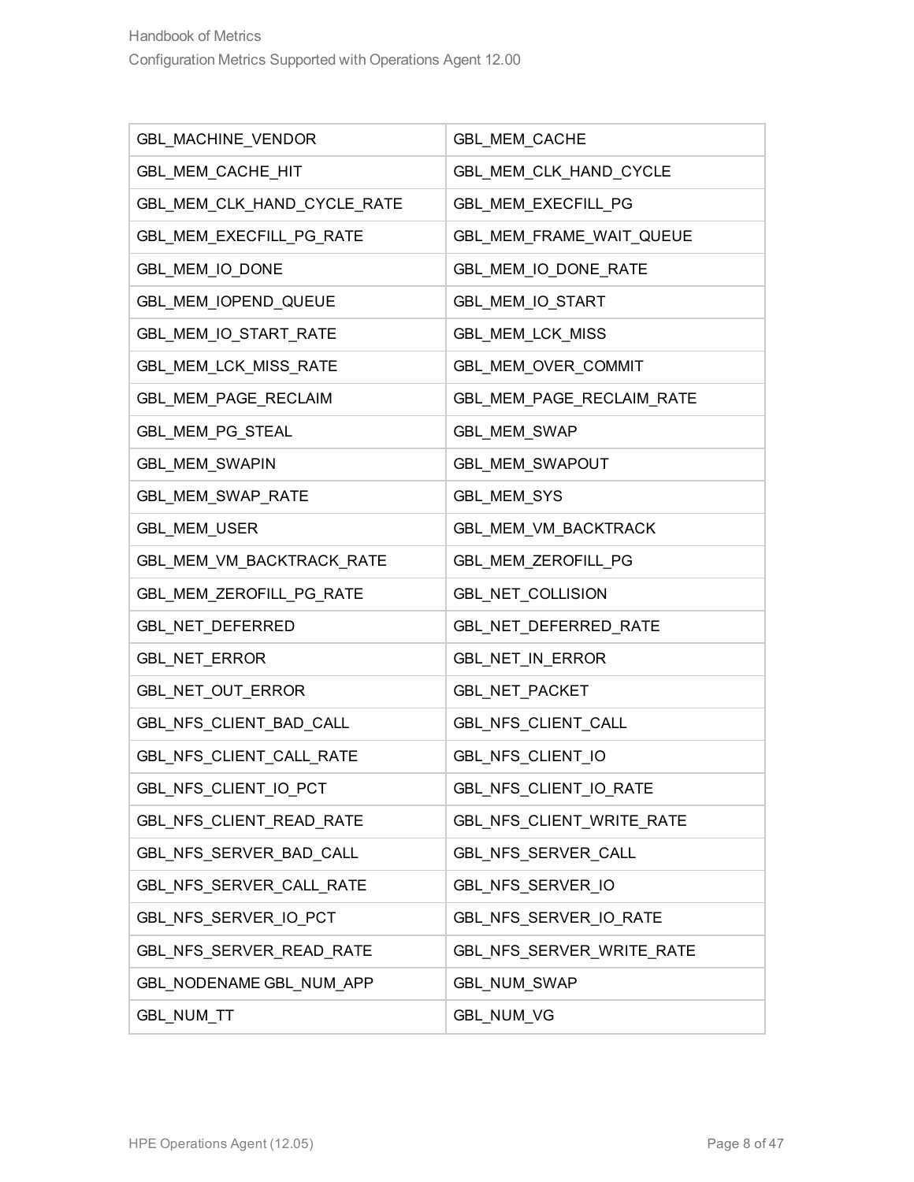| GBL_MACHINE_VENDOR | GBL_MEM_CACHE |
|---|---|
| GBL_MEM_CACHE_HIT | GBL_MEM_CLK_HAND_CYCLE |
| GBL_MEM_CLK_HAND_CYCLE_RATE | GBL_MEM_EXECFILL_PG |
| GBL_MEM_EXECFILL_PG_RATE | GBL_MEM_FRAME_WAIT_QUEUE |
| GBL_MEM_IO_DONE | GBL_MEM_IO_DONE_RATE |
| GBL_MEM_IOPEND_QUEUE | GBL_MEM_IO_START |
| GBL_MEM_IO_START_RATE | GBL_MEM_LCK_MISS |
| GBL_MEM_LCK_MISS_RATE | GBL_MEM_OVER_COMMIT |
| GBL_MEM_PAGE_RECLAIM | GBL_MEM_PAGE_RECLAIM_RATE |
| GBL_MEM_PG_STEAL | GBL_MEM_SWAP |
| GBL_MEM_SWAPIN | GBL_MEM_SWAPOUT |
| GBL_MEM_SWAP_RATE | GBL_MEM_SYS |
| GBL_MEM_USER | GBL_MEM_VM_BACKTRACK |
| GBL_MEM_VM_BACKTRACK_RATE | GBL_MEM_ZEROFILL_PG |
| GBL_MEM_ZEROFILL_PG_RATE | GBL_NET_COLLISION |
| GBL_NET_DEFERRED | GBL_NET_DEFERRED_RATE |
| GBL_NET_ERROR | GBL_NET_IN_ERROR |
| GBL_NET_OUT_ERROR | GBL_NET_PACKET |
| GBL_NFS_CLIENT_BAD_CALL | GBL_NFS_CLIENT_CALL |
| GBL_NFS_CLIENT_CALL_RATE | GBL_NFS_CLIENT_IO |
| GBL_NFS_CLIENT_IO_PCT | GBL_NFS_CLIENT_IO_RATE |
| GBL_NFS_CLIENT_READ_RATE | GBL_NFS_CLIENT_WRITE_RATE |
| GBL_NFS_SERVER_BAD_CALL | GBL_NFS_SERVER_CALL |
| GBL_NFS_SERVER_CALL_RATE | GBL_NFS_SERVER_IO |
| GBL_NFS_SERVER_IO_PCT | GBL_NFS_SERVER_IO_RATE |
| GBL_NFS_SERVER_READ_RATE | GBL_NFS_SERVER_WRITE_RATE |
| GBL_NODENAME GBL_NUM_APP | GBL_NUM_SWAP |
| GBL_NUM_TT | GBL_NUM_VG |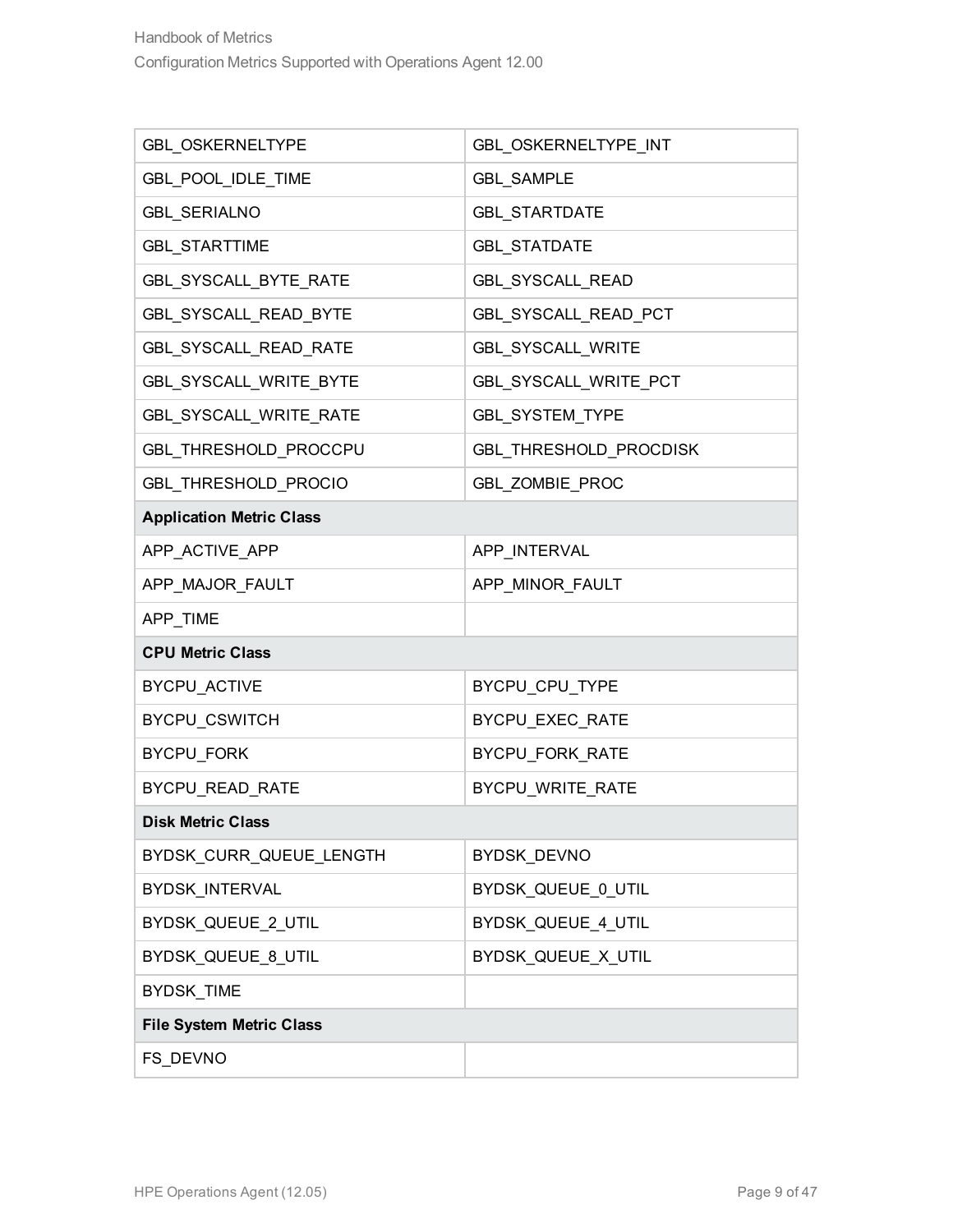| | |
|---|---|
| GBL_OSKERNELTYPE | GBL_OSKERNELTYPE_INT |
| GBL_POOL_IDLE_TIME | GBL_SAMPLE |
| GBL_SERIALNO | GBL_STARTDATE |
| GBL_STARTTIME | GBL_STATDATE |
| GBL_SYSCALL_BYTE_RATE | GBL_SYSCALL_READ |
| GBL_SYSCALL_READ_BYTE | GBL_SYSCALL_READ_PCT |
| GBL_SYSCALL_READ_RATE | GBL_SYSCALL_WRITE |
| GBL_SYSCALL_WRITE_BYTE | GBL_SYSCALL_WRITE_PCT |
| GBL_SYSCALL_WRITE_RATE | GBL_SYSTEM_TYPE |
| GBL_THRESHOLD_PROCCPU | GBL_THRESHOLD_PROCDISK |
| GBL_THRESHOLD_PROCIO | GBL_ZOMBIE_PROC |
| **Application Metric Class** | |
| APP_ACTIVE_APP | APP_INTERVAL |
| APP_MAJOR_FAULT | APP_MINOR_FAULT |
| APP_TIME | |
| **CPU Metric Class** | |
| BYCPU_ACTIVE | BYCPU_CPU_TYPE |
| BYCPU_CSWITCH | BYCPU_EXEC_RATE |
| BYCPU_FORK | BYCPU_FORK_RATE |
| BYCPU_READ_RATE | BYCPU_WRITE_RATE |
| **Disk Metric Class** | |
| BYDSK_CURR_QUEUE_LENGTH | BYDSK_DEVNO |
| BYDSK_INTERVAL | BYDSK_QUEUE_0_UTIL |
| BYDSK_QUEUE_2_UTIL | BYDSK_QUEUE_4_UTIL |
| BYDSK_QUEUE_8_UTIL | BYDSK_QUEUE_X_UTIL |
| BYDSK_TIME | |
| **File System Metric Class** | |
| FS_DEVNO | |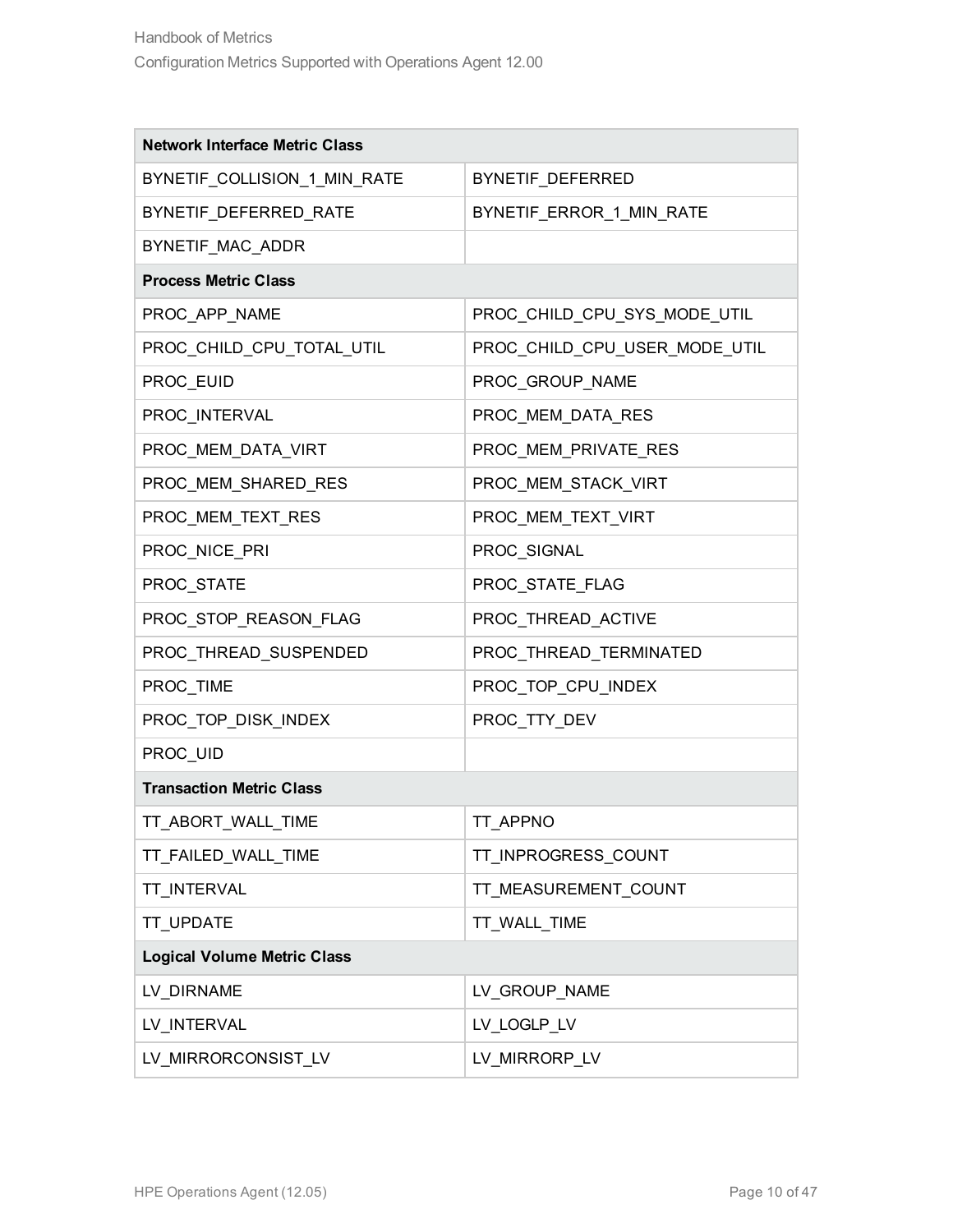| Network Interface Metric Class | |
|---|---|
| BYNETIF_COLLISION_1_MIN_RATE | BYNETIF_DEFERRED |
| BYNETIF_DEFERRED_RATE | BYNETIF_ERROR_1_MIN_RATE |
| BYNETIF_MAC_ADDR | |
| **Process Metric Class** | |
| PROC_APP_NAME | PROC_CHILD_CPU_SYS_MODE_UTIL |
| PROC_CHILD_CPU_TOTAL_UTIL | PROC_CHILD_CPU_USER_MODE_UTIL |
| PROC_EUID | PROC_GROUP_NAME |
| PROC_INTERVAL | PROC_MEM_DATA_RES |
| PROC_MEM_DATA_VIRT | PROC_MEM_PRIVATE_RES |
| PROC_MEM_SHARED_RES | PROC_MEM_STACK_VIRT |
| PROC_MEM_TEXT_RES | PROC_MEM_TEXT_VIRT |
| PROC_NICE_PRI | PROC_SIGNAL |
| PROC_STATE | PROC_STATE_FLAG |
| PROC_STOP_REASON_FLAG | PROC_THREAD_ACTIVE |
| PROC_THREAD_SUSPENDED | PROC_THREAD_TERMINATED |
| PROC_TIME | PROC_TOP_CPU_INDEX |
| PROC_TOP_DISK_INDEX | PROC_TTY_DEV |
| PROC_UID | |
| **Transaction Metric Class** | |
| TT_ABORT_WALL_TIME | TT_APPNO |
| TT_FAILED_WALL_TIME | TT_INPROGRESS_COUNT |
| TT_INTERVAL | TT_MEASUREMENT_COUNT |
| TT_UPDATE | TT_WALL_TIME |
| **Logical Volume Metric Class** | |
| LV_DIRNAME | LV_GROUP_NAME |
| LV_INTERVAL | LV_LOGLP_LV |
| LV_MIRRORCONSIST_LV | LV_MIRRORP_LV |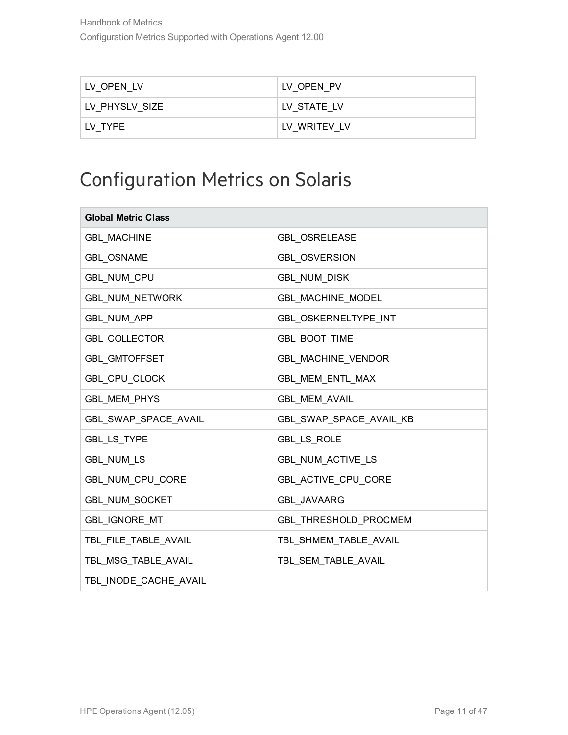| LV_OPEN_LV | LV_OPEN_PV |
|---|---|
| LV_PHYSLV_SIZE | LV_STATE_LV |
| LV_TYPE | LV_WRITEV_LV |

# Configuration Metrics on Solaris

| **Global Metric Class** | |
|---|---|
| GBL_MACHINE | GBL_OSRELEASE |
| GBL_OSNAME | GBL_OSVERSION |
| GBL_NUM_CPU | GBL_NUM_DISK |
| GBL_NUM_NETWORK | GBL_MACHINE_MODEL |
| GBL_NUM_APP | GBL_OSKERNELTYPE_INT |
| GBL_COLLECTOR | GBL_BOOT_TIME |
| GBL_GMTOFFSET | GBL_MACHINE_VENDOR |
| GBL_CPU_CLOCK | GBL_MEM_ENTL_MAX |
| GBL_MEM_PHYS | GBL_MEM_AVAIL |
| GBL_SWAP_SPACE_AVAIL | GBL_SWAP_SPACE_AVAIL_KB |
| GBL_LS_TYPE | GBL_LS_ROLE |
| GBL_NUM_LS | GBL_NUM_ACTIVE_LS |
| GBL_NUM_CPU_CORE | GBL_ACTIVE_CPU_CORE |
| GBL_NUM_SOCKET | GBL_JAVAARG |
| GBL_IGNORE_MT | GBL_THRESHOLD_PROCMEM |
| TBL_FILE_TABLE_AVAIL | TBL_SHMEM_TABLE_AVAIL |
| TBL_MSG_TABLE_AVAIL | TBL_SEM_TABLE_AVAIL |
| TBL_INODE_CACHE_AVAIL | |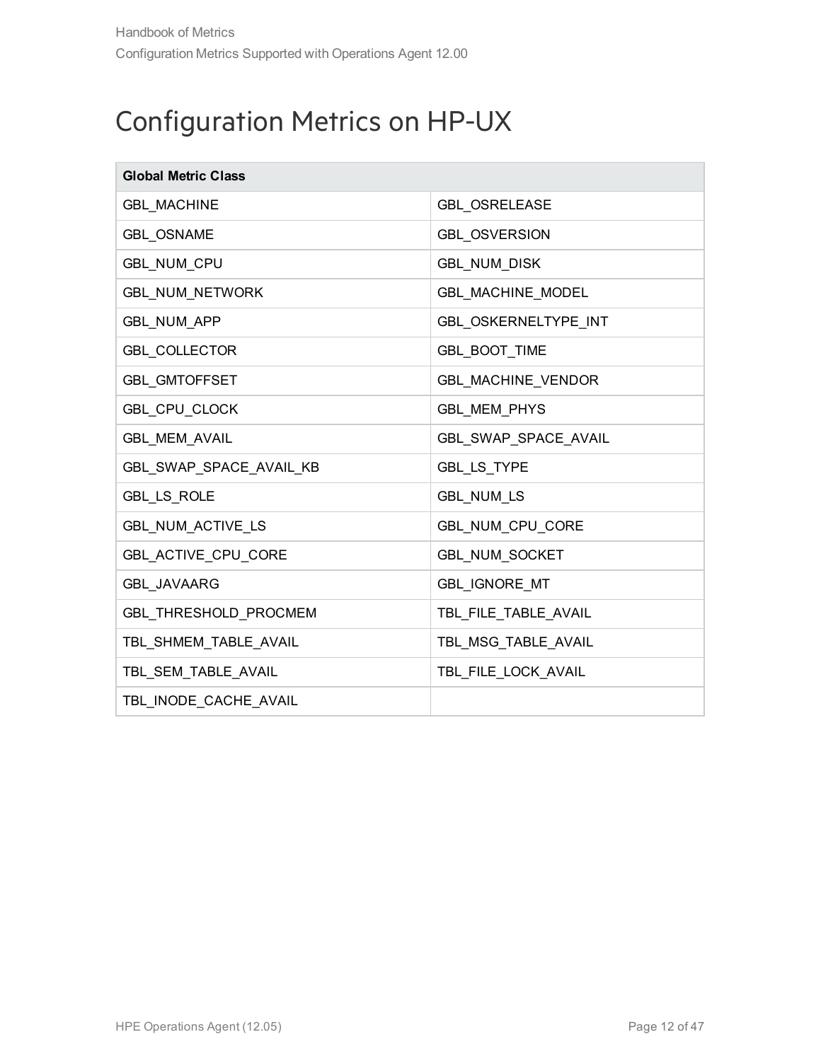# Configuration Metrics on HP-UX

| Global Metric Class | |
|---|---|
| GBL_MACHINE | GBL_OSRELEASE |
| GBL_OSNAME | GBL_OSVERSION |
| GBL_NUM_CPU | GBL_NUM_DISK |
| GBL_NUM_NETWORK | GBL_MACHINE_MODEL |
| GBL_NUM_APP | GBL_OSKERNELTYPE_INT |
| GBL_COLLECTOR | GBL_BOOT_TIME |
| GBL_GMTOFFSET | GBL_MACHINE_VENDOR |
| GBL_CPU_CLOCK | GBL_MEM_PHYS |
| GBL_MEM_AVAIL | GBL_SWAP_SPACE_AVAIL |
| GBL_SWAP_SPACE_AVAIL_KB | GBL_LS_TYPE |
| GBL_LS_ROLE | GBL_NUM_LS |
| GBL_NUM_ACTIVE_LS | GBL_NUM_CPU_CORE |
| GBL_ACTIVE_CPU_CORE | GBL_NUM_SOCKET |
| GBL_JAVAARG | GBL_IGNORE_MT |
| GBL_THRESHOLD_PROCMEM | TBL_FILE_TABLE_AVAIL |
| TBL_SHMEM_TABLE_AVAIL | TBL_MSG_TABLE_AVAIL |
| TBL_SEM_TABLE_AVAIL | TBL_FILE_LOCK_AVAIL |
| TBL_INODE_CACHE_AVAIL | |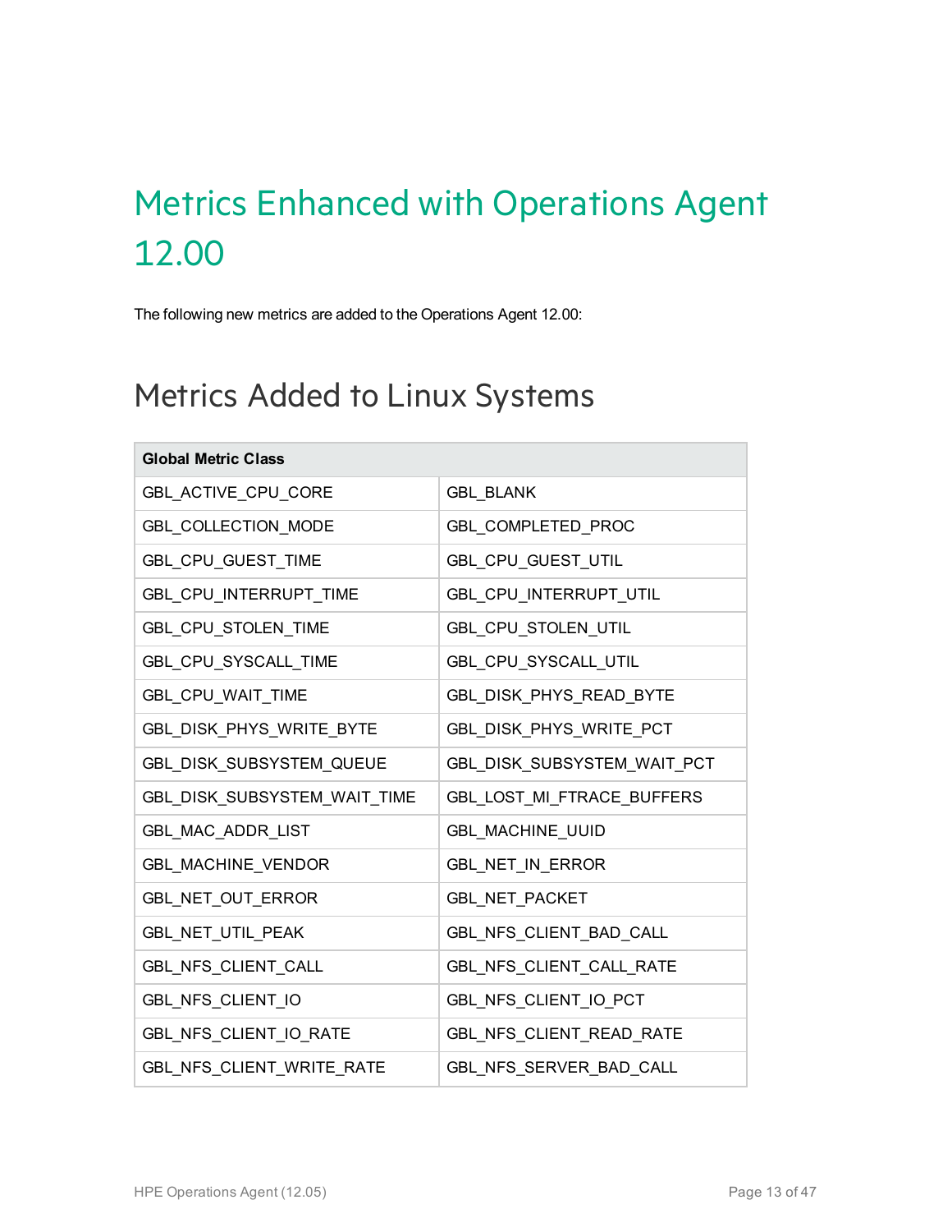# Metrics Enhanced with Operations Agent 12.00

The following new metrics are added to the Operations Agent 12.00:

## Metrics Added to Linux Systems

| Global Metric Class | |
|---|---|
| GBL_ACTIVE_CPU_CORE | GBL_BLANK |
| GBL_COLLECTION_MODE | GBL_COMPLETED_PROC |
| GBL_CPU_GUEST_TIME | GBL_CPU_GUEST_UTIL |
| GBL_CPU_INTERRUPT_TIME | GBL_CPU_INTERRUPT_UTIL |
| GBL_CPU_STOLEN_TIME | GBL_CPU_STOLEN_UTIL |
| GBL_CPU_SYSCALL_TIME | GBL_CPU_SYSCALL_UTIL |
| GBL_CPU_WAIT_TIME | GBL_DISK_PHYS_READ_BYTE |
| GBL_DISK_PHYS_WRITE_BYTE | GBL_DISK_PHYS_WRITE_PCT |
| GBL_DISK_SUBSYSTEM_QUEUE | GBL_DISK_SUBSYSTEM_WAIT_PCT |
| GBL_DISK_SUBSYSTEM_WAIT_TIME | GBL_LOST_MI_FTRACE_BUFFERS |
| GBL_MAC_ADDR_LIST | GBL_MACHINE_UUID |
| GBL_MACHINE_VENDOR | GBL_NET_IN_ERROR |
| GBL_NET_OUT_ERROR | GBL_NET_PACKET |
| GBL_NET_UTIL_PEAK | GBL_NFS_CLIENT_BAD_CALL |
| GBL_NFS_CLIENT_CALL | GBL_NFS_CLIENT_CALL_RATE |
| GBL_NFS_CLIENT_IO | GBL_NFS_CLIENT_IO_PCT |
| GBL_NFS_CLIENT_IO_RATE | GBL_NFS_CLIENT_READ_RATE |
| GBL_NFS_CLIENT_WRITE_RATE | GBL_NFS_SERVER_BAD_CALL |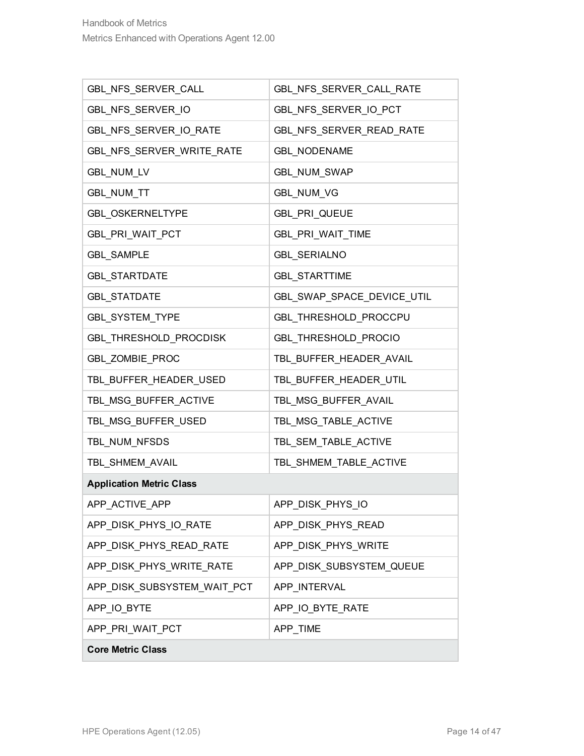| | |
|---|---|
| GBL_NFS_SERVER_CALL | GBL_NFS_SERVER_CALL_RATE |
| GBL_NFS_SERVER_IO | GBL_NFS_SERVER_IO_PCT |
| GBL_NFS_SERVER_IO_RATE | GBL_NFS_SERVER_READ_RATE |
| GBL_NFS_SERVER_WRITE_RATE | GBL_NODENAME |
| GBL_NUM_LV | GBL_NUM_SWAP |
| GBL_NUM_TT | GBL_NUM_VG |
| GBL_OSKERNELTYPE | GBL_PRI_QUEUE |
| GBL_PRI_WAIT_PCT | GBL_PRI_WAIT_TIME |
| GBL_SAMPLE | GBL_SERIALNO |
| GBL_STARTDATE | GBL_STARTTIME |
| GBL_STATDATE | GBL_SWAP_SPACE_DEVICE_UTIL |
| GBL_SYSTEM_TYPE | GBL_THRESHOLD_PROCCPU |
| GBL_THRESHOLD_PROCDISK | GBL_THRESHOLD_PROCIO |
| GBL_ZOMBIE_PROC | TBL_BUFFER_HEADER_AVAIL |
| TBL_BUFFER_HEADER_USED | TBL_BUFFER_HEADER_UTIL |
| TBL_MSG_BUFFER_ACTIVE | TBL_MSG_BUFFER_AVAIL |
| TBL_MSG_BUFFER_USED | TBL_MSG_TABLE_ACTIVE |
| TBL_NUM_NFSDS | TBL_SEM_TABLE_ACTIVE |
| TBL_SHMEM_AVAIL | TBL_SHMEM_TABLE_ACTIVE |
| **Application Metric Class** | |
| APP_ACTIVE_APP | APP_DISK_PHYS_IO |
| APP_DISK_PHYS_IO_RATE | APP_DISK_PHYS_READ |
| APP_DISK_PHYS_READ_RATE | APP_DISK_PHYS_WRITE |
| APP_DISK_PHYS_WRITE_RATE | APP_DISK_SUBSYSTEM_QUEUE |
| APP_DISK_SUBSYSTEM_WAIT_PCT | APP_INTERVAL |
| APP_IO_BYTE | APP_IO_BYTE_RATE |
| APP_PRI_WAIT_PCT | APP_TIME |
| **Core Metric Class** | |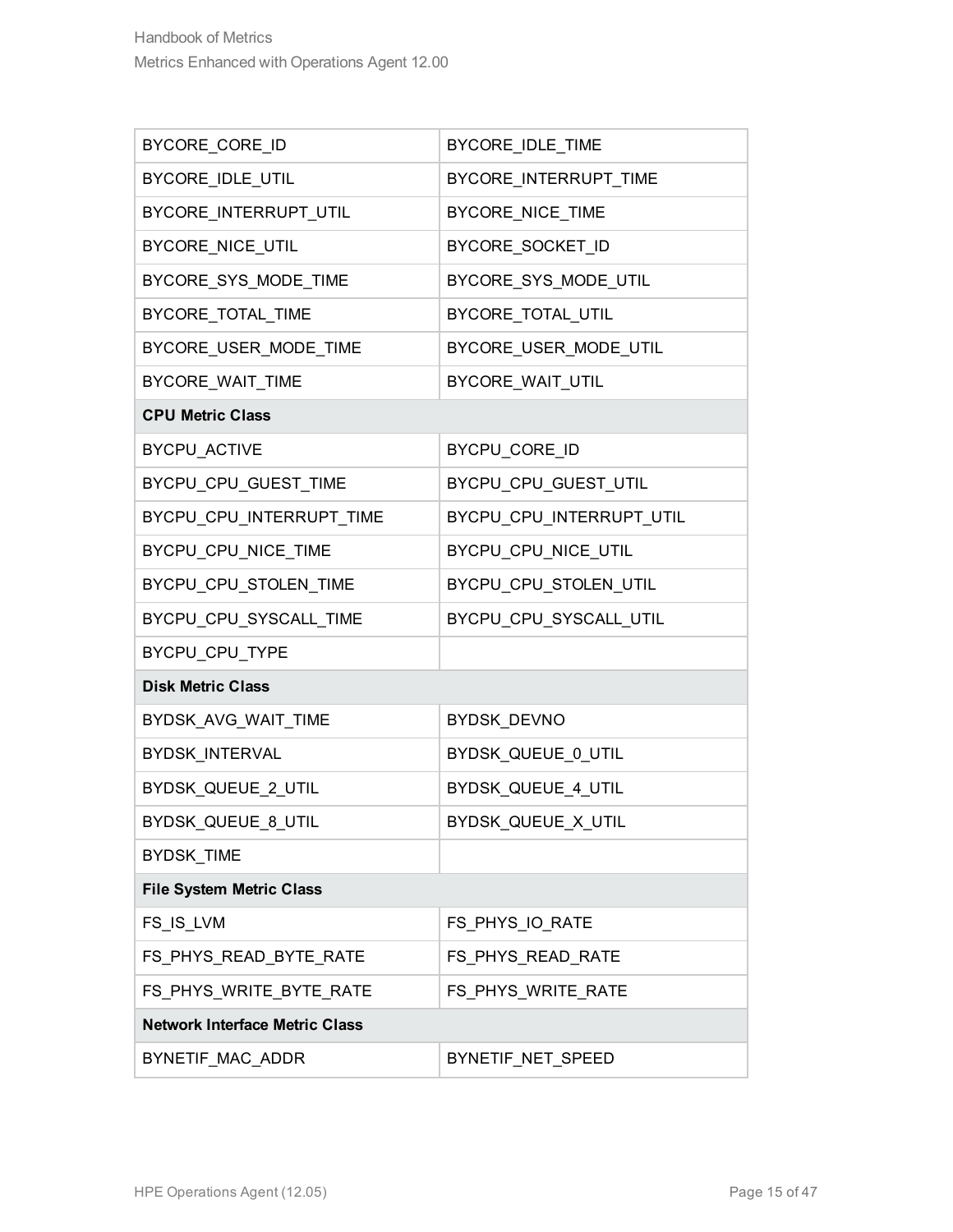| BYCORE_CORE_ID | BYCORE_IDLE_TIME |
|---|---|
| BYCORE_IDLE_UTIL | BYCORE_INTERRUPT_TIME |
| BYCORE_INTERRUPT_UTIL | BYCORE_NICE_TIME |
| BYCORE_NICE_UTIL | BYCORE_SOCKET_ID |
| BYCORE_SYS_MODE_TIME | BYCORE_SYS_MODE_UTIL |
| BYCORE_TOTAL_TIME | BYCORE_TOTAL_UTIL |
| BYCORE_USER_MODE_TIME | BYCORE_USER_MODE_UTIL |
| BYCORE_WAIT_TIME | BYCORE_WAIT_UTIL |
| **CPU Metric Class** | |
| BYCPU_ACTIVE | BYCPU_CORE_ID |
| BYCPU_CPU_GUEST_TIME | BYCPU_CPU_GUEST_UTIL |
| BYCPU_CPU_INTERRUPT_TIME | BYCPU_CPU_INTERRUPT_UTIL |
| BYCPU_CPU_NICE_TIME | BYCPU_CPU_NICE_UTIL |
| BYCPU_CPU_STOLEN_TIME | BYCPU_CPU_STOLEN_UTIL |
| BYCPU_CPU_SYSCALL_TIME | BYCPU_CPU_SYSCALL_UTIL |
| BYCPU_CPU_TYPE | |
| **Disk Metric Class** | |
| BYDSK_AVG_WAIT_TIME | BYDSK_DEVNO |
| BYDSK_INTERVAL | BYDSK_QUEUE_0_UTIL |
| BYDSK_QUEUE_2_UTIL | BYDSK_QUEUE_4_UTIL |
| BYDSK_QUEUE_8_UTIL | BYDSK_QUEUE_X_UTIL |
| BYDSK_TIME | |
| **File System Metric Class** | |
| FS_IS_LVM | FS_PHYS_IO_RATE |
| FS_PHYS_READ_BYTE_RATE | FS_PHYS_READ_RATE |
| FS_PHYS_WRITE_BYTE_RATE | FS_PHYS_WRITE_RATE |
| **Network Interface Metric Class** | |
| BYNETIF_MAC_ADDR | BYNETIF_NET_SPEED |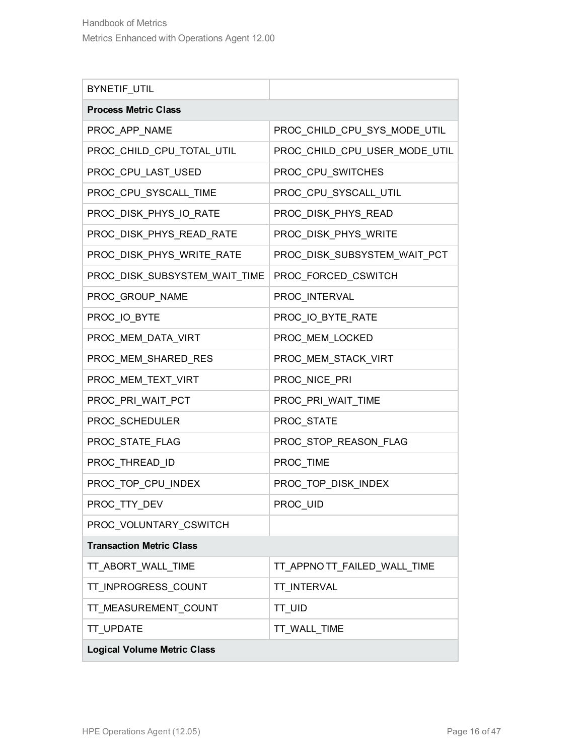| BYNETIF_UTIL | |
|---|---|
| **Process Metric Class** | |
| PROC_APP_NAME | PROC_CHILD_CPU_SYS_MODE_UTIL |
| PROC_CHILD_CPU_TOTAL_UTIL | PROC_CHILD_CPU_USER_MODE_UTIL |
| PROC_CPU_LAST_USED | PROC_CPU_SWITCHES |
| PROC_CPU_SYSCALL_TIME | PROC_CPU_SYSCALL_UTIL |
| PROC_DISK_PHYS_IO_RATE | PROC_DISK_PHYS_READ |
| PROC_DISK_PHYS_READ_RATE | PROC_DISK_PHYS_WRITE |
| PROC_DISK_PHYS_WRITE_RATE | PROC_DISK_SUBSYSTEM_WAIT_PCT |
| PROC_DISK_SUBSYSTEM_WAIT_TIME | PROC_FORCED_CSWITCH |
| PROC_GROUP_NAME | PROC_INTERVAL |
| PROC_IO_BYTE | PROC_IO_BYTE_RATE |
| PROC_MEM_DATA_VIRT | PROC_MEM_LOCKED |
| PROC_MEM_SHARED_RES | PROC_MEM_STACK_VIRT |
| PROC_MEM_TEXT_VIRT | PROC_NICE_PRI |
| PROC_PRI_WAIT_PCT | PROC_PRI_WAIT_TIME |
| PROC_SCHEDULER | PROC_STATE |
| PROC_STATE_FLAG | PROC_STOP_REASON_FLAG |
| PROC_THREAD_ID | PROC_TIME |
| PROC_TOP_CPU_INDEX | PROC_TOP_DISK_INDEX |
| PROC_TTY_DEV | PROC_UID |
| PROC_VOLUNTARY_CSWITCH | |
| **Transaction Metric Class** | |
| TT_ABORT_WALL_TIME | TT_APPNO TT_FAILED_WALL_TIME |
| TT_INPROGRESS_COUNT | TT_INTERVAL |
| TT_MEASUREMENT_COUNT | TT_UID |
| TT_UPDATE | TT_WALL_TIME |
| **Logical Volume Metric Class** | |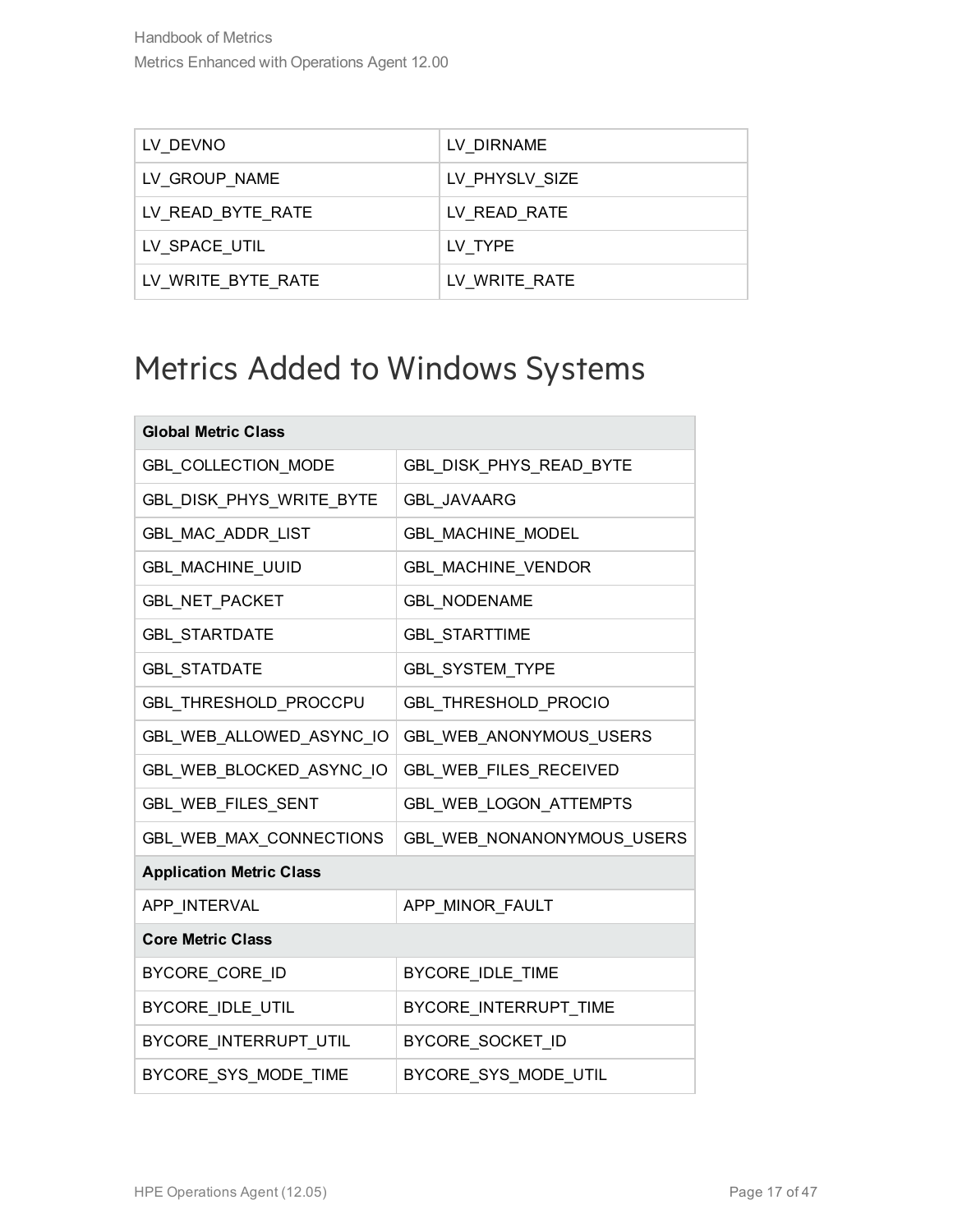| LV_DEVNO | LV_DIRNAME |
|---|---|
| LV_GROUP_NAME | LV_PHYSLV_SIZE |
| LV_READ_BYTE_RATE | LV_READ_RATE |
| LV_SPACE_UTIL | LV_TYPE |
| LV_WRITE_BYTE_RATE | LV_WRITE_RATE |

# Metrics Added to Windows Systems

| **Global Metric Class** | |
|---|---|
| GBL_COLLECTION_MODE | GBL_DISK_PHYS_READ_BYTE |
| GBL_DISK_PHYS_WRITE_BYTE | GBL_JAVAARG |
| GBL_MAC_ADDR_LIST | GBL_MACHINE_MODEL |
| GBL_MACHINE_UUID | GBL_MACHINE_VENDOR |
| GBL_NET_PACKET | GBL_NODENAME |
| GBL_STARTDATE | GBL_STARTTIME |
| GBL_STATDATE | GBL_SYSTEM_TYPE |
| GBL_THRESHOLD_PROCCPU | GBL_THRESHOLD_PROCIO |
| GBL_WEB_ALLOWED_ASYNC_IO | GBL_WEB_ANONYMOUS_USERS |
| GBL_WEB_BLOCKED_ASYNC_IO | GBL_WEB_FILES_RECEIVED |
| GBL_WEB_FILES_SENT | GBL_WEB_LOGON_ATTEMPTS |
| GBL_WEB_MAX_CONNECTIONS | GBL_WEB_NONANONYMOUS_USERS |
| **Application Metric Class** | |
| APP_INTERVAL | APP_MINOR_FAULT |
| **Core Metric Class** | |
| BYCORE_CORE_ID | BYCORE_IDLE_TIME |
| BYCORE_IDLE_UTIL | BYCORE_INTERRUPT_TIME |
| BYCORE_INTERRUPT_UTIL | BYCORE_SOCKET_ID |
| BYCORE_SYS_MODE_TIME | BYCORE_SYS_MODE_UTIL |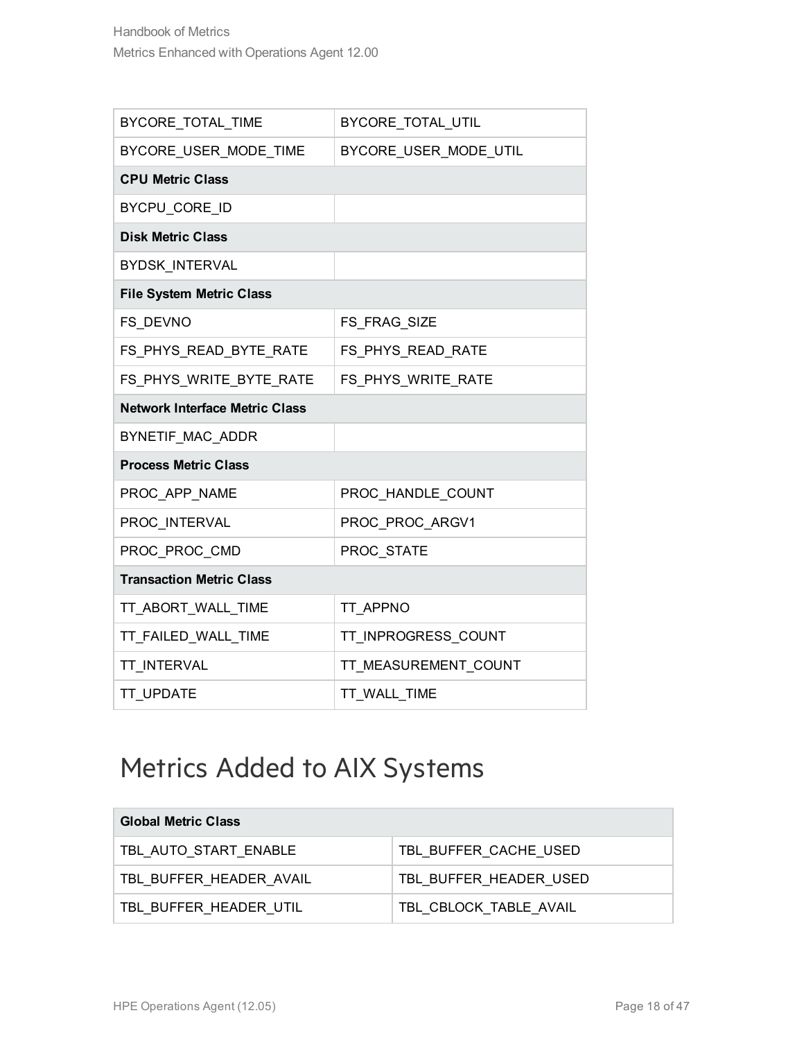| | |
|---|---|
| BYCORE_TOTAL_TIME | BYCORE_TOTAL_UTIL |
| BYCORE_USER_MODE_TIME | BYCORE_USER_MODE_UTIL |
| **CPU Metric Class** | |
| BYCPU_CORE_ID | |
| **Disk Metric Class** | |
| BYDSK_INTERVAL | |
| **File System Metric Class** | |
| FS_DEVNO | FS_FRAG_SIZE |
| FS_PHYS_READ_BYTE_RATE | FS_PHYS_READ_RATE |
| FS_PHYS_WRITE_BYTE_RATE | FS_PHYS_WRITE_RATE |
| **Network Interface Metric Class** | |
| BYNETIF_MAC_ADDR | |
| **Process Metric Class** | |
| PROC_APP_NAME | PROC_HANDLE_COUNT |
| PROC_INTERVAL | PROC_PROC_ARGV1 |
| PROC_PROC_CMD | PROC_STATE |
| **Transaction Metric Class** | |
| TT_ABORT_WALL_TIME | TT_APPNO |
| TT_FAILED_WALL_TIME | TT_INPROGRESS_COUNT |
| TT_INTERVAL | TT_MEASUREMENT_COUNT |
| TT_UPDATE | TT_WALL_TIME |

# Metrics Added to AIX Systems

| **Global Metric Class** | |
|---|---|
| TBL_AUTO_START_ENABLE | TBL_BUFFER_CACHE_USED |
| TBL_BUFFER_HEADER_AVAIL | TBL_BUFFER_HEADER_USED |
| TBL_BUFFER_HEADER_UTIL | TBL_CBLOCK_TABLE_AVAIL |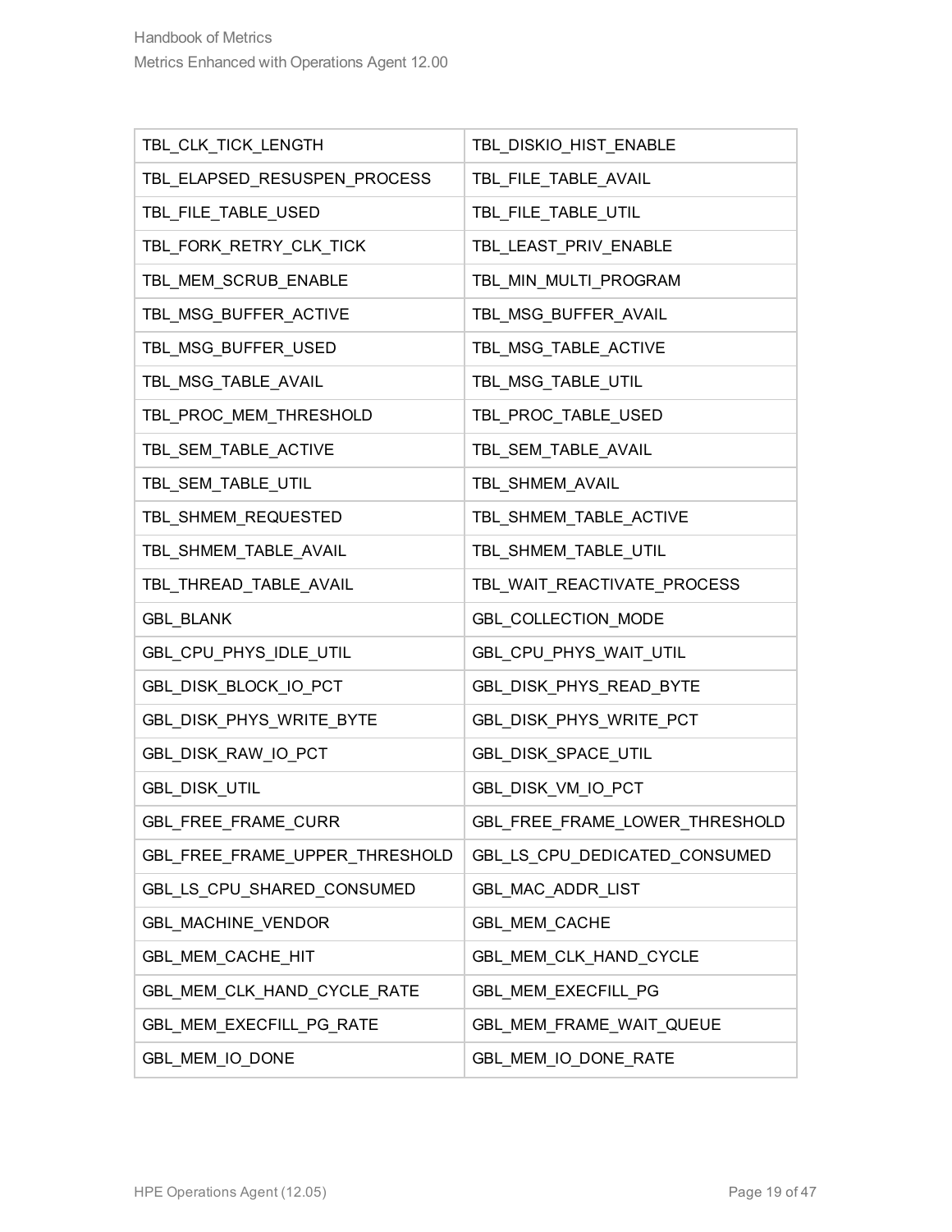| TBL_CLK_TICK_LENGTH | TBL_DISKIO_HIST_ENABLE |
|---|---|
| TBL_ELAPSED_RESUSPEN_PROCESS | TBL_FILE_TABLE_AVAIL |
| TBL_FILE_TABLE_USED | TBL_FILE_TABLE_UTIL |
| TBL_FORK_RETRY_CLK_TICK | TBL_LEAST_PRIV_ENABLE |
| TBL_MEM_SCRUB_ENABLE | TBL_MIN_MULTI_PROGRAM |
| TBL_MSG_BUFFER_ACTIVE | TBL_MSG_BUFFER_AVAIL |
| TBL_MSG_BUFFER_USED | TBL_MSG_TABLE_ACTIVE |
| TBL_MSG_TABLE_AVAIL | TBL_MSG_TABLE_UTIL |
| TBL_PROC_MEM_THRESHOLD | TBL_PROC_TABLE_USED |
| TBL_SEM_TABLE_ACTIVE | TBL_SEM_TABLE_AVAIL |
| TBL_SEM_TABLE_UTIL | TBL_SHMEM_AVAIL |
| TBL_SHMEM_REQUESTED | TBL_SHMEM_TABLE_ACTIVE |
| TBL_SHMEM_TABLE_AVAIL | TBL_SHMEM_TABLE_UTIL |
| TBL_THREAD_TABLE_AVAIL | TBL_WAIT_REACTIVATE_PROCESS |
| GBL_BLANK | GBL_COLLECTION_MODE |
| GBL_CPU_PHYS_IDLE_UTIL | GBL_CPU_PHYS_WAIT_UTIL |
| GBL_DISK_BLOCK_IO_PCT | GBL_DISK_PHYS_READ_BYTE |
| GBL_DISK_PHYS_WRITE_BYTE | GBL_DISK_PHYS_WRITE_PCT |
| GBL_DISK_RAW_IO_PCT | GBL_DISK_SPACE_UTIL |
| GBL_DISK_UTIL | GBL_DISK_VM_IO_PCT |
| GBL_FREE_FRAME_CURR | GBL_FREE_FRAME_LOWER_THRESHOLD |
| GBL_FREE_FRAME_UPPER_THRESHOLD | GBL_LS_CPU_DEDICATED_CONSUMED |
| GBL_LS_CPU_SHARED_CONSUMED | GBL_MAC_ADDR_LIST |
| GBL_MACHINE_VENDOR | GBL_MEM_CACHE |
| GBL_MEM_CACHE_HIT | GBL_MEM_CLK_HAND_CYCLE |
| GBL_MEM_CLK_HAND_CYCLE_RATE | GBL_MEM_EXECFILL_PG |
| GBL_MEM_EXECFILL_PG_RATE | GBL_MEM_FRAME_WAIT_QUEUE |
| GBL_MEM_IO_DONE | GBL_MEM_IO_DONE_RATE |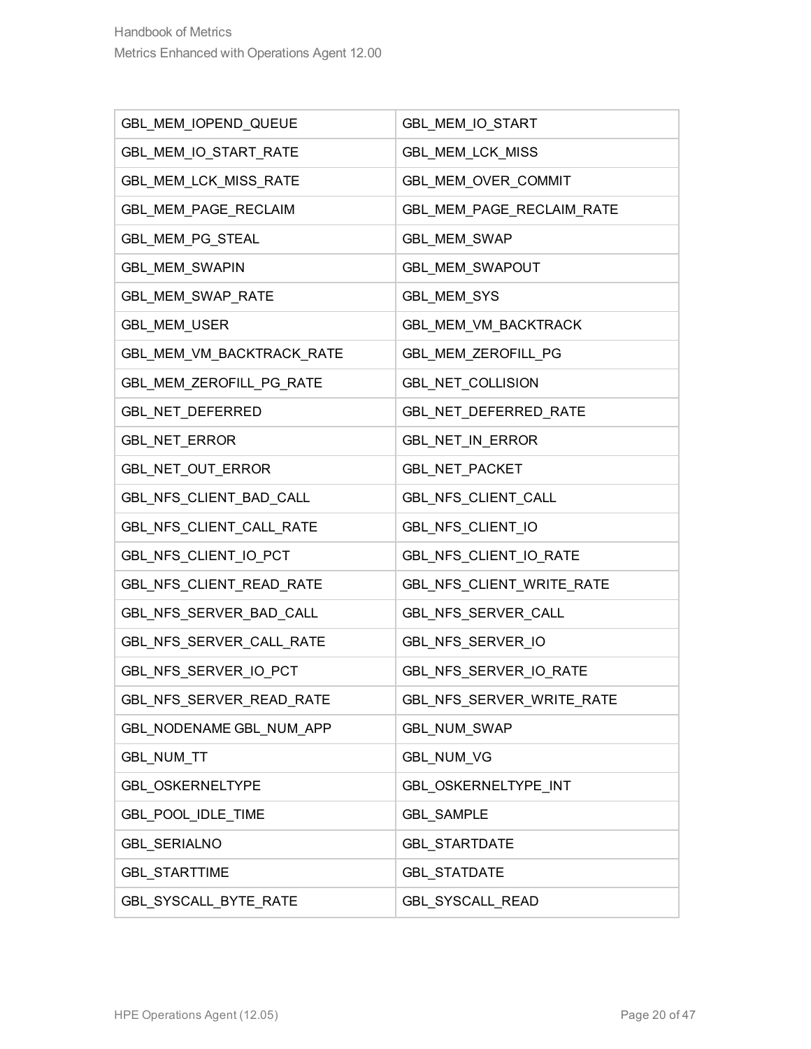| GBL_MEM_IOPEND_QUEUE | GBL_MEM_IO_START |
|---|---|
| GBL_MEM_IO_START_RATE | GBL_MEM_LCK_MISS |
| GBL_MEM_LCK_MISS_RATE | GBL_MEM_OVER_COMMIT |
| GBL_MEM_PAGE_RECLAIM | GBL_MEM_PAGE_RECLAIM_RATE |
| GBL_MEM_PG_STEAL | GBL_MEM_SWAP |
| GBL_MEM_SWAPIN | GBL_MEM_SWAPOUT |
| GBL_MEM_SWAP_RATE | GBL_MEM_SYS |
| GBL_MEM_USER | GBL_MEM_VM_BACKTRACK |
| GBL_MEM_VM_BACKTRACK_RATE | GBL_MEM_ZEROFILL_PG |
| GBL_MEM_ZEROFILL_PG_RATE | GBL_NET_COLLISION |
| GBL_NET_DEFERRED | GBL_NET_DEFERRED_RATE |
| GBL_NET_ERROR | GBL_NET_IN_ERROR |
| GBL_NET_OUT_ERROR | GBL_NET_PACKET |
| GBL_NFS_CLIENT_BAD_CALL | GBL_NFS_CLIENT_CALL |
| GBL_NFS_CLIENT_CALL_RATE | GBL_NFS_CLIENT_IO |
| GBL_NFS_CLIENT_IO_PCT | GBL_NFS_CLIENT_IO_RATE |
| GBL_NFS_CLIENT_READ_RATE | GBL_NFS_CLIENT_WRITE_RATE |
| GBL_NFS_SERVER_BAD_CALL | GBL_NFS_SERVER_CALL |
| GBL_NFS_SERVER_CALL_RATE | GBL_NFS_SERVER_IO |
| GBL_NFS_SERVER_IO_PCT | GBL_NFS_SERVER_IO_RATE |
| GBL_NFS_SERVER_READ_RATE | GBL_NFS_SERVER_WRITE_RATE |
| GBL_NODENAME GBL_NUM_APP | GBL_NUM_SWAP |
| GBL_NUM_TT | GBL_NUM_VG |
| GBL_OSKERNELTYPE | GBL_OSKERNELTYPE_INT |
| GBL_POOL_IDLE_TIME | GBL_SAMPLE |
| GBL_SERIALNO | GBL_STARTDATE |
| GBL_STARTTIME | GBL_STATDATE |
| GBL_SYSCALL_BYTE_RATE | GBL_SYSCALL_READ |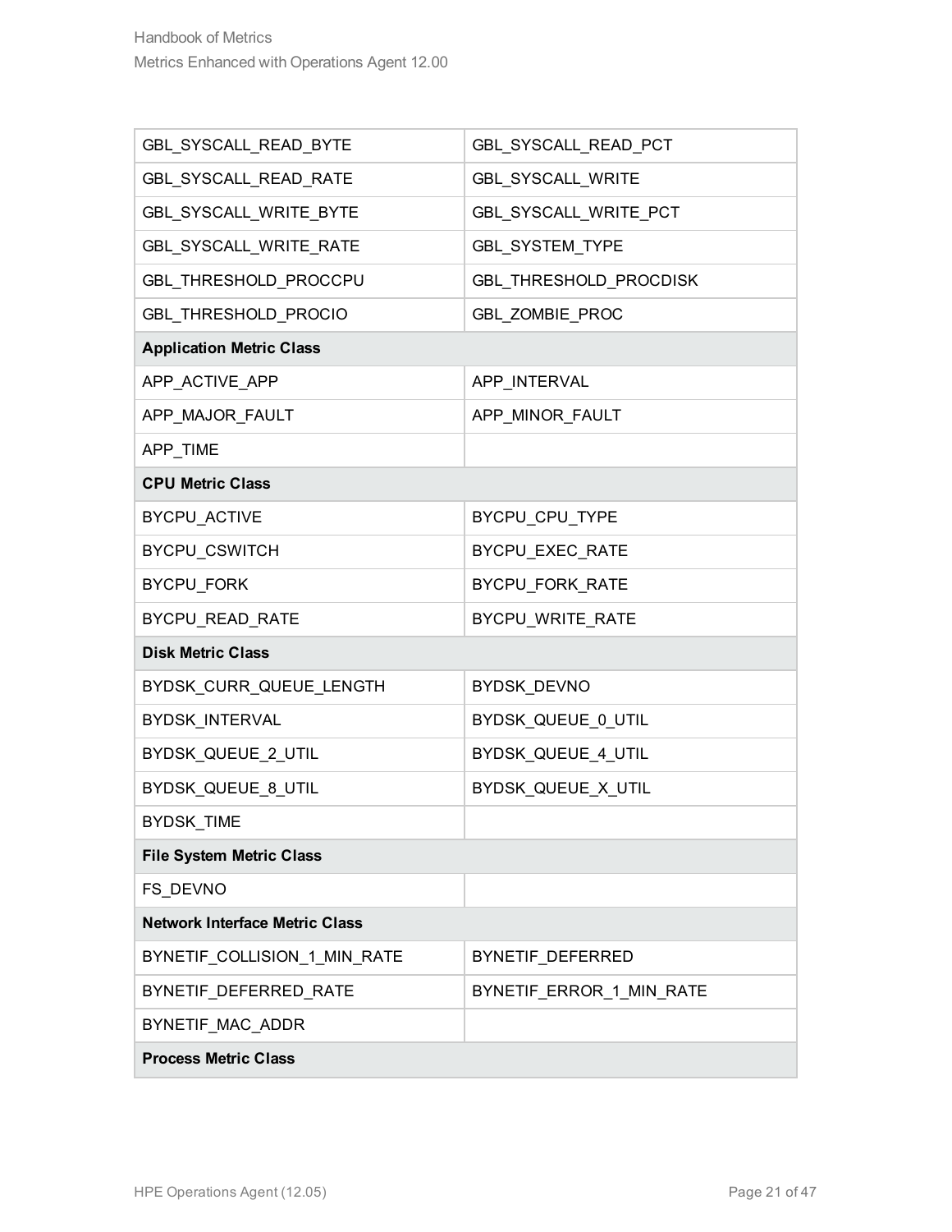| | |
|---|---|
| GBL_SYSCALL_READ_BYTE | GBL_SYSCALL_READ_PCT |
| GBL_SYSCALL_READ_RATE | GBL_SYSCALL_WRITE |
| GBL_SYSCALL_WRITE_BYTE | GBL_SYSCALL_WRITE_PCT |
| GBL_SYSCALL_WRITE_RATE | GBL_SYSTEM_TYPE |
| GBL_THRESHOLD_PROCCPU | GBL_THRESHOLD_PROCDISK |
| GBL_THRESHOLD_PROCIO | GBL_ZOMBIE_PROC |
| **Application Metric Class** | |
| APP_ACTIVE_APP | APP_INTERVAL |
| APP_MAJOR_FAULT | APP_MINOR_FAULT |
| APP_TIME | |
| **CPU Metric Class** | |
| BYCPU_ACTIVE | BYCPU_CPU_TYPE |
| BYCPU_CSWITCH | BYCPU_EXEC_RATE |
| BYCPU_FORK | BYCPU_FORK_RATE |
| BYCPU_READ_RATE | BYCPU_WRITE_RATE |
| **Disk Metric Class** | |
| BYDSK_CURR_QUEUE_LENGTH | BYDSK_DEVNO |
| BYDSK_INTERVAL | BYDSK_QUEUE_0_UTIL |
| BYDSK_QUEUE_2_UTIL | BYDSK_QUEUE_4_UTIL |
| BYDSK_QUEUE_8_UTIL | BYDSK_QUEUE_X_UTIL |
| BYDSK_TIME | |
| **File System Metric Class** | |
| FS_DEVNO | |
| **Network Interface Metric Class** | |
| BYNETIF_COLLISION_1_MIN_RATE | BYNETIF_DEFERRED |
| BYNETIF_DEFERRED_RATE | BYNETIF_ERROR_1_MIN_RATE |
| BYNETIF_MAC_ADDR | |
| **Process Metric Class** | |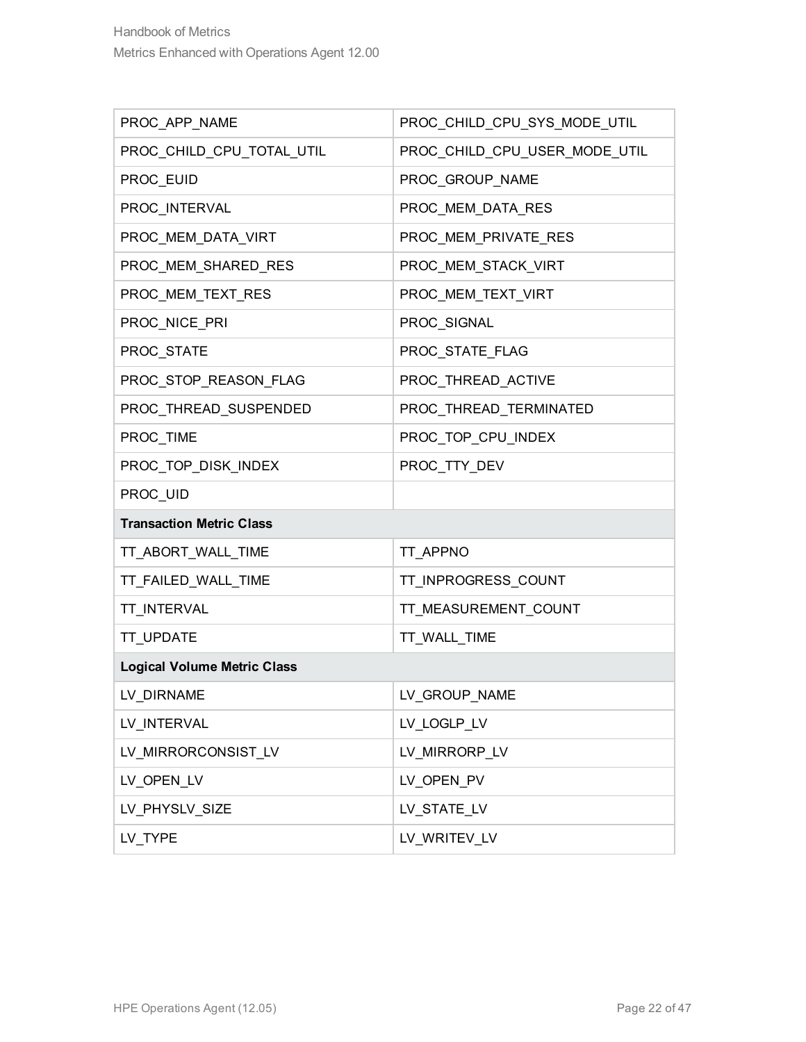| | |
|---|---|
| PROC_APP_NAME | PROC_CHILD_CPU_SYS_MODE_UTIL |
| PROC_CHILD_CPU_TOTAL_UTIL | PROC_CHILD_CPU_USER_MODE_UTIL |
| PROC_EUID | PROC_GROUP_NAME |
| PROC_INTERVAL | PROC_MEM_DATA_RES |
| PROC_MEM_DATA_VIRT | PROC_MEM_PRIVATE_RES |
| PROC_MEM_SHARED_RES | PROC_MEM_STACK_VIRT |
| PROC_MEM_TEXT_RES | PROC_MEM_TEXT_VIRT |
| PROC_NICE_PRI | PROC_SIGNAL |
| PROC_STATE | PROC_STATE_FLAG |
| PROC_STOP_REASON_FLAG | PROC_THREAD_ACTIVE |
| PROC_THREAD_SUSPENDED | PROC_THREAD_TERMINATED |
| PROC_TIME | PROC_TOP_CPU_INDEX |
| PROC_TOP_DISK_INDEX | PROC_TTY_DEV |
| PROC_UID | |
| **Transaction Metric Class** | |
| TT_ABORT_WALL_TIME | TT_APPNO |
| TT_FAILED_WALL_TIME | TT_INPROGRESS_COUNT |
| TT_INTERVAL | TT_MEASUREMENT_COUNT |
| TT_UPDATE | TT_WALL_TIME |
| **Logical Volume Metric Class** | |
| LV_DIRNAME | LV_GROUP_NAME |
| LV_INTERVAL | LV_LOGLP_LV |
| LV_MIRRORCONSIST_LV | LV_MIRRORP_LV |
| LV_OPEN_LV | LV_OPEN_PV |
| LV_PHYSLV_SIZE | LV_STATE_LV |
| LV_TYPE | LV_WRITEV_LV |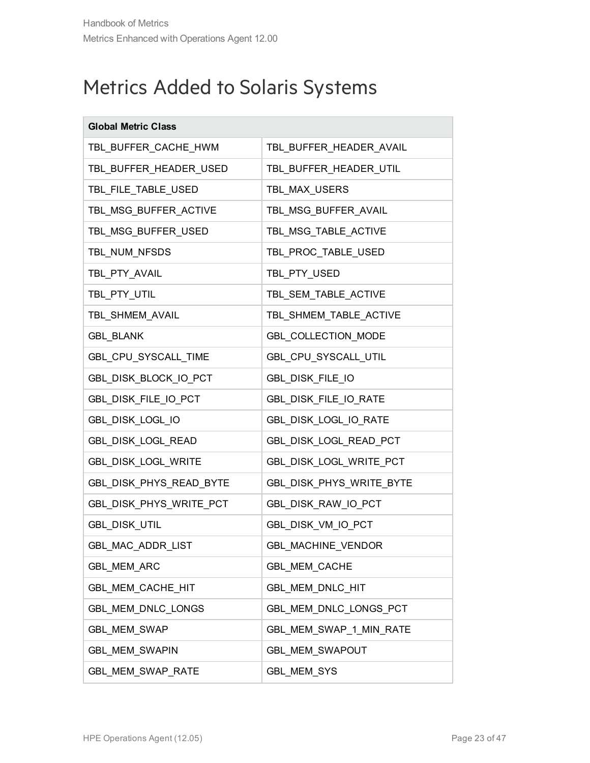# Metrics Added to Solaris Systems

| Global Metric Class | |
|---|---|
| TBL_BUFFER_CACHE_HWM | TBL_BUFFER_HEADER_AVAIL |
| TBL_BUFFER_HEADER_USED | TBL_BUFFER_HEADER_UTIL |
| TBL_FILE_TABLE_USED | TBL_MAX_USERS |
| TBL_MSG_BUFFER_ACTIVE | TBL_MSG_BUFFER_AVAIL |
| TBL_MSG_BUFFER_USED | TBL_MSG_TABLE_ACTIVE |
| TBL_NUM_NFSDS | TBL_PROC_TABLE_USED |
| TBL_PTY_AVAIL | TBL_PTY_USED |
| TBL_PTY_UTIL | TBL_SEM_TABLE_ACTIVE |
| TBL_SHMEM_AVAIL | TBL_SHMEM_TABLE_ACTIVE |
| GBL_BLANK | GBL_COLLECTION_MODE |
| GBL_CPU_SYSCALL_TIME | GBL_CPU_SYSCALL_UTIL |
| GBL_DISK_BLOCK_IO_PCT | GBL_DISK_FILE_IO |
| GBL_DISK_FILE_IO_PCT | GBL_DISK_FILE_IO_RATE |
| GBL_DISK_LOGL_IO | GBL_DISK_LOGL_IO_RATE |
| GBL_DISK_LOGL_READ | GBL_DISK_LOGL_READ_PCT |
| GBL_DISK_LOGL_WRITE | GBL_DISK_LOGL_WRITE_PCT |
| GBL_DISK_PHYS_READ_BYTE | GBL_DISK_PHYS_WRITE_BYTE |
| GBL_DISK_PHYS_WRITE_PCT | GBL_DISK_RAW_IO_PCT |
| GBL_DISK_UTIL | GBL_DISK_VM_IO_PCT |
| GBL_MAC_ADDR_LIST | GBL_MACHINE_VENDOR |
| GBL_MEM_ARC | GBL_MEM_CACHE |
| GBL_MEM_CACHE_HIT | GBL_MEM_DNLC_HIT |
| GBL_MEM_DNLC_LONGS | GBL_MEM_DNLC_LONGS_PCT |
| GBL_MEM_SWAP | GBL_MEM_SWAP_1_MIN_RATE |
| GBL_MEM_SWAPIN | GBL_MEM_SWAPOUT |
| GBL_MEM_SWAP_RATE | GBL_MEM_SYS |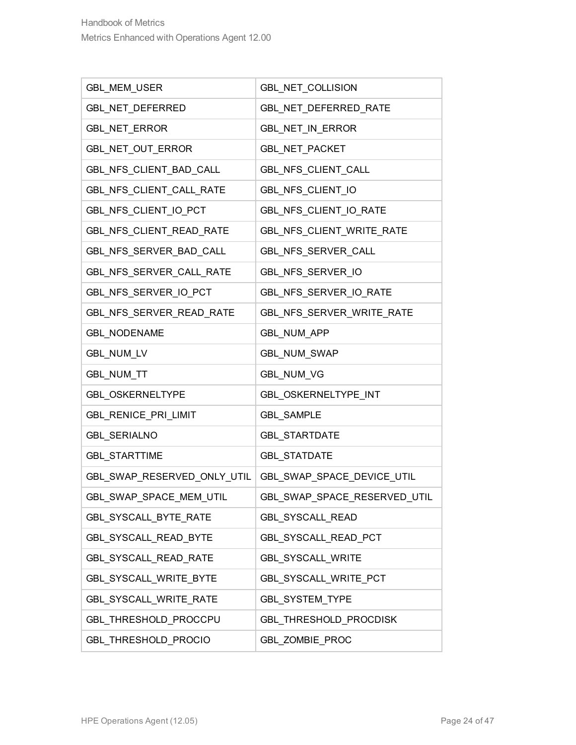| GBL_MEM_USER | GBL_NET_COLLISION |
| --- | --- |
| GBL_NET_DEFERRED | GBL_NET_DEFERRED_RATE |
| GBL_NET_ERROR | GBL_NET_IN_ERROR |
| GBL_NET_OUT_ERROR | GBL_NET_PACKET |
| GBL_NFS_CLIENT_BAD_CALL | GBL_NFS_CLIENT_CALL |
| GBL_NFS_CLIENT_CALL_RATE | GBL_NFS_CLIENT_IO |
| GBL_NFS_CLIENT_IO_PCT | GBL_NFS_CLIENT_IO_RATE |
| GBL_NFS_CLIENT_READ_RATE | GBL_NFS_CLIENT_WRITE_RATE |
| GBL_NFS_SERVER_BAD_CALL | GBL_NFS_SERVER_CALL |
| GBL_NFS_SERVER_CALL_RATE | GBL_NFS_SERVER_IO |
| GBL_NFS_SERVER_IO_PCT | GBL_NFS_SERVER_IO_RATE |
| GBL_NFS_SERVER_READ_RATE | GBL_NFS_SERVER_WRITE_RATE |
| GBL_NODENAME | GBL_NUM_APP |
| GBL_NUM_LV | GBL_NUM_SWAP |
| GBL_NUM_TT | GBL_NUM_VG |
| GBL_OSKERNELTYPE | GBL_OSKERNELTYPE_INT |
| GBL_RENICE_PRI_LIMIT | GBL_SAMPLE |
| GBL_SERIALNO | GBL_STARTDATE |
| GBL_STARTTIME | GBL_STATDATE |
| GBL_SWAP_RESERVED_ONLY_UTIL | GBL_SWAP_SPACE_DEVICE_UTIL |
| GBL_SWAP_SPACE_MEM_UTIL | GBL_SWAP_SPACE_RESERVED_UTIL |
| GBL_SYSCALL_BYTE_RATE | GBL_SYSCALL_READ |
| GBL_SYSCALL_READ_BYTE | GBL_SYSCALL_READ_PCT |
| GBL_SYSCALL_READ_RATE | GBL_SYSCALL_WRITE |
| GBL_SYSCALL_WRITE_BYTE | GBL_SYSCALL_WRITE_PCT |
| GBL_SYSCALL_WRITE_RATE | GBL_SYSTEM_TYPE |
| GBL_THRESHOLD_PROCCPU | GBL_THRESHOLD_PROCDISK |
| GBL_THRESHOLD_PROCIO | GBL_ZOMBIE_PROC |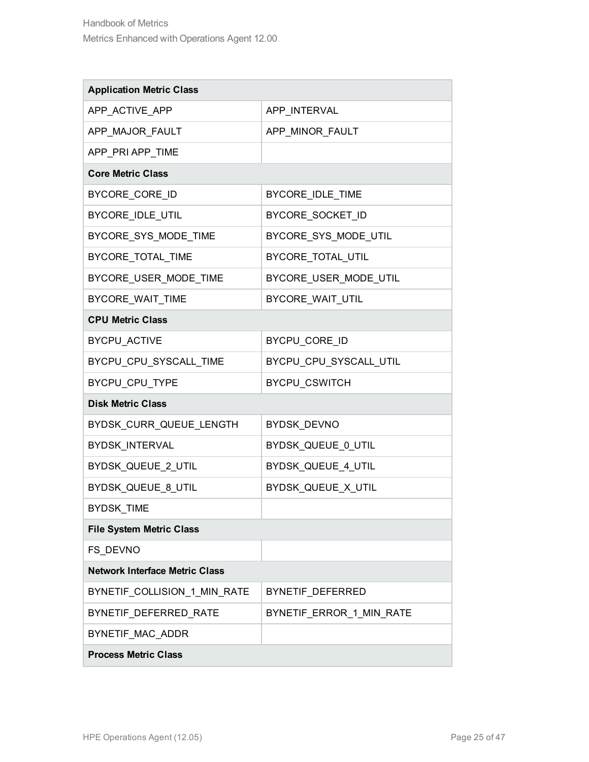| Application Metric Class | |
|---|---|
| APP_ACTIVE_APP | APP_INTERVAL |
| APP_MAJOR_FAULT | APP_MINOR_FAULT |
| APP_PRI APP_TIME | |
| **Core Metric Class** | |
| BYCORE_CORE_ID | BYCORE_IDLE_TIME |
| BYCORE_IDLE_UTIL | BYCORE_SOCKET_ID |
| BYCORE_SYS_MODE_TIME | BYCORE_SYS_MODE_UTIL |
| BYCORE_TOTAL_TIME | BYCORE_TOTAL_UTIL |
| BYCORE_USER_MODE_TIME | BYCORE_USER_MODE_UTIL |
| BYCORE_WAIT_TIME | BYCORE_WAIT_UTIL |
| **CPU Metric Class** | |
| BYCPU_ACTIVE | BYCPU_CORE_ID |
| BYCPU_CPU_SYSCALL_TIME | BYCPU_CPU_SYSCALL_UTIL |
| BYCPU_CPU_TYPE | BYCPU_CSWITCH |
| **Disk Metric Class** | |
| BYDSK_CURR_QUEUE_LENGTH | BYDSK_DEVNO |
| BYDSK_INTERVAL | BYDSK_QUEUE_0_UTIL |
| BYDSK_QUEUE_2_UTIL | BYDSK_QUEUE_4_UTIL |
| BYDSK_QUEUE_8_UTIL | BYDSK_QUEUE_X_UTIL |
| BYDSK_TIME | |
| **File System Metric Class** | |
| FS_DEVNO | |
| **Network Interface Metric Class** | |
| BYNETIF_COLLISION_1_MIN_RATE | BYNETIF_DEFERRED |
| BYNETIF_DEFERRED_RATE | BYNETIF_ERROR_1_MIN_RATE |
| BYNETIF_MAC_ADDR | |
| **Process Metric Class** | |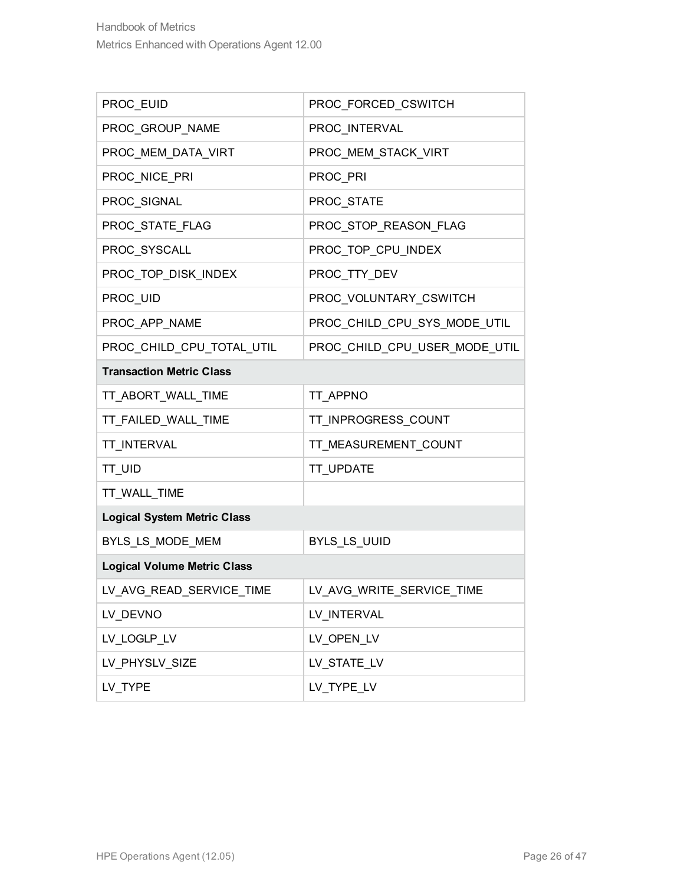| | |
|---|---|
| PROC_EUID | PROC_FORCED_CSWITCH |
| PROC_GROUP_NAME | PROC_INTERVAL |
| PROC_MEM_DATA_VIRT | PROC_MEM_STACK_VIRT |
| PROC_NICE_PRI | PROC_PRI |
| PROC_SIGNAL | PROC_STATE |
| PROC_STATE_FLAG | PROC_STOP_REASON_FLAG |
| PROC_SYSCALL | PROC_TOP_CPU_INDEX |
| PROC_TOP_DISK_INDEX | PROC_TTY_DEV |
| PROC_UID | PROC_VOLUNTARY_CSWITCH |
| PROC_APP_NAME | PROC_CHILD_CPU_SYS_MODE_UTIL |
| PROC_CHILD_CPU_TOTAL_UTIL | PROC_CHILD_CPU_USER_MODE_UTIL |
| **Transaction Metric Class** | |
| TT_ABORT_WALL_TIME | TT_APPNO |
| TT_FAILED_WALL_TIME | TT_INPROGRESS_COUNT |
| TT_INTERVAL | TT_MEASUREMENT_COUNT |
| TT_UID | TT_UPDATE |
| TT_WALL_TIME | |
| **Logical System Metric Class** | |
| BYLS_LS_MODE_MEM | BYLS_LS_UUID |
| **Logical Volume Metric Class** | |
| LV_AVG_READ_SERVICE_TIME | LV_AVG_WRITE_SERVICE_TIME |
| LV_DEVNO | LV_INTERVAL |
| LV_LOGLP_LV | LV_OPEN_LV |
| LV_PHYSLV_SIZE | LV_STATE_LV |
| LV_TYPE | LV_TYPE_LV |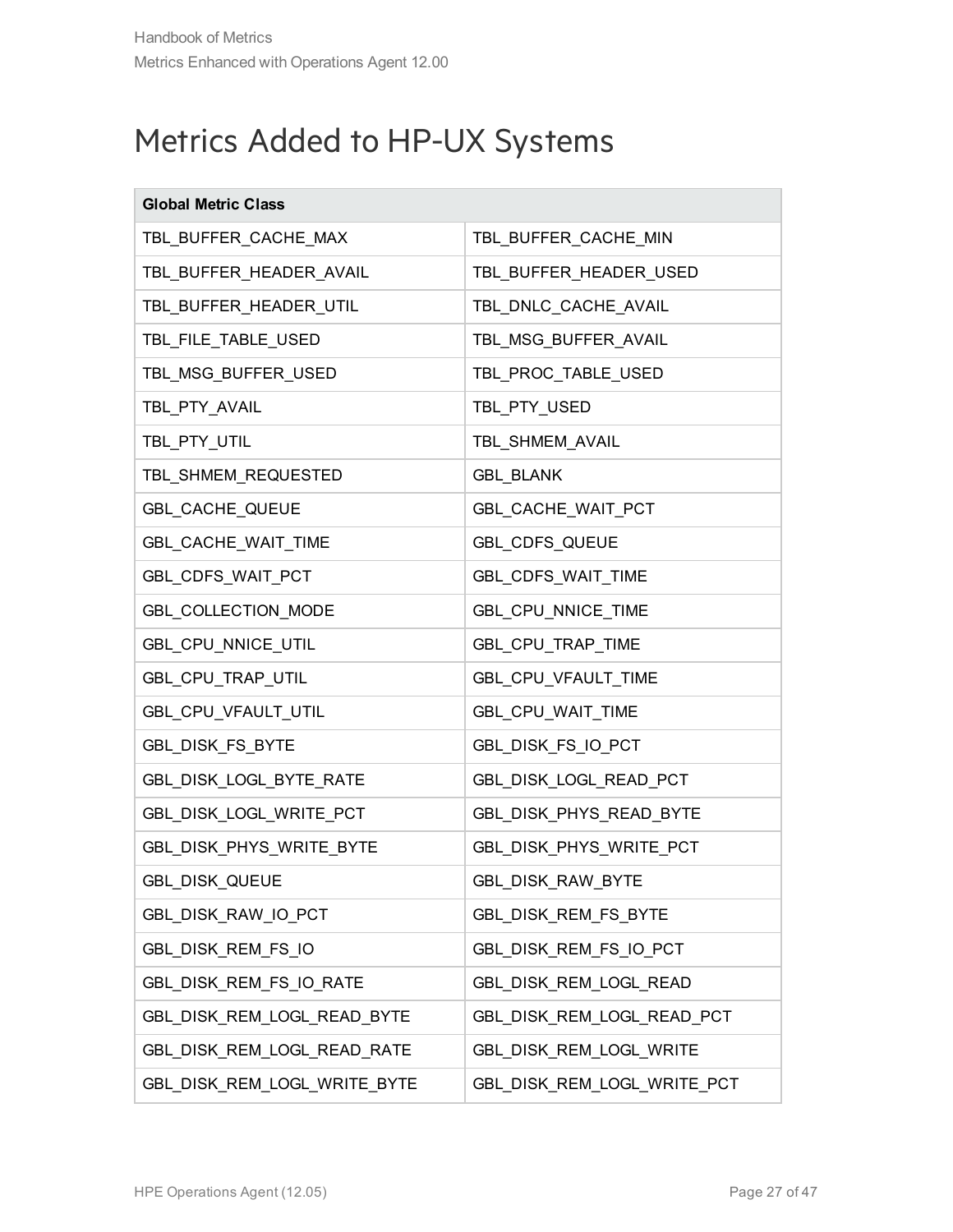# Metrics Added to HP-UX Systems

| Global Metric Class | |
|---|---|
| TBL_BUFFER_CACHE_MAX | TBL_BUFFER_CACHE_MIN |
| TBL_BUFFER_HEADER_AVAIL | TBL_BUFFER_HEADER_USED |
| TBL_BUFFER_HEADER_UTIL | TBL_DNLC_CACHE_AVAIL |
| TBL_FILE_TABLE_USED | TBL_MSG_BUFFER_AVAIL |
| TBL_MSG_BUFFER_USED | TBL_PROC_TABLE_USED |
| TBL_PTY_AVAIL | TBL_PTY_USED |
| TBL_PTY_UTIL | TBL_SHMEM_AVAIL |
| TBL_SHMEM_REQUESTED | GBL_BLANK |
| GBL_CACHE_QUEUE | GBL_CACHE_WAIT_PCT |
| GBL_CACHE_WAIT_TIME | GBL_CDFS_QUEUE |
| GBL_CDFS_WAIT_PCT | GBL_CDFS_WAIT_TIME |
| GBL_COLLECTION_MODE | GBL_CPU_NNICE_TIME |
| GBL_CPU_NNICE_UTIL | GBL_CPU_TRAP_TIME |
| GBL_CPU_TRAP_UTIL | GBL_CPU_VFAULT_TIME |
| GBL_CPU_VFAULT_UTIL | GBL_CPU_WAIT_TIME |
| GBL_DISK_FS_BYTE | GBL_DISK_FS_IO_PCT |
| GBL_DISK_LOGL_BYTE_RATE | GBL_DISK_LOGL_READ_PCT |
| GBL_DISK_LOGL_WRITE_PCT | GBL_DISK_PHYS_READ_BYTE |
| GBL_DISK_PHYS_WRITE_BYTE | GBL_DISK_PHYS_WRITE_PCT |
| GBL_DISK_QUEUE | GBL_DISK_RAW_BYTE |
| GBL_DISK_RAW_IO_PCT | GBL_DISK_REM_FS_BYTE |
| GBL_DISK_REM_FS_IO | GBL_DISK_REM_FS_IO_PCT |
| GBL_DISK_REM_FS_IO_RATE | GBL_DISK_REM_LOGL_READ |
| GBL_DISK_REM_LOGL_READ_BYTE | GBL_DISK_REM_LOGL_READ_PCT |
| GBL_DISK_REM_LOGL_READ_RATE | GBL_DISK_REM_LOGL_WRITE |
| GBL_DISK_REM_LOGL_WRITE_BYTE | GBL_DISK_REM_LOGL_WRITE_PCT |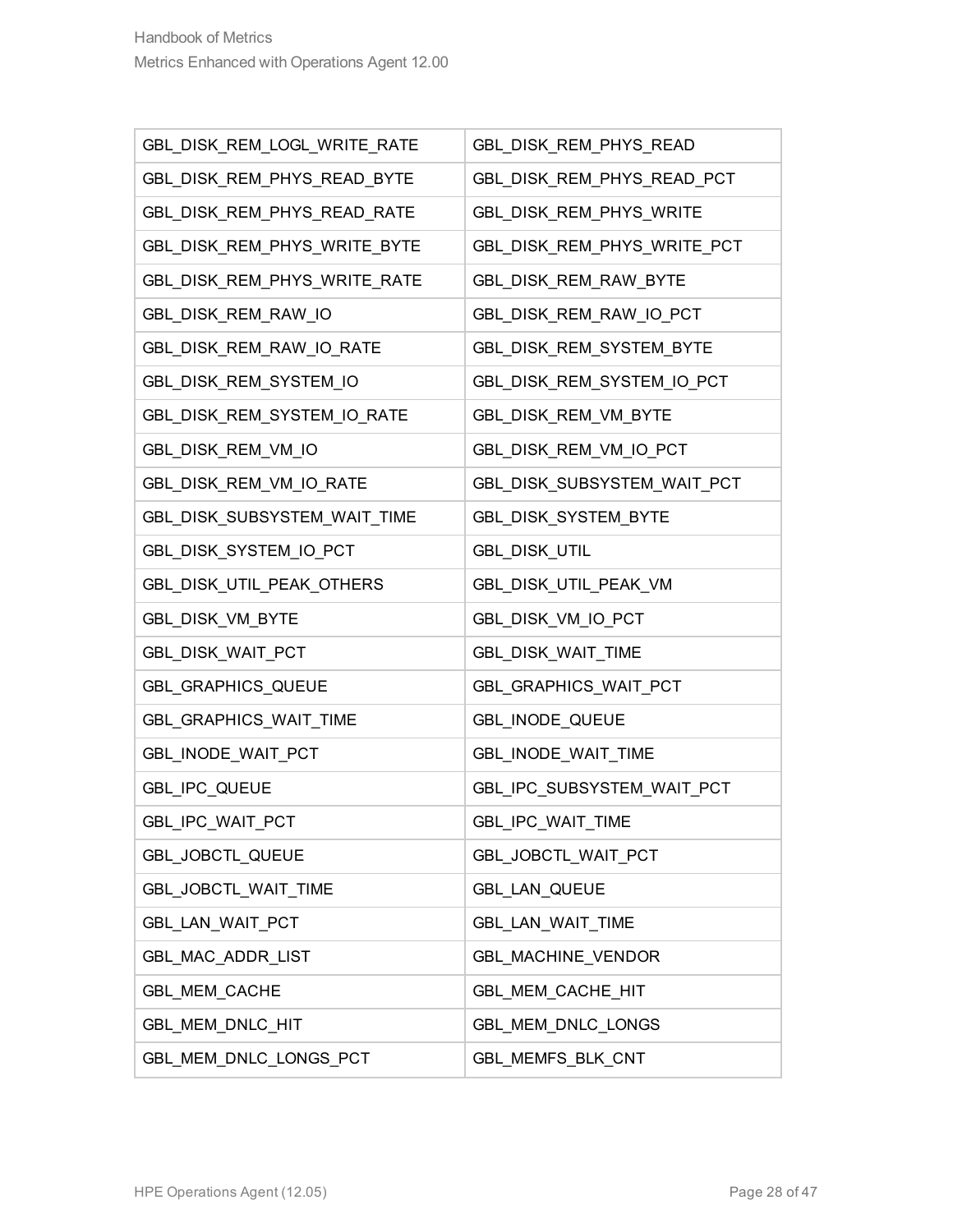| GBL_DISK_REM_LOGL_WRITE_RATE | GBL_DISK_REM_PHYS_READ |
|---|---|
| GBL_DISK_REM_PHYS_READ_BYTE | GBL_DISK_REM_PHYS_READ_PCT |
| GBL_DISK_REM_PHYS_READ_RATE | GBL_DISK_REM_PHYS_WRITE |
| GBL_DISK_REM_PHYS_WRITE_BYTE | GBL_DISK_REM_PHYS_WRITE_PCT |
| GBL_DISK_REM_PHYS_WRITE_RATE | GBL_DISK_REM_RAW_BYTE |
| GBL_DISK_REM_RAW_IO | GBL_DISK_REM_RAW_IO_PCT |
| GBL_DISK_REM_RAW_IO_RATE | GBL_DISK_REM_SYSTEM_BYTE |
| GBL_DISK_REM_SYSTEM_IO | GBL_DISK_REM_SYSTEM_IO_PCT |
| GBL_DISK_REM_SYSTEM_IO_RATE | GBL_DISK_REM_VM_BYTE |
| GBL_DISK_REM_VM_IO | GBL_DISK_REM_VM_IO_PCT |
| GBL_DISK_REM_VM_IO_RATE | GBL_DISK_SUBSYSTEM_WAIT_PCT |
| GBL_DISK_SUBSYSTEM_WAIT_TIME | GBL_DISK_SYSTEM_BYTE |
| GBL_DISK_SYSTEM_IO_PCT | GBL_DISK_UTIL |
| GBL_DISK_UTIL_PEAK_OTHERS | GBL_DISK_UTIL_PEAK_VM |
| GBL_DISK_VM_BYTE | GBL_DISK_VM_IO_PCT |
| GBL_DISK_WAIT_PCT | GBL_DISK_WAIT_TIME |
| GBL_GRAPHICS_QUEUE | GBL_GRAPHICS_WAIT_PCT |
| GBL_GRAPHICS_WAIT_TIME | GBL_INODE_QUEUE |
| GBL_INODE_WAIT_PCT | GBL_INODE_WAIT_TIME |
| GBL_IPC_QUEUE | GBL_IPC_SUBSYSTEM_WAIT_PCT |
| GBL_IPC_WAIT_PCT | GBL_IPC_WAIT_TIME |
| GBL_JOBCTL_QUEUE | GBL_JOBCTL_WAIT_PCT |
| GBL_JOBCTL_WAIT_TIME | GBL_LAN_QUEUE |
| GBL_LAN_WAIT_PCT | GBL_LAN_WAIT_TIME |
| GBL_MAC_ADDR_LIST | GBL_MACHINE_VENDOR |
| GBL_MEM_CACHE | GBL_MEM_CACHE_HIT |
| GBL_MEM_DNLC_HIT | GBL_MEM_DNLC_LONGS |
| GBL_MEM_DNLC_LONGS_PCT | GBL_MEMFS_BLK_CNT |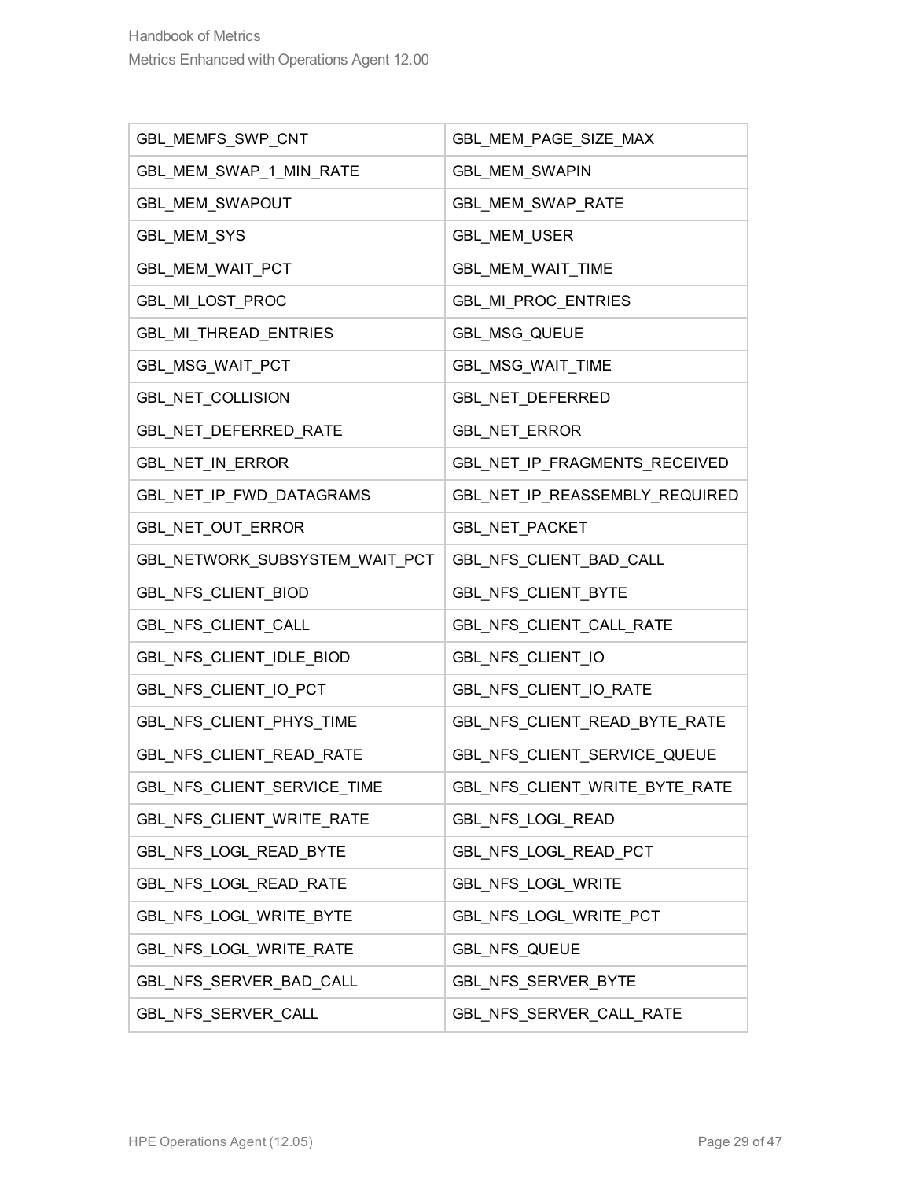| GBL_MEMFS_SWP_CNT | GBL_MEM_PAGE_SIZE_MAX |
|---|---|
| GBL_MEM_SWAP_1_MIN_RATE | GBL_MEM_SWAPIN |
| GBL_MEM_SWAPOUT | GBL_MEM_SWAP_RATE |
| GBL_MEM_SYS | GBL_MEM_USER |
| GBL_MEM_WAIT_PCT | GBL_MEM_WAIT_TIME |
| GBL_MI_LOST_PROC | GBL_MI_PROC_ENTRIES |
| GBL_MI_THREAD_ENTRIES | GBL_MSG_QUEUE |
| GBL_MSG_WAIT_PCT | GBL_MSG_WAIT_TIME |
| GBL_NET_COLLISION | GBL_NET_DEFERRED |
| GBL_NET_DEFERRED_RATE | GBL_NET_ERROR |
| GBL_NET_IN_ERROR | GBL_NET_IP_FRAGMENTS_RECEIVED |
| GBL_NET_IP_FWD_DATAGRAMS | GBL_NET_IP_REASSEMBLY_REQUIRED |
| GBL_NET_OUT_ERROR | GBL_NET_PACKET |
| GBL_NETWORK_SUBSYSTEM_WAIT_PCT | GBL_NFS_CLIENT_BAD_CALL |
| GBL_NFS_CLIENT_BIOD | GBL_NFS_CLIENT_BYTE |
| GBL_NFS_CLIENT_CALL | GBL_NFS_CLIENT_CALL_RATE |
| GBL_NFS_CLIENT_IDLE_BIOD | GBL_NFS_CLIENT_IO |
| GBL_NFS_CLIENT_IO_PCT | GBL_NFS_CLIENT_IO_RATE |
| GBL_NFS_CLIENT_PHYS_TIME | GBL_NFS_CLIENT_READ_BYTE_RATE |
| GBL_NFS_CLIENT_READ_RATE | GBL_NFS_CLIENT_SERVICE_QUEUE |
| GBL_NFS_CLIENT_SERVICE_TIME | GBL_NFS_CLIENT_WRITE_BYTE_RATE |
| GBL_NFS_CLIENT_WRITE_RATE | GBL_NFS_LOGL_READ |
| GBL_NFS_LOGL_READ_BYTE | GBL_NFS_LOGL_READ_PCT |
| GBL_NFS_LOGL_READ_RATE | GBL_NFS_LOGL_WRITE |
| GBL_NFS_LOGL_WRITE_BYTE | GBL_NFS_LOGL_WRITE_PCT |
| GBL_NFS_LOGL_WRITE_RATE | GBL_NFS_QUEUE |
| GBL_NFS_SERVER_BAD_CALL | GBL_NFS_SERVER_BYTE |
| GBL_NFS_SERVER_CALL | GBL_NFS_SERVER_CALL_RATE |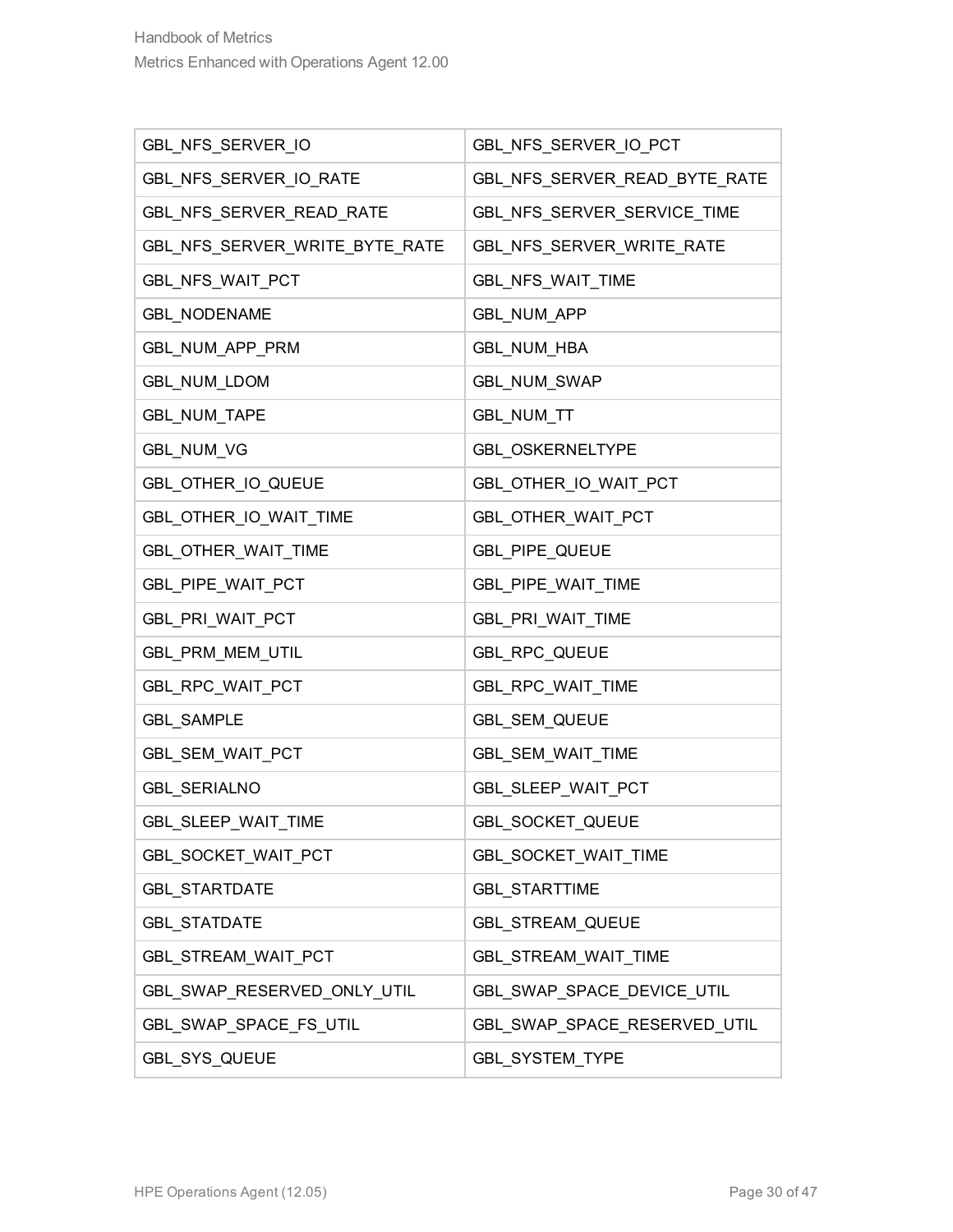| GBL_NFS_SERVER_IO | GBL_NFS_SERVER_IO_PCT |
|---|---|
| GBL_NFS_SERVER_IO_RATE | GBL_NFS_SERVER_READ_BYTE_RATE |
| GBL_NFS_SERVER_READ_RATE | GBL_NFS_SERVER_SERVICE_TIME |
| GBL_NFS_SERVER_WRITE_BYTE_RATE | GBL_NFS_SERVER_WRITE_RATE |
| GBL_NFS_WAIT_PCT | GBL_NFS_WAIT_TIME |
| GBL_NODENAME | GBL_NUM_APP |
| GBL_NUM_APP_PRM | GBL_NUM_HBA |
| GBL_NUM_LDOM | GBL_NUM_SWAP |
| GBL_NUM_TAPE | GBL_NUM_TT |
| GBL_NUM_VG | GBL_OSKERNELTYPE |
| GBL_OTHER_IO_QUEUE | GBL_OTHER_IO_WAIT_PCT |
| GBL_OTHER_IO_WAIT_TIME | GBL_OTHER_WAIT_PCT |
| GBL_OTHER_WAIT_TIME | GBL_PIPE_QUEUE |
| GBL_PIPE_WAIT_PCT | GBL_PIPE_WAIT_TIME |
| GBL_PRI_WAIT_PCT | GBL_PRI_WAIT_TIME |
| GBL_PRM_MEM_UTIL | GBL_RPC_QUEUE |
| GBL_RPC_WAIT_PCT | GBL_RPC_WAIT_TIME |
| GBL_SAMPLE | GBL_SEM_QUEUE |
| GBL_SEM_WAIT_PCT | GBL_SEM_WAIT_TIME |
| GBL_SERIALNO | GBL_SLEEP_WAIT_PCT |
| GBL_SLEEP_WAIT_TIME | GBL_SOCKET_QUEUE |
| GBL_SOCKET_WAIT_PCT | GBL_SOCKET_WAIT_TIME |
| GBL_STARTDATE | GBL_STARTTIME |
| GBL_STATDATE | GBL_STREAM_QUEUE |
| GBL_STREAM_WAIT_PCT | GBL_STREAM_WAIT_TIME |
| GBL_SWAP_RESERVED_ONLY_UTIL | GBL_SWAP_SPACE_DEVICE_UTIL |
| GBL_SWAP_SPACE_FS_UTIL | GBL_SWAP_SPACE_RESERVED_UTIL |
| GBL_SYS_QUEUE | GBL_SYSTEM_TYPE |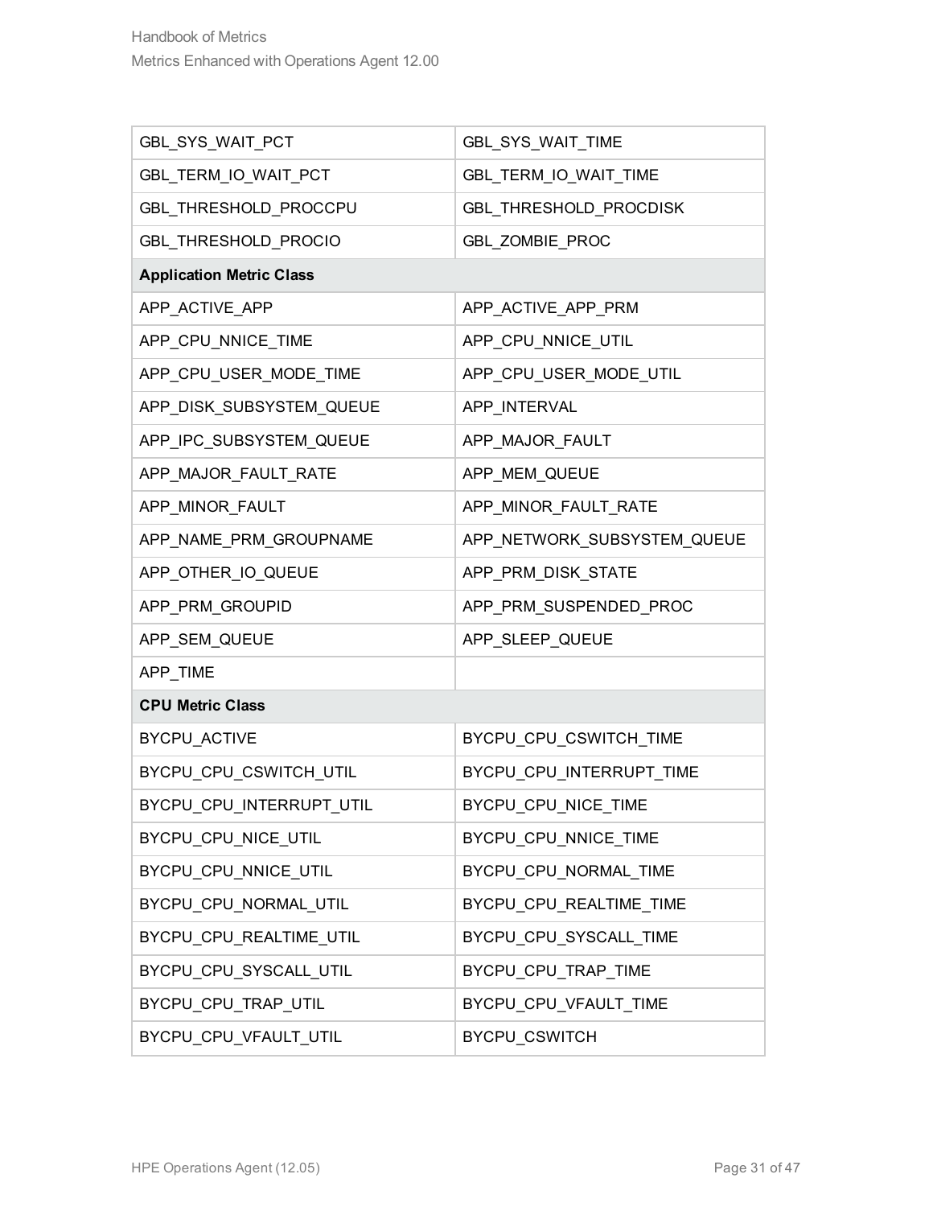| | |
|---|---|
| GBL_SYS_WAIT_PCT | GBL_SYS_WAIT_TIME |
| GBL_TERM_IO_WAIT_PCT | GBL_TERM_IO_WAIT_TIME |
| GBL_THRESHOLD_PROCCPU | GBL_THRESHOLD_PROCDISK |
| GBL_THRESHOLD_PROCIO | GBL_ZOMBIE_PROC |
| **Application Metric Class** | |
| APP_ACTIVE_APP | APP_ACTIVE_APP_PRM |
| APP_CPU_NNICE_TIME | APP_CPU_NNICE_UTIL |
| APP_CPU_USER_MODE_TIME | APP_CPU_USER_MODE_UTIL |
| APP_DISK_SUBSYSTEM_QUEUE | APP_INTERVAL |
| APP_IPC_SUBSYSTEM_QUEUE | APP_MAJOR_FAULT |
| APP_MAJOR_FAULT_RATE | APP_MEM_QUEUE |
| APP_MINOR_FAULT | APP_MINOR_FAULT_RATE |
| APP_NAME_PRM_GROUPNAME | APP_NETWORK_SUBSYSTEM_QUEUE |
| APP_OTHER_IO_QUEUE | APP_PRM_DISK_STATE |
| APP_PRM_GROUPID | APP_PRM_SUSPENDED_PROC |
| APP_SEM_QUEUE | APP_SLEEP_QUEUE |
| APP_TIME | |
| **CPU Metric Class** | |
| BYCPU_ACTIVE | BYCPU_CPU_CSWITCH_TIME |
| BYCPU_CPU_CSWITCH_UTIL | BYCPU_CPU_INTERRUPT_TIME |
| BYCPU_CPU_INTERRUPT_UTIL | BYCPU_CPU_NICE_TIME |
| BYCPU_CPU_NICE_UTIL | BYCPU_CPU_NNICE_TIME |
| BYCPU_CPU_NNICE_UTIL | BYCPU_CPU_NORMAL_TIME |
| BYCPU_CPU_NORMAL_UTIL | BYCPU_CPU_REALTIME_TIME |
| BYCPU_CPU_REALTIME_UTIL | BYCPU_CPU_SYSCALL_TIME |
| BYCPU_CPU_SYSCALL_UTIL | BYCPU_CPU_TRAP_TIME |
| BYCPU_CPU_TRAP_UTIL | BYCPU_CPU_VFAULT_TIME |
| BYCPU_CPU_VFAULT_UTIL | BYCPU_CSWITCH |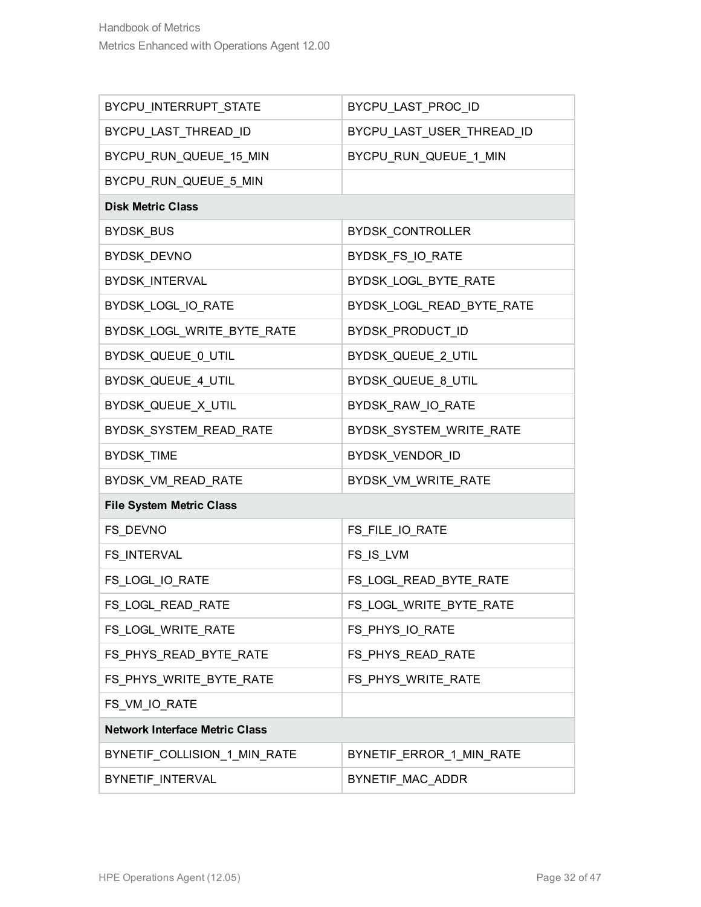| | |
|---|---|
| BYCPU_INTERRUPT_STATE | BYCPU_LAST_PROC_ID |
| BYCPU_LAST_THREAD_ID | BYCPU_LAST_USER_THREAD_ID |
| BYCPU_RUN_QUEUE_15_MIN | BYCPU_RUN_QUEUE_1_MIN |
| BYCPU_RUN_QUEUE_5_MIN | |
| **Disk Metric Class** | |
| BYDSK_BUS | BYDSK_CONTROLLER |
| BYDSK_DEVNO | BYDSK_FS_IO_RATE |
| BYDSK_INTERVAL | BYDSK_LOGL_BYTE_RATE |
| BYDSK_LOGL_IO_RATE | BYDSK_LOGL_READ_BYTE_RATE |
| BYDSK_LOGL_WRITE_BYTE_RATE | BYDSK_PRODUCT_ID |
| BYDSK_QUEUE_0_UTIL | BYDSK_QUEUE_2_UTIL |
| BYDSK_QUEUE_4_UTIL | BYDSK_QUEUE_8_UTIL |
| BYDSK_QUEUE_X_UTIL | BYDSK_RAW_IO_RATE |
| BYDSK_SYSTEM_READ_RATE | BYDSK_SYSTEM_WRITE_RATE |
| BYDSK_TIME | BYDSK_VENDOR_ID |
| BYDSK_VM_READ_RATE | BYDSK_VM_WRITE_RATE |
| **File System Metric Class** | |
| FS_DEVNO | FS_FILE_IO_RATE |
| FS_INTERVAL | FS_IS_LVM |
| FS_LOGL_IO_RATE | FS_LOGL_READ_BYTE_RATE |
| FS_LOGL_READ_RATE | FS_LOGL_WRITE_BYTE_RATE |
| FS_LOGL_WRITE_RATE | FS_PHYS_IO_RATE |
| FS_PHYS_READ_BYTE_RATE | FS_PHYS_READ_RATE |
| FS_PHYS_WRITE_BYTE_RATE | FS_PHYS_WRITE_RATE |
| FS_VM_IO_RATE | |
| **Network Interface Metric Class** | |
| BYNETIF_COLLISION_1_MIN_RATE | BYNETIF_ERROR_1_MIN_RATE |
| BYNETIF_INTERVAL | BYNETIF_MAC_ADDR |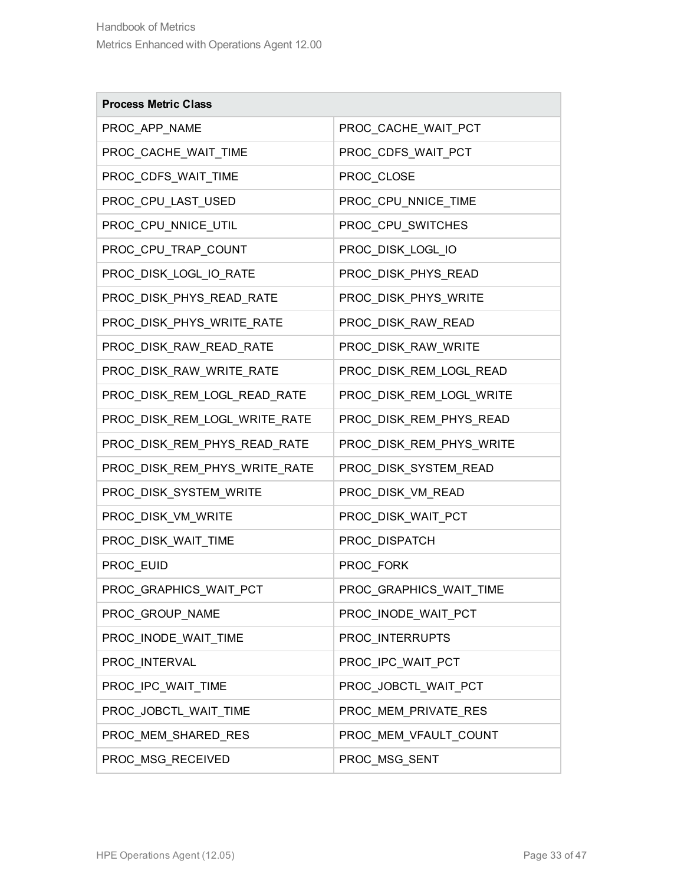| Process Metric Class | |
|---|---|
| PROC_APP_NAME | PROC_CACHE_WAIT_PCT |
| PROC_CACHE_WAIT_TIME | PROC_CDFS_WAIT_PCT |
| PROC_CDFS_WAIT_TIME | PROC_CLOSE |
| PROC_CPU_LAST_USED | PROC_CPU_NNICE_TIME |
| PROC_CPU_NNICE_UTIL | PROC_CPU_SWITCHES |
| PROC_CPU_TRAP_COUNT | PROC_DISK_LOGL_IO |
| PROC_DISK_LOGL_IO_RATE | PROC_DISK_PHYS_READ |
| PROC_DISK_PHYS_READ_RATE | PROC_DISK_PHYS_WRITE |
| PROC_DISK_PHYS_WRITE_RATE | PROC_DISK_RAW_READ |
| PROC_DISK_RAW_READ_RATE | PROC_DISK_RAW_WRITE |
| PROC_DISK_RAW_WRITE_RATE | PROC_DISK_REM_LOGL_READ |
| PROC_DISK_REM_LOGL_READ_RATE | PROC_DISK_REM_LOGL_WRITE |
| PROC_DISK_REM_LOGL_WRITE_RATE | PROC_DISK_REM_PHYS_READ |
| PROC_DISK_REM_PHYS_READ_RATE | PROC_DISK_REM_PHYS_WRITE |
| PROC_DISK_REM_PHYS_WRITE_RATE | PROC_DISK_SYSTEM_READ |
| PROC_DISK_SYSTEM_WRITE | PROC_DISK_VM_READ |
| PROC_DISK_VM_WRITE | PROC_DISK_WAIT_PCT |
| PROC_DISK_WAIT_TIME | PROC_DISPATCH |
| PROC_EUID | PROC_FORK |
| PROC_GRAPHICS_WAIT_PCT | PROC_GRAPHICS_WAIT_TIME |
| PROC_GROUP_NAME | PROC_INODE_WAIT_PCT |
| PROC_INODE_WAIT_TIME | PROC_INTERRUPTS |
| PROC_INTERVAL | PROC_IPC_WAIT_PCT |
| PROC_IPC_WAIT_TIME | PROC_JOBCTL_WAIT_PCT |
| PROC_JOBCTL_WAIT_TIME | PROC_MEM_PRIVATE_RES |
| PROC_MEM_SHARED_RES | PROC_MEM_VFAULT_COUNT |
| PROC_MSG_RECEIVED | PROC_MSG_SENT |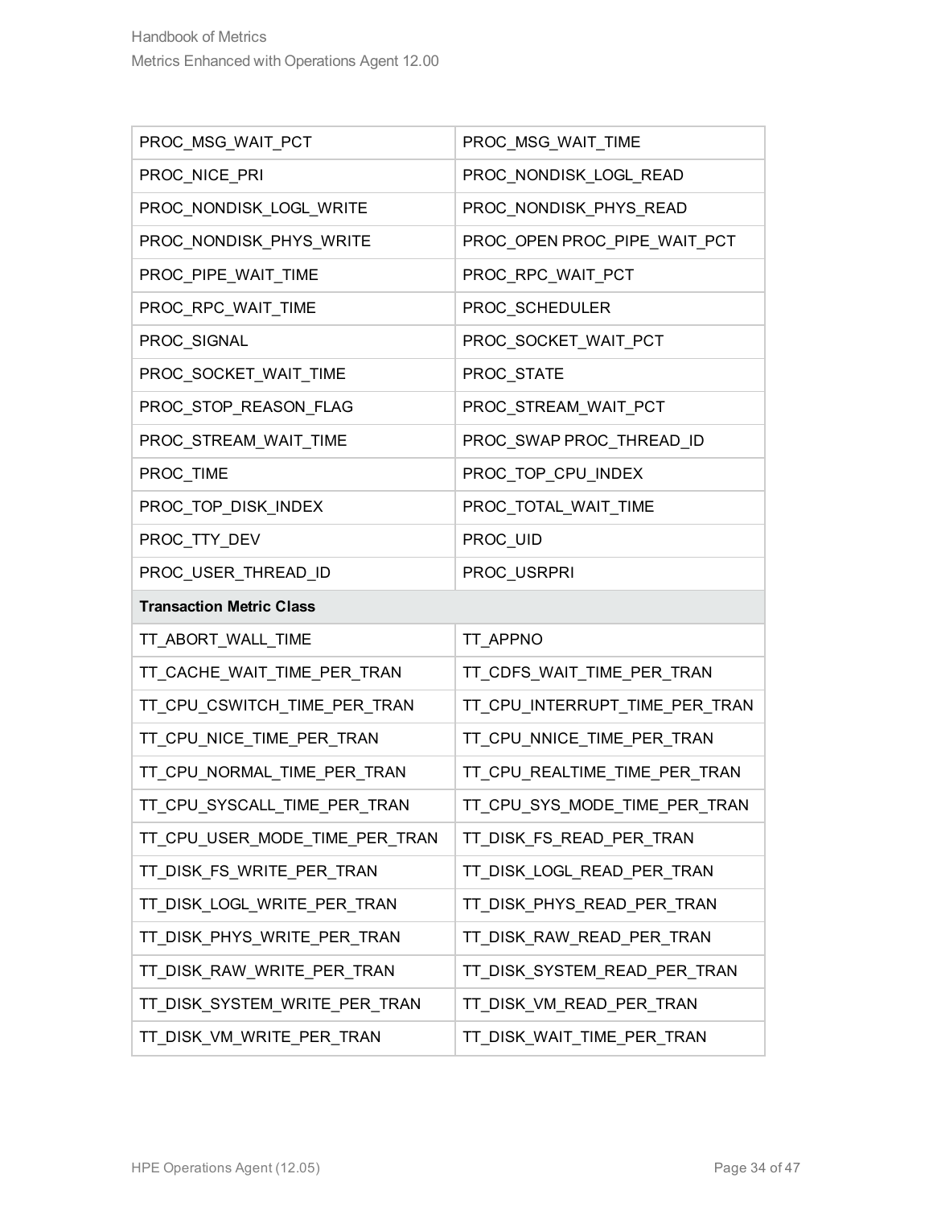| | |
|---|---|
| PROC_MSG_WAIT_PCT | PROC_MSG_WAIT_TIME |
| PROC_NICE_PRI | PROC_NONDISK_LOGL_READ |
| PROC_NONDISK_LOGL_WRITE | PROC_NONDISK_PHYS_READ |
| PROC_NONDISK_PHYS_WRITE | PROC_OPEN PROC_PIPE_WAIT_PCT |
| PROC_PIPE_WAIT_TIME | PROC_RPC_WAIT_PCT |
| PROC_RPC_WAIT_TIME | PROC_SCHEDULER |
| PROC_SIGNAL | PROC_SOCKET_WAIT_PCT |
| PROC_SOCKET_WAIT_TIME | PROC_STATE |
| PROC_STOP_REASON_FLAG | PROC_STREAM_WAIT_PCT |
| PROC_STREAM_WAIT_TIME | PROC_SWAP PROC_THREAD_ID |
| PROC_TIME | PROC_TOP_CPU_INDEX |
| PROC_TOP_DISK_INDEX | PROC_TOTAL_WAIT_TIME |
| PROC_TTY_DEV | PROC_UID |
| PROC_USER_THREAD_ID | PROC_USRPRI |
| **Transaction Metric Class** | |
| TT_ABORT_WALL_TIME | TT_APPNO |
| TT_CACHE_WAIT_TIME_PER_TRAN | TT_CDFS_WAIT_TIME_PER_TRAN |
| TT_CPU_CSWITCH_TIME_PER_TRAN | TT_CPU_INTERRUPT_TIME_PER_TRAN |
| TT_CPU_NICE_TIME_PER_TRAN | TT_CPU_NNICE_TIME_PER_TRAN |
| TT_CPU_NORMAL_TIME_PER_TRAN | TT_CPU_REALTIME_TIME_PER_TRAN |
| TT_CPU_SYSCALL_TIME_PER_TRAN | TT_CPU_SYS_MODE_TIME_PER_TRAN |
| TT_CPU_USER_MODE_TIME_PER_TRAN | TT_DISK_FS_READ_PER_TRAN |
| TT_DISK_FS_WRITE_PER_TRAN | TT_DISK_LOGL_READ_PER_TRAN |
| TT_DISK_LOGL_WRITE_PER_TRAN | TT_DISK_PHYS_READ_PER_TRAN |
| TT_DISK_PHYS_WRITE_PER_TRAN | TT_DISK_RAW_READ_PER_TRAN |
| TT_DISK_RAW_WRITE_PER_TRAN | TT_DISK_SYSTEM_READ_PER_TRAN |
| TT_DISK_SYSTEM_WRITE_PER_TRAN | TT_DISK_VM_READ_PER_TRAN |
| TT_DISK_VM_WRITE_PER_TRAN | TT_DISK_WAIT_TIME_PER_TRAN |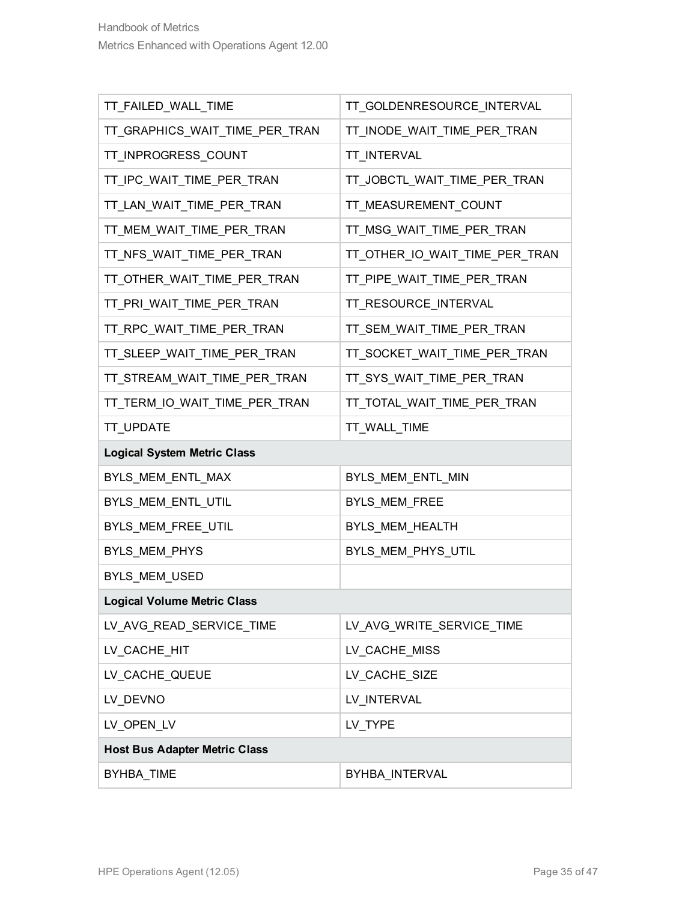| | |
|---|---|
| TT_FAILED_WALL_TIME | TT_GOLDENRESOURCE_INTERVAL |
| TT_GRAPHICS_WAIT_TIME_PER_TRAN | TT_INODE_WAIT_TIME_PER_TRAN |
| TT_INPROGRESS_COUNT | TT_INTERVAL |
| TT_IPC_WAIT_TIME_PER_TRAN | TT_JOBCTL_WAIT_TIME_PER_TRAN |
| TT_LAN_WAIT_TIME_PER_TRAN | TT_MEASUREMENT_COUNT |
| TT_MEM_WAIT_TIME_PER_TRAN | TT_MSG_WAIT_TIME_PER_TRAN |
| TT_NFS_WAIT_TIME_PER_TRAN | TT_OTHER_IO_WAIT_TIME_PER_TRAN |
| TT_OTHER_WAIT_TIME_PER_TRAN | TT_PIPE_WAIT_TIME_PER_TRAN |
| TT_PRI_WAIT_TIME_PER_TRAN | TT_RESOURCE_INTERVAL |
| TT_RPC_WAIT_TIME_PER_TRAN | TT_SEM_WAIT_TIME_PER_TRAN |
| TT_SLEEP_WAIT_TIME_PER_TRAN | TT_SOCKET_WAIT_TIME_PER_TRAN |
| TT_STREAM_WAIT_TIME_PER_TRAN | TT_SYS_WAIT_TIME_PER_TRAN |
| TT_TERM_IO_WAIT_TIME_PER_TRAN | TT_TOTAL_WAIT_TIME_PER_TRAN |
| TT_UPDATE | TT_WALL_TIME |
| **Logical System Metric Class** | |
| BYLS_MEM_ENTL_MAX | BYLS_MEM_ENTL_MIN |
| BYLS_MEM_ENTL_UTIL | BYLS_MEM_FREE |
| BYLS_MEM_FREE_UTIL | BYLS_MEM_HEALTH |
| BYLS_MEM_PHYS | BYLS_MEM_PHYS_UTIL |
| BYLS_MEM_USED | |
| **Logical Volume Metric Class** | |
| LV_AVG_READ_SERVICE_TIME | LV_AVG_WRITE_SERVICE_TIME |
| LV_CACHE_HIT | LV_CACHE_MISS |
| LV_CACHE_QUEUE | LV_CACHE_SIZE |
| LV_DEVNO | LV_INTERVAL |
| LV_OPEN_LV | LV_TYPE |
| **Host Bus Adapter Metric Class** | |
| BYHBA_TIME | BYHBA_INTERVAL |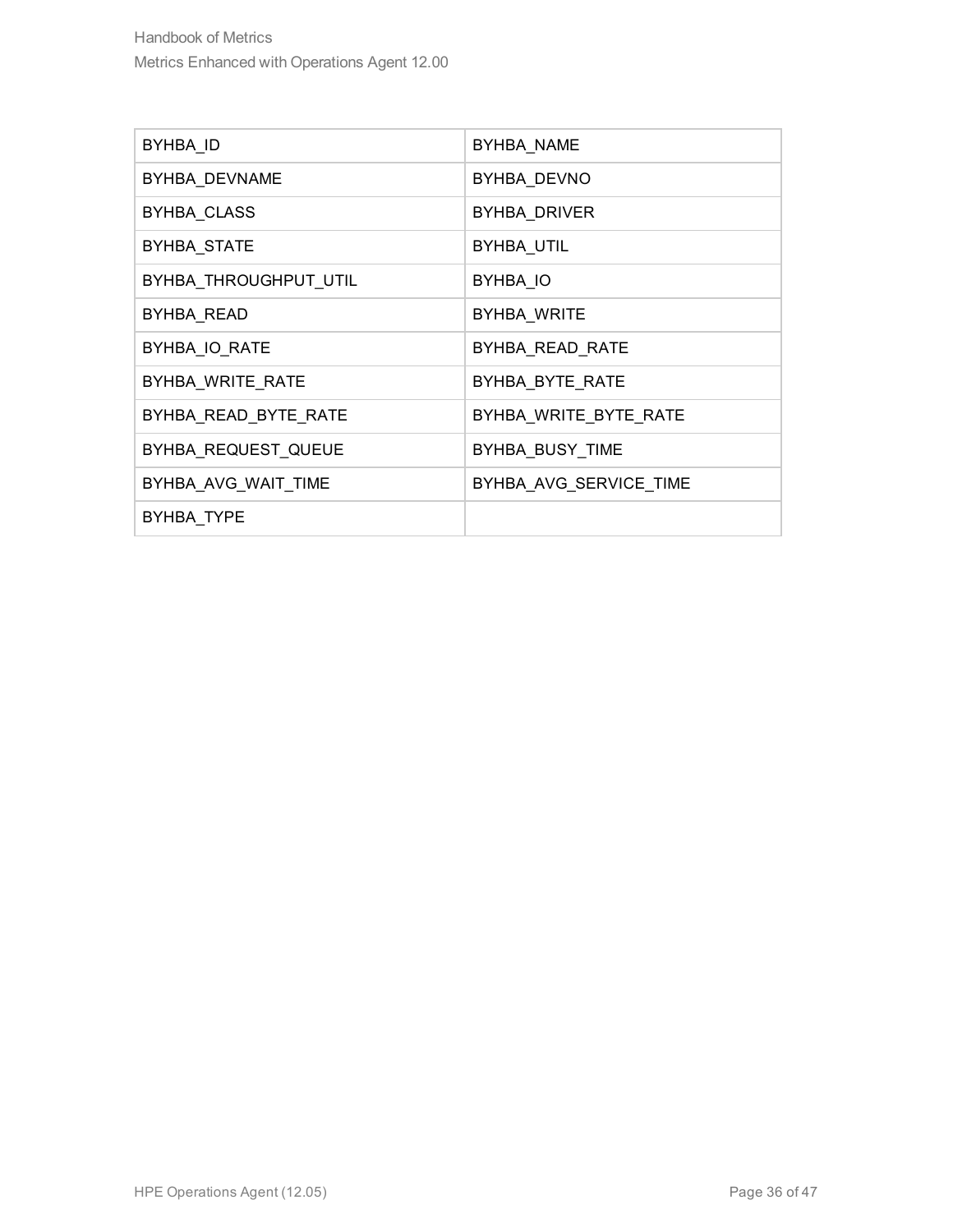| BYHBA_ID | BYHBA_NAME |
|---|---|
| BYHBA_DEVNAME | BYHBA_DEVNO |
| BYHBA_CLASS | BYHBA_DRIVER |
| BYHBA_STATE | BYHBA_UTIL |
| BYHBA_THROUGHPUT_UTIL | BYHBA_IO |
| BYHBA_READ | BYHBA_WRITE |
| BYHBA_IO_RATE | BYHBA_READ_RATE |
| BYHBA_WRITE_RATE | BYHBA_BYTE_RATE |
| BYHBA_READ_BYTE_RATE | BYHBA_WRITE_BYTE_RATE |
| BYHBA_REQUEST_QUEUE | BYHBA_BUSY_TIME |
| BYHBA_AVG_WAIT_TIME | BYHBA_AVG_SERVICE_TIME |
| BYHBA_TYPE | |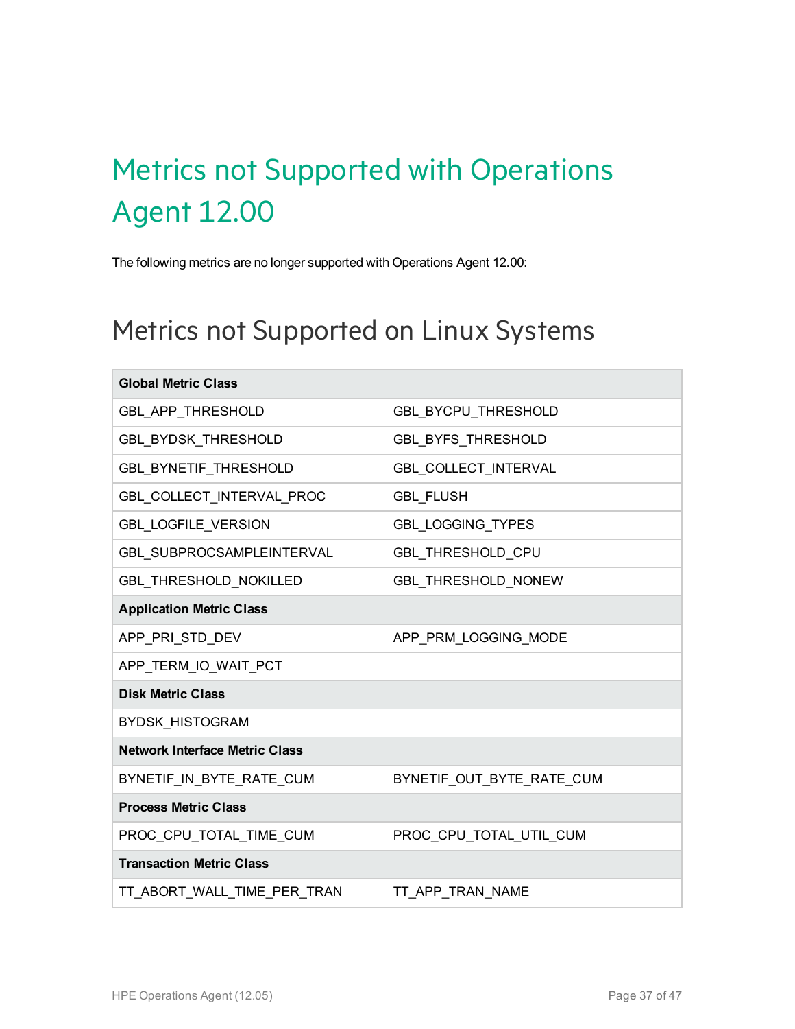# Metrics not Supported with Operations Agent 12.00

The following metrics are no longer supported with Operations Agent 12.00:

## Metrics not Supported on Linux Systems

| **Global Metric Class** | |
|---|---|
| GBL_APP_THRESHOLD | GBL_BYCPU_THRESHOLD |
| GBL_BYDSK_THRESHOLD | GBL_BYFS_THRESHOLD |
| GBL_BYNETIF_THRESHOLD | GBL_COLLECT_INTERVAL |
| GBL_COLLECT_INTERVAL_PROC | GBL_FLUSH |
| GBL_LOGFILE_VERSION | GBL_LOGGING_TYPES |
| GBL_SUBPROCSAMPLEINTERVAL | GBL_THRESHOLD_CPU |
| GBL_THRESHOLD_NOKILLED | GBL_THRESHOLD_NONEW |
| **Application Metric Class** | |
| APP_PRI_STD_DEV | APP_PRM_LOGGING_MODE |
| APP_TERM_IO_WAIT_PCT | |
| **Disk Metric Class** | |
| BYDSK_HISTOGRAM | |
| **Network Interface Metric Class** | |
| BYNETIF_IN_BYTE_RATE_CUM | BYNETIF_OUT_BYTE_RATE_CUM |
| **Process Metric Class** | |
| PROC_CPU_TOTAL_TIME_CUM | PROC_CPU_TOTAL_UTIL_CUM |
| **Transaction Metric Class** | |
| TT_ABORT_WALL_TIME_PER_TRAN | TT_APP_TRAN_NAME |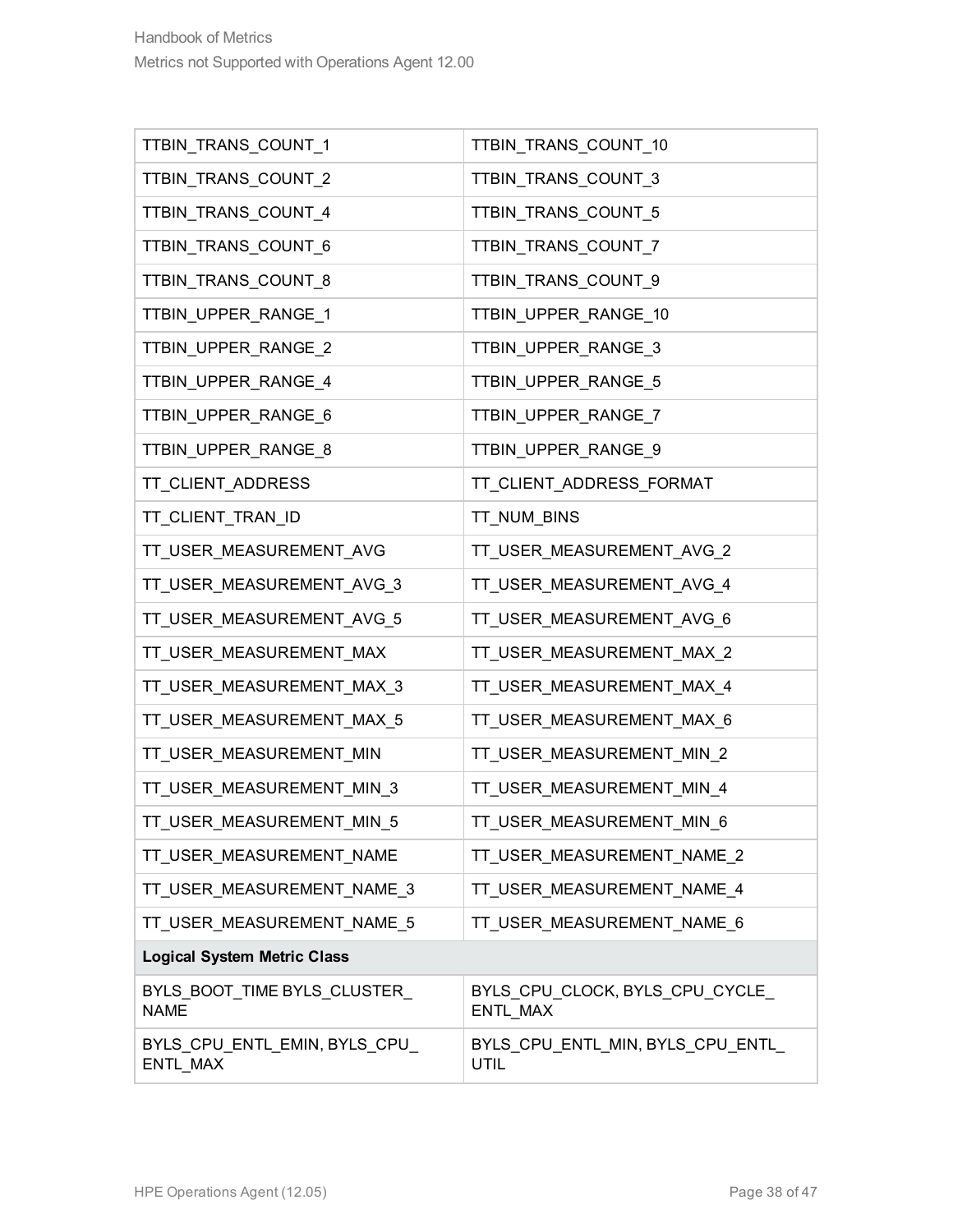| | |
|---|---|
| TTBIN_TRANS_COUNT_1 | TTBIN_TRANS_COUNT_10 |
| TTBIN_TRANS_COUNT_2 | TTBIN_TRANS_COUNT_3 |
| TTBIN_TRANS_COUNT_4 | TTBIN_TRANS_COUNT_5 |
| TTBIN_TRANS_COUNT_6 | TTBIN_TRANS_COUNT_7 |
| TTBIN_TRANS_COUNT_8 | TTBIN_TRANS_COUNT_9 |
| TTBIN_UPPER_RANGE_1 | TTBIN_UPPER_RANGE_10 |
| TTBIN_UPPER_RANGE_2 | TTBIN_UPPER_RANGE_3 |
| TTBIN_UPPER_RANGE_4 | TTBIN_UPPER_RANGE_5 |
| TTBIN_UPPER_RANGE_6 | TTBIN_UPPER_RANGE_7 |
| TTBIN_UPPER_RANGE_8 | TTBIN_UPPER_RANGE_9 |
| TT_CLIENT_ADDRESS | TT_CLIENT_ADDRESS_FORMAT |
| TT_CLIENT_TRAN_ID | TT_NUM_BINS |
| TT_USER_MEASUREMENT_AVG | TT_USER_MEASUREMENT_AVG_2 |
| TT_USER_MEASUREMENT_AVG_3 | TT_USER_MEASUREMENT_AVG_4 |
| TT_USER_MEASUREMENT_AVG_5 | TT_USER_MEASUREMENT_AVG_6 |
| TT_USER_MEASUREMENT_MAX | TT_USER_MEASUREMENT_MAX_2 |
| TT_USER_MEASUREMENT_MAX_3 | TT_USER_MEASUREMENT_MAX_4 |
| TT_USER_MEASUREMENT_MAX_5 | TT_USER_MEASUREMENT_MAX_6 |
| TT_USER_MEASUREMENT_MIN | TT_USER_MEASUREMENT_MIN_2 |
| TT_USER_MEASUREMENT_MIN_3 | TT_USER_MEASUREMENT_MIN_4 |
| TT_USER_MEASUREMENT_MIN_5 | TT_USER_MEASUREMENT_MIN_6 |
| TT_USER_MEASUREMENT_NAME | TT_USER_MEASUREMENT_NAME_2 |
| TT_USER_MEASUREMENT_NAME_3 | TT_USER_MEASUREMENT_NAME_4 |
| TT_USER_MEASUREMENT_NAME_5 | TT_USER_MEASUREMENT_NAME_6 |
| **Logical System Metric Class** | |
| BYLS_BOOT_TIME BYLS_CLUSTER_NAME | BYLS_CPU_CLOCK, BYLS_CPU_CYCLE_ENTL_MAX |
| BYLS_CPU_ENTL_EMIN, BYLS_CPU_ENTL_MAX | BYLS_CPU_ENTL_MIN, BYLS_CPU_ENTL_UTIL |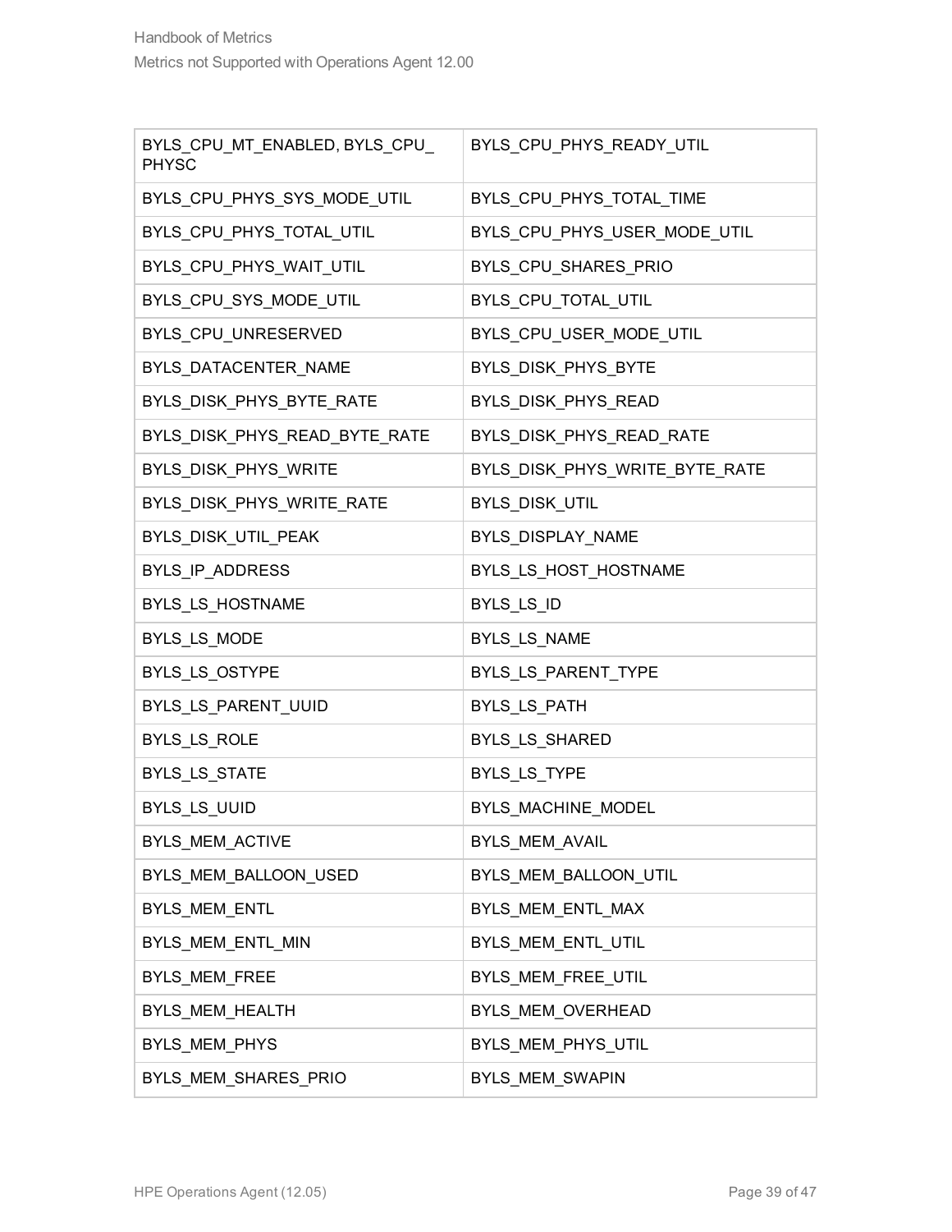| BYLS_CPU_MT_ENABLED, BYLS_CPU_PHYSC | BYLS_CPU_PHYS_READY_UTIL |
|---|---|
| BYLS_CPU_PHYS_SYS_MODE_UTIL | BYLS_CPU_PHYS_TOTAL_TIME |
| BYLS_CPU_PHYS_TOTAL_UTIL | BYLS_CPU_PHYS_USER_MODE_UTIL |
| BYLS_CPU_PHYS_WAIT_UTIL | BYLS_CPU_SHARES_PRIO |
| BYLS_CPU_SYS_MODE_UTIL | BYLS_CPU_TOTAL_UTIL |
| BYLS_CPU_UNRESERVED | BYLS_CPU_USER_MODE_UTIL |
| BYLS_DATACENTER_NAME | BYLS_DISK_PHYS_BYTE |
| BYLS_DISK_PHYS_BYTE_RATE | BYLS_DISK_PHYS_READ |
| BYLS_DISK_PHYS_READ_BYTE_RATE | BYLS_DISK_PHYS_READ_RATE |
| BYLS_DISK_PHYS_WRITE | BYLS_DISK_PHYS_WRITE_BYTE_RATE |
| BYLS_DISK_PHYS_WRITE_RATE | BYLS_DISK_UTIL |
| BYLS_DISK_UTIL_PEAK | BYLS_DISPLAY_NAME |
| BYLS_IP_ADDRESS | BYLS_LS_HOST_HOSTNAME |
| BYLS_LS_HOSTNAME | BYLS_LS_ID |
| BYLS_LS_MODE | BYLS_LS_NAME |
| BYLS_LS_OSTYPE | BYLS_LS_PARENT_TYPE |
| BYLS_LS_PARENT_UUID | BYLS_LS_PATH |
| BYLS_LS_ROLE | BYLS_LS_SHARED |
| BYLS_LS_STATE | BYLS_LS_TYPE |
| BYLS_LS_UUID | BYLS_MACHINE_MODEL |
| BYLS_MEM_ACTIVE | BYLS_MEM_AVAIL |
| BYLS_MEM_BALLOON_USED | BYLS_MEM_BALLOON_UTIL |
| BYLS_MEM_ENTL | BYLS_MEM_ENTL_MAX |
| BYLS_MEM_ENTL_MIN | BYLS_MEM_ENTL_UTIL |
| BYLS_MEM_FREE | BYLS_MEM_FREE_UTIL |
| BYLS_MEM_HEALTH | BYLS_MEM_OVERHEAD |
| BYLS_MEM_PHYS | BYLS_MEM_PHYS_UTIL |
| BYLS_MEM_SHARES_PRIO | BYLS_MEM_SWAPIN |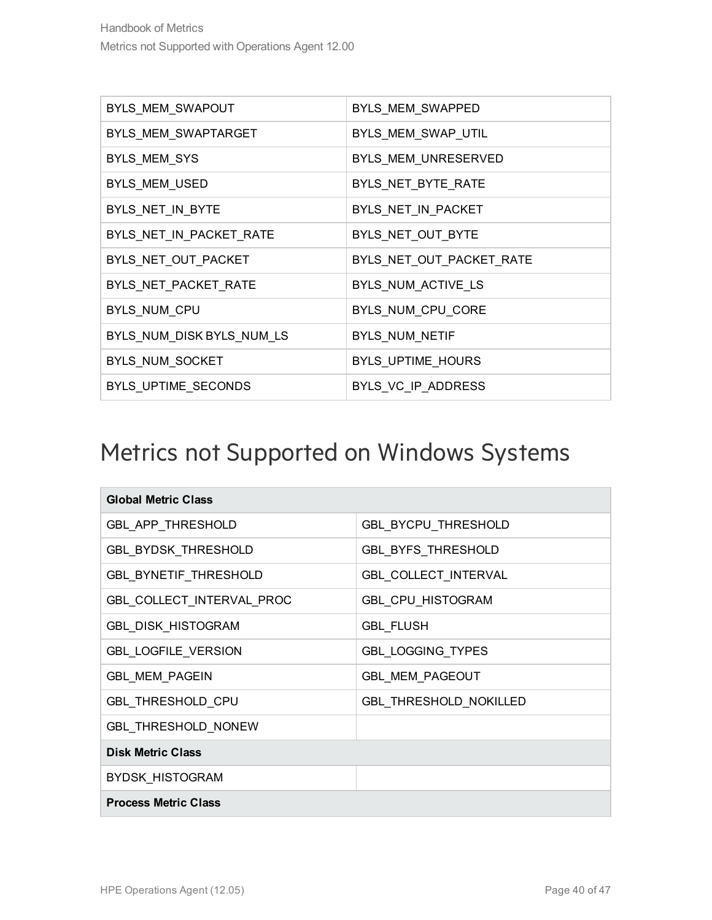| BYLS_MEM_SWAPOUT | BYLS_MEM_SWAPPED |
|---|---|
| BYLS_MEM_SWAPTARGET | BYLS_MEM_SWAP_UTIL |
| BYLS_MEM_SYS | BYLS_MEM_UNRESERVED |
| BYLS_MEM_USED | BYLS_NET_BYTE_RATE |
| BYLS_NET_IN_BYTE | BYLS_NET_IN_PACKET |
| BYLS_NET_IN_PACKET_RATE | BYLS_NET_OUT_BYTE |
| BYLS_NET_OUT_PACKET | BYLS_NET_OUT_PACKET_RATE |
| BYLS_NET_PACKET_RATE | BYLS_NUM_ACTIVE_LS |
| BYLS_NUM_CPU | BYLS_NUM_CPU_CORE |
| BYLS_NUM_DISK BYLS_NUM_LS | BYLS_NUM_NETIF |
| BYLS_NUM_SOCKET | BYLS_UPTIME_HOURS |
| BYLS_UPTIME_SECONDS | BYLS_VC_IP_ADDRESS |

# Metrics not Supported on Windows Systems

| **Global Metric Class** | |
|---|---|
| GBL_APP_THRESHOLD | GBL_BYCPU_THRESHOLD |
| GBL_BYDSK_THRESHOLD | GBL_BYFS_THRESHOLD |
| GBL_BYNETIF_THRESHOLD | GBL_COLLECT_INTERVAL |
| GBL_COLLECT_INTERVAL_PROC | GBL_CPU_HISTOGRAM |
| GBL_DISK_HISTOGRAM | GBL_FLUSH |
| GBL_LOGFILE_VERSION | GBL_LOGGING_TYPES |
| GBL_MEM_PAGEIN | GBL_MEM_PAGEOUT |
| GBL_THRESHOLD_CPU | GBL_THRESHOLD_NOKILLED |
| GBL_THRESHOLD_NONEW | |
| **Disk Metric Class** | |
| BYDSK_HISTOGRAM | |
| **Process Metric Class** | |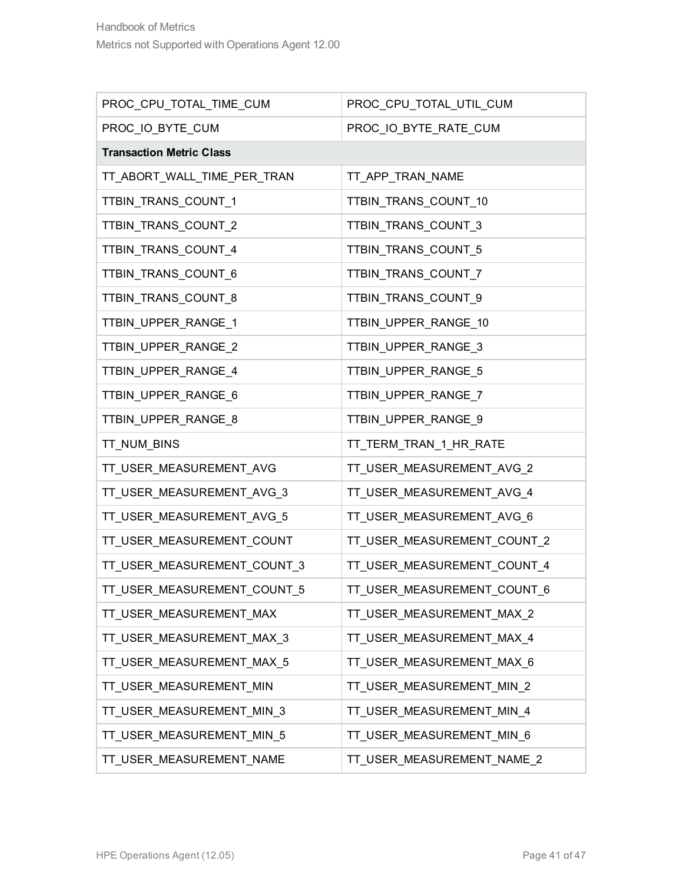| PROC_CPU_TOTAL_TIME_CUM | PROC_CPU_TOTAL_UTIL_CUM |
| --- | --- |
| PROC_IO_BYTE_CUM | PROC_IO_BYTE_RATE_CUM |
| **Transaction Metric Class** | |
| TT_ABORT_WALL_TIME_PER_TRAN | TT_APP_TRAN_NAME |
| TTBIN_TRANS_COUNT_1 | TTBIN_TRANS_COUNT_10 |
| TTBIN_TRANS_COUNT_2 | TTBIN_TRANS_COUNT_3 |
| TTBIN_TRANS_COUNT_4 | TTBIN_TRANS_COUNT_5 |
| TTBIN_TRANS_COUNT_6 | TTBIN_TRANS_COUNT_7 |
| TTBIN_TRANS_COUNT_8 | TTBIN_TRANS_COUNT_9 |
| TTBIN_UPPER_RANGE_1 | TTBIN_UPPER_RANGE_10 |
| TTBIN_UPPER_RANGE_2 | TTBIN_UPPER_RANGE_3 |
| TTBIN_UPPER_RANGE_4 | TTBIN_UPPER_RANGE_5 |
| TTBIN_UPPER_RANGE_6 | TTBIN_UPPER_RANGE_7 |
| TTBIN_UPPER_RANGE_8 | TTBIN_UPPER_RANGE_9 |
| TT_NUM_BINS | TT_TERM_TRAN_1_HR_RATE |
| TT_USER_MEASUREMENT_AVG | TT_USER_MEASUREMENT_AVG_2 |
| TT_USER_MEASUREMENT_AVG_3 | TT_USER_MEASUREMENT_AVG_4 |
| TT_USER_MEASUREMENT_AVG_5 | TT_USER_MEASUREMENT_AVG_6 |
| TT_USER_MEASUREMENT_COUNT | TT_USER_MEASUREMENT_COUNT_2 |
| TT_USER_MEASUREMENT_COUNT_3 | TT_USER_MEASUREMENT_COUNT_4 |
| TT_USER_MEASUREMENT_COUNT_5 | TT_USER_MEASUREMENT_COUNT_6 |
| TT_USER_MEASUREMENT_MAX | TT_USER_MEASUREMENT_MAX_2 |
| TT_USER_MEASUREMENT_MAX_3 | TT_USER_MEASUREMENT_MAX_4 |
| TT_USER_MEASUREMENT_MAX_5 | TT_USER_MEASUREMENT_MAX_6 |
| TT_USER_MEASUREMENT_MIN | TT_USER_MEASUREMENT_MIN_2 |
| TT_USER_MEASUREMENT_MIN_3 | TT_USER_MEASUREMENT_MIN_4 |
| TT_USER_MEASUREMENT_MIN_5 | TT_USER_MEASUREMENT_MIN_6 |
| TT_USER_MEASUREMENT_NAME | TT_USER_MEASUREMENT_NAME_2 |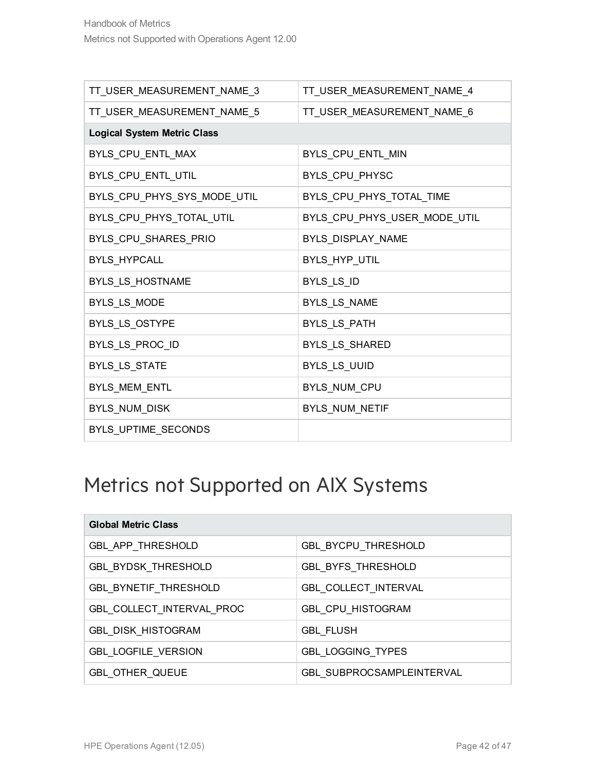| TT_USER_MEASUREMENT_NAME_3 | TT_USER_MEASUREMENT_NAME_4 |
|---|---|
| TT_USER_MEASUREMENT_NAME_5 | TT_USER_MEASUREMENT_NAME_6 |
| **Logical System Metric Class** | |
| BYLS_CPU_ENTL_MAX | BYLS_CPU_ENTL_MIN |
| BYLS_CPU_ENTL_UTIL | BYLS_CPU_PHYSC |
| BYLS_CPU_PHYS_SYS_MODE_UTIL | BYLS_CPU_PHYS_TOTAL_TIME |
| BYLS_CPU_PHYS_TOTAL_UTIL | BYLS_CPU_PHYS_USER_MODE_UTIL |
| BYLS_CPU_SHARES_PRIO | BYLS_DISPLAY_NAME |
| BYLS_HYPCALL | BYLS_HYP_UTIL |
| BYLS_LS_HOSTNAME | BYLS_LS_ID |
| BYLS_LS_MODE | BYLS_LS_NAME |
| BYLS_LS_OSTYPE | BYLS_LS_PATH |
| BYLS_LS_PROC_ID | BYLS_LS_SHARED |
| BYLS_LS_STATE | BYLS_LS_UUID |
| BYLS_MEM_ENTL | BYLS_NUM_CPU |
| BYLS_NUM_DISK | BYLS_NUM_NETIF |
| BYLS_UPTIME_SECONDS | |

# Metrics not Supported on AIX Systems

| **Global Metric Class** | |
|---|---|
| GBL_APP_THRESHOLD | GBL_BYCPU_THRESHOLD |
| GBL_BYDSK_THRESHOLD | GBL_BYFS_THRESHOLD |
| GBL_BYNETIF_THRESHOLD | GBL_COLLECT_INTERVAL |
| GBL_COLLECT_INTERVAL_PROC | GBL_CPU_HISTOGRAM |
| GBL_DISK_HISTOGRAM | GBL_FLUSH |
| GBL_LOGFILE_VERSION | GBL_LOGGING_TYPES |
| GBL_OTHER_QUEUE | GBL_SUBPROCSAMPLEINTERVAL |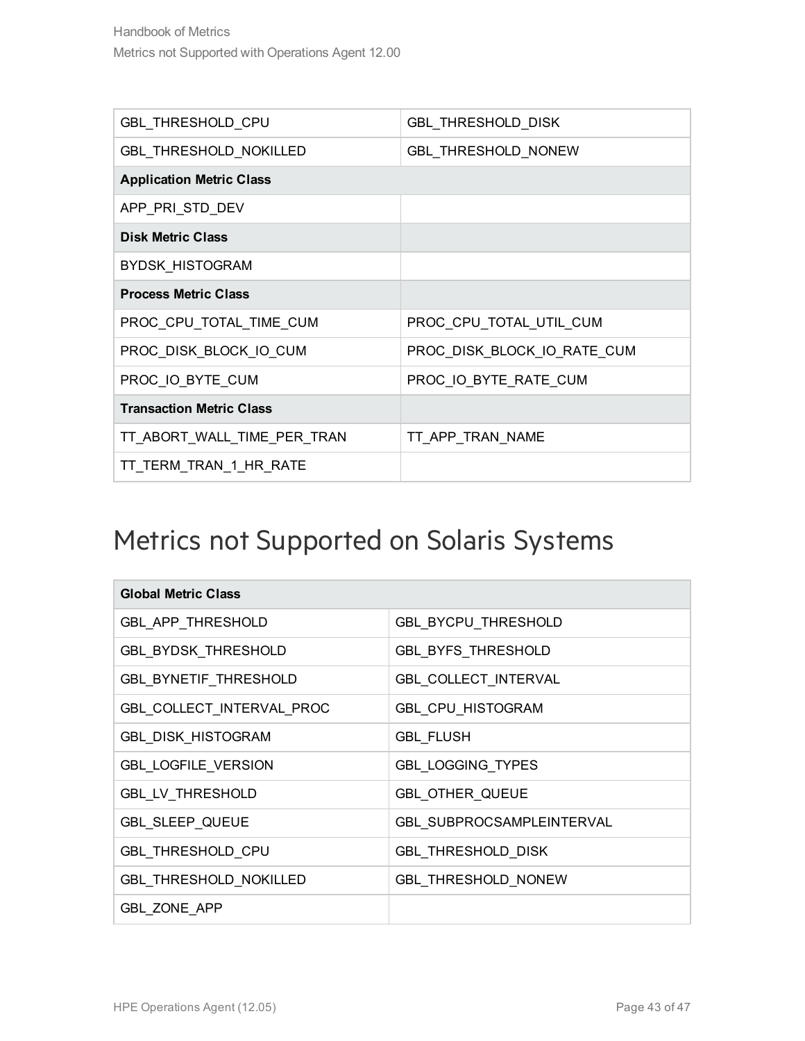| | |
|---|---|
| GBL_THRESHOLD_CPU | GBL_THRESHOLD_DISK |
| GBL_THRESHOLD_NOKILLED | GBL_THRESHOLD_NONEW |
| **Application Metric Class** | |
| APP_PRI_STD_DEV | |
| **Disk Metric Class** | |
| BYDSK_HISTOGRAM | |
| **Process Metric Class** | |
| PROC_CPU_TOTAL_TIME_CUM | PROC_CPU_TOTAL_UTIL_CUM |
| PROC_DISK_BLOCK_IO_CUM | PROC_DISK_BLOCK_IO_RATE_CUM |
| PROC_IO_BYTE_CUM | PROC_IO_BYTE_RATE_CUM |
| **Transaction Metric Class** | |
| TT_ABORT_WALL_TIME_PER_TRAN | TT_APP_TRAN_NAME |
| TT_TERM_TRAN_1_HR_RATE | |

# Metrics not Supported on Solaris Systems

| **Global Metric Class** | |
|---|---|
| GBL_APP_THRESHOLD | GBL_BYCPU_THRESHOLD |
| GBL_BYDSK_THRESHOLD | GBL_BYFS_THRESHOLD |
| GBL_BYNETIF_THRESHOLD | GBL_COLLECT_INTERVAL |
| GBL_COLLECT_INTERVAL_PROC | GBL_CPU_HISTOGRAM |
| GBL_DISK_HISTOGRAM | GBL_FLUSH |
| GBL_LOGFILE_VERSION | GBL_LOGGING_TYPES |
| GBL_LV_THRESHOLD | GBL_OTHER_QUEUE |
| GBL_SLEEP_QUEUE | GBL_SUBPROCSAMPLEINTERVAL |
| GBL_THRESHOLD_CPU | GBL_THRESHOLD_DISK |
| GBL_THRESHOLD_NOKILLED | GBL_THRESHOLD_NONEW |
| GBL_ZONE_APP | |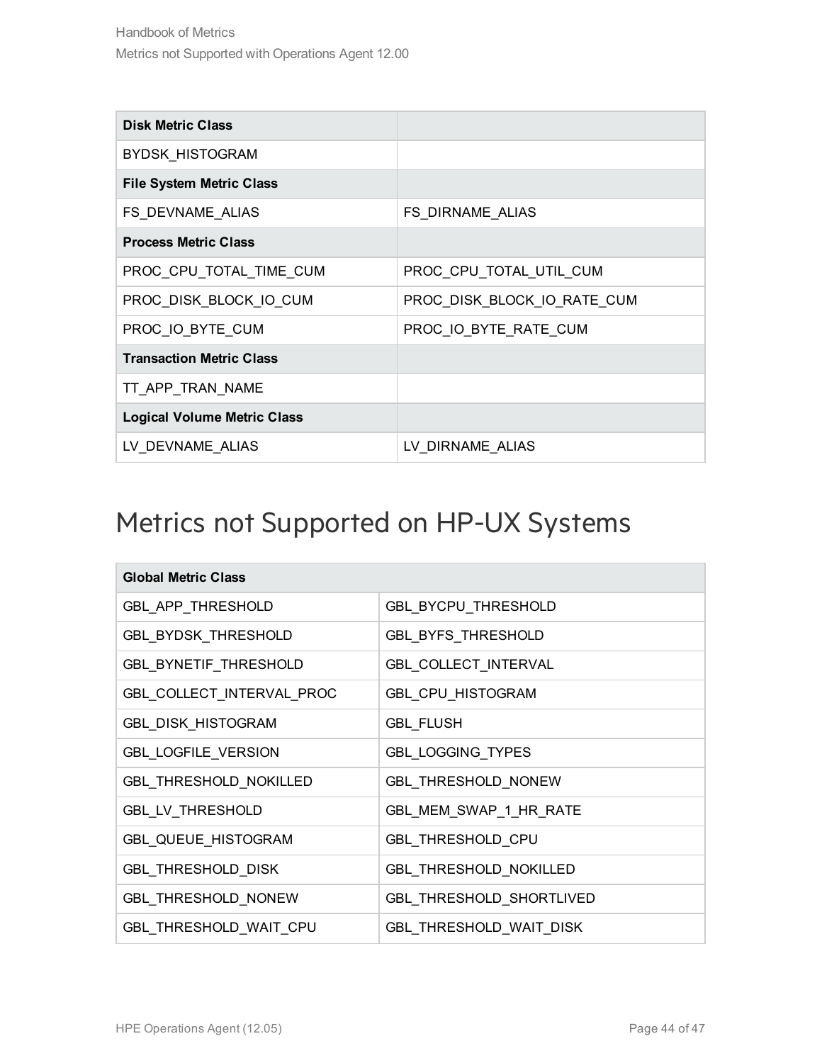| Disk Metric Class | |
|---|---|
| BYDSK_HISTOGRAM | |
| **File System Metric Class** | |
| FS_DEVNAME_ALIAS | FS_DIRNAME_ALIAS |
| **Process Metric Class** | |
| PROC_CPU_TOTAL_TIME_CUM | PROC_CPU_TOTAL_UTIL_CUM |
| PROC_DISK_BLOCK_IO_CUM | PROC_DISK_BLOCK_IO_RATE_CUM |
| PROC_IO_BYTE_CUM | PROC_IO_BYTE_RATE_CUM |
| **Transaction Metric Class** | |
| TT_APP_TRAN_NAME | |
| **Logical Volume Metric Class** | |
| LV_DEVNAME_ALIAS | LV_DIRNAME_ALIAS |

# Metrics not Supported on HP-UX Systems

| Global Metric Class | |
|---|---|
| GBL_APP_THRESHOLD | GBL_BYCPU_THRESHOLD |
| GBL_BYDSK_THRESHOLD | GBL_BYFS_THRESHOLD |
| GBL_BYNETIF_THRESHOLD | GBL_COLLECT_INTERVAL |
| GBL_COLLECT_INTERVAL_PROC | GBL_CPU_HISTOGRAM |
| GBL_DISK_HISTOGRAM | GBL_FLUSH |
| GBL_LOGFILE_VERSION | GBL_LOGGING_TYPES |
| GBL_THRESHOLD_NOKILLED | GBL_THRESHOLD_NONEW |
| GBL_LV_THRESHOLD | GBL_MEM_SWAP_1_HR_RATE |
| GBL_QUEUE_HISTOGRAM | GBL_THRESHOLD_CPU |
| GBL_THRESHOLD_DISK | GBL_THRESHOLD_NOKILLED |
| GBL_THRESHOLD_NONEW | GBL_THRESHOLD_SHORTLIVED |
| GBL_THRESHOLD_WAIT_CPU | GBL_THRESHOLD_WAIT_DISK |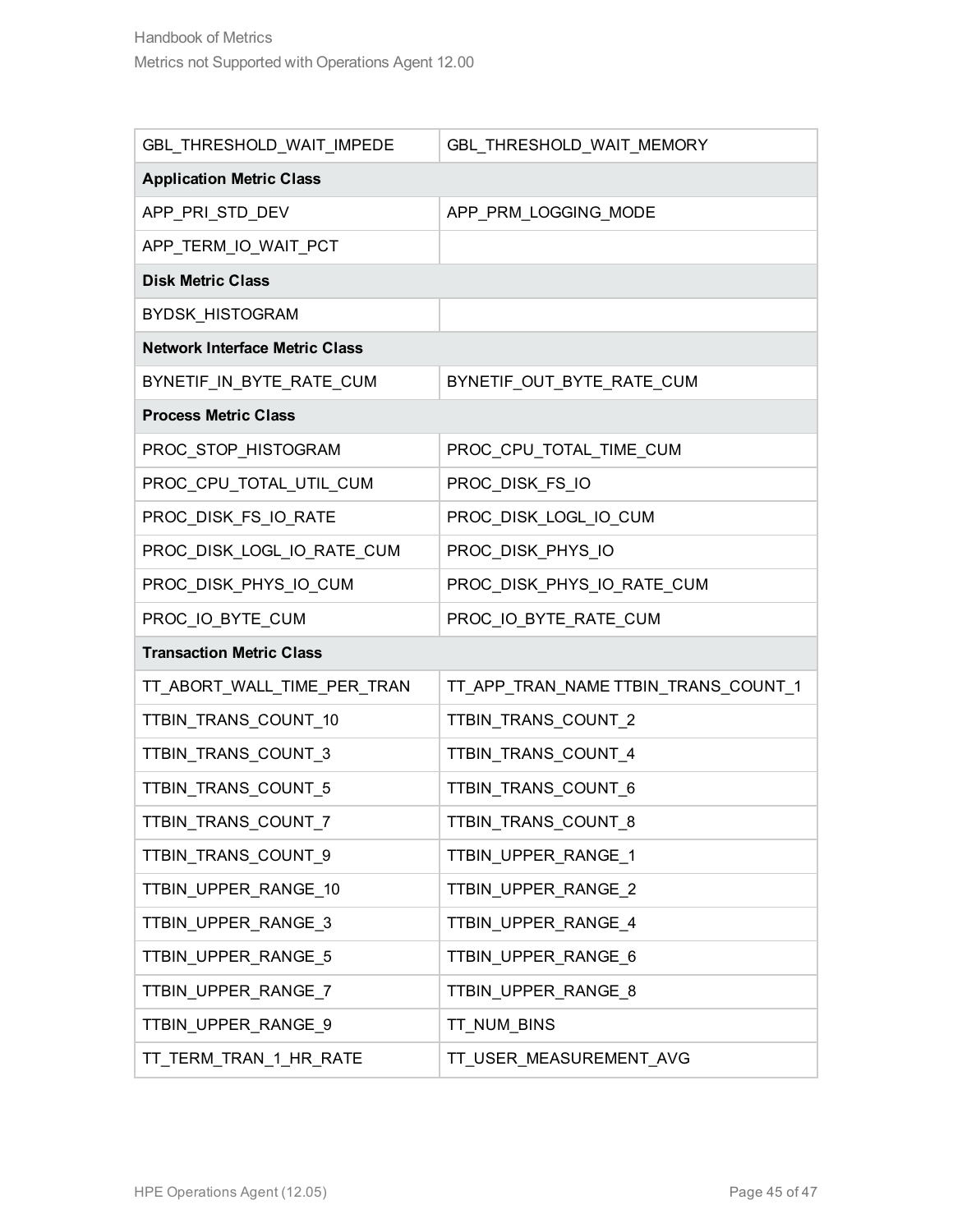| GBL_THRESHOLD_WAIT_IMPEDE | GBL_THRESHOLD_WAIT_MEMORY |
| --- | --- |
| **Application Metric Class** | |
| APP_PRI_STD_DEV | APP_PRM_LOGGING_MODE |
| APP_TERM_IO_WAIT_PCT | |
| **Disk Metric Class** | |
| BYDSK_HISTOGRAM | |
| **Network Interface Metric Class** | |
| BYNETIF_IN_BYTE_RATE_CUM | BYNETIF_OUT_BYTE_RATE_CUM |
| **Process Metric Class** | |
| PROC_STOP_HISTOGRAM | PROC_CPU_TOTAL_TIME_CUM |
| PROC_CPU_TOTAL_UTIL_CUM | PROC_DISK_FS_IO |
| PROC_DISK_FS_IO_RATE | PROC_DISK_LOGL_IO_CUM |
| PROC_DISK_LOGL_IO_RATE_CUM | PROC_DISK_PHYS_IO |
| PROC_DISK_PHYS_IO_CUM | PROC_DISK_PHYS_IO_RATE_CUM |
| PROC_IO_BYTE_CUM | PROC_IO_BYTE_RATE_CUM |
| **Transaction Metric Class** | |
| TT_ABORT_WALL_TIME_PER_TRAN | TT_APP_TRAN_NAME TTBIN_TRANS_COUNT_1 |
| TTBIN_TRANS_COUNT_10 | TTBIN_TRANS_COUNT_2 |
| TTBIN_TRANS_COUNT_3 | TTBIN_TRANS_COUNT_4 |
| TTBIN_TRANS_COUNT_5 | TTBIN_TRANS_COUNT_6 |
| TTBIN_TRANS_COUNT_7 | TTBIN_TRANS_COUNT_8 |
| TTBIN_TRANS_COUNT_9 | TTBIN_UPPER_RANGE_1 |
| TTBIN_UPPER_RANGE_10 | TTBIN_UPPER_RANGE_2 |
| TTBIN_UPPER_RANGE_3 | TTBIN_UPPER_RANGE_4 |
| TTBIN_UPPER_RANGE_5 | TTBIN_UPPER_RANGE_6 |
| TTBIN_UPPER_RANGE_7 | TTBIN_UPPER_RANGE_8 |
| TTBIN_UPPER_RANGE_9 | TT_NUM_BINS |
| TT_TERM_TRAN_1_HR_RATE | TT_USER_MEASUREMENT_AVG |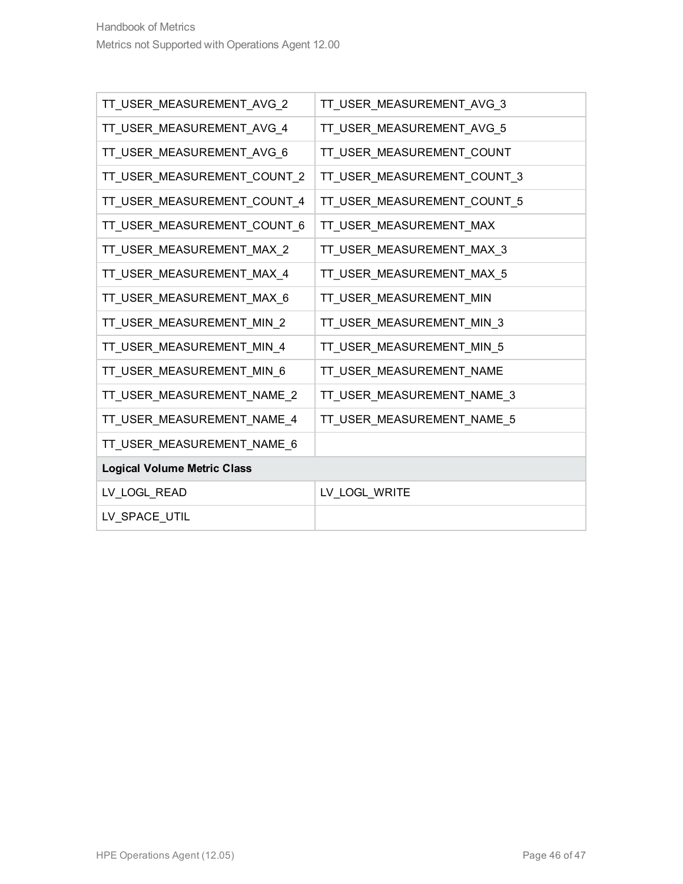| | |
|---|---|
| TT_USER_MEASUREMENT_AVG_2 | TT_USER_MEASUREMENT_AVG_3 |
| TT_USER_MEASUREMENT_AVG_4 | TT_USER_MEASUREMENT_AVG_5 |
| TT_USER_MEASUREMENT_AVG_6 | TT_USER_MEASUREMENT_COUNT |
| TT_USER_MEASUREMENT_COUNT_2 | TT_USER_MEASUREMENT_COUNT_3 |
| TT_USER_MEASUREMENT_COUNT_4 | TT_USER_MEASUREMENT_COUNT_5 |
| TT_USER_MEASUREMENT_COUNT_6 | TT_USER_MEASUREMENT_MAX |
| TT_USER_MEASUREMENT_MAX_2 | TT_USER_MEASUREMENT_MAX_3 |
| TT_USER_MEASUREMENT_MAX_4 | TT_USER_MEASUREMENT_MAX_5 |
| TT_USER_MEASUREMENT_MAX_6 | TT_USER_MEASUREMENT_MIN |
| TT_USER_MEASUREMENT_MIN_2 | TT_USER_MEASUREMENT_MIN_3 |
| TT_USER_MEASUREMENT_MIN_4 | TT_USER_MEASUREMENT_MIN_5 |
| TT_USER_MEASUREMENT_MIN_6 | TT_USER_MEASUREMENT_NAME |
| TT_USER_MEASUREMENT_NAME_2 | TT_USER_MEASUREMENT_NAME_3 |
| TT_USER_MEASUREMENT_NAME_4 | TT_USER_MEASUREMENT_NAME_5 |
| TT_USER_MEASUREMENT_NAME_6 | |
| **Logical Volume Metric Class** | |
| LV_LOGL_READ | LV_LOGL_WRITE |
| LV_SPACE_UTIL | |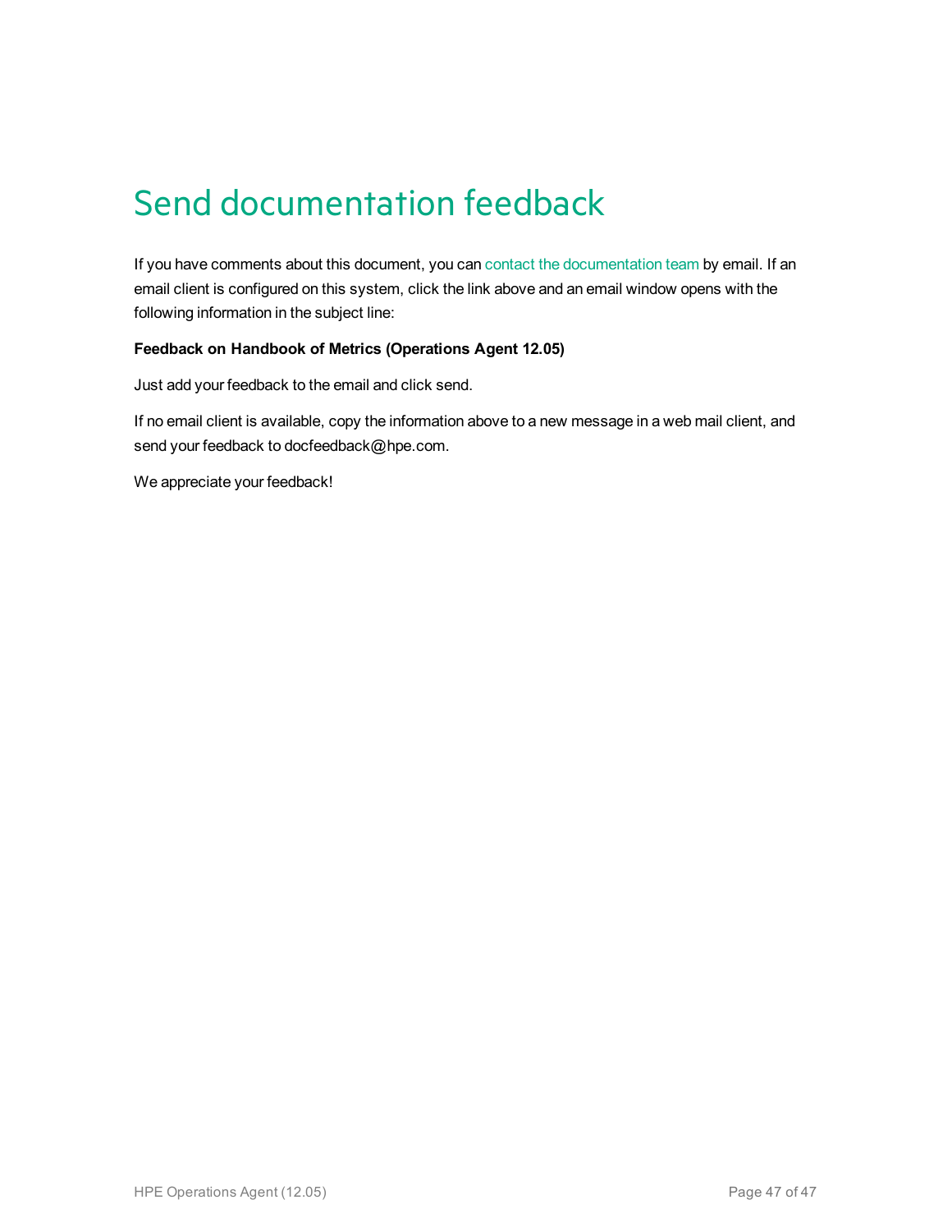# Send documentation feedback

If you have comments about this document, you can contact the documentation team by email. If an email client is configured on this system, click the link above and an email window opens with the following information in the subject line:

**Feedback on Handbook of Metrics (Operations Agent 12.05)**

Just add your feedback to the email and click send.

If no email client is available, copy the information above to a new message in a web mail client, and send your feedback to docfeedback@hpe.com.

We appreciate your feedback!